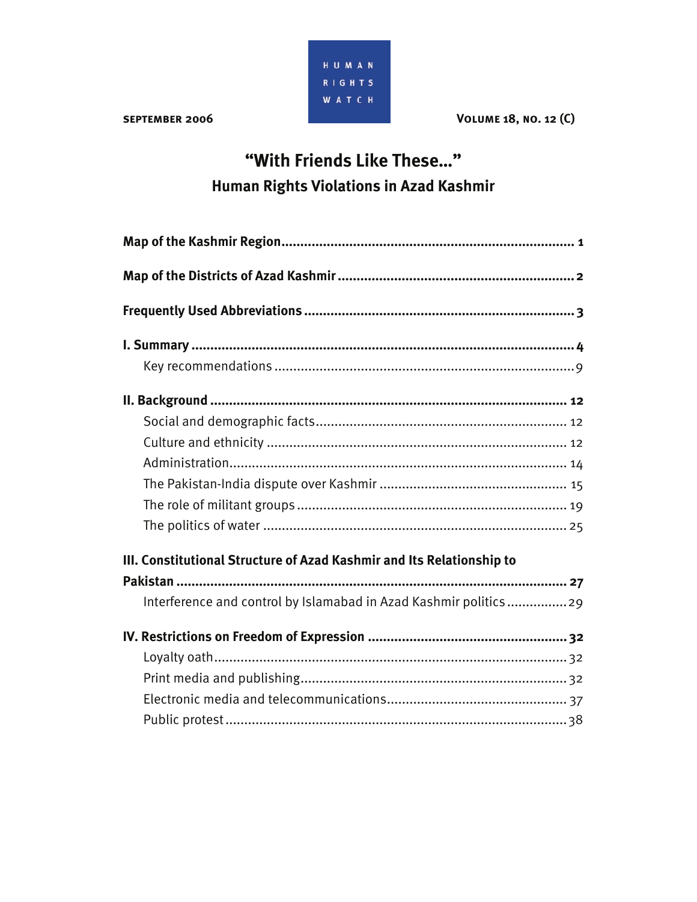HUMAN RIGHTS WATCH

September 2006 — Volume 18, No. 12 (C)

# "With Friends Like These…"
## Human Rights Violations in Azad Kashmir

**Map of the Kashmir Region** .......... 1

**Map of the Districts of Azad Kashmir** .......... 2

**Frequently Used Abbreviations** .......... 3

**I. Summary** .......... 4
- Key recommendations .......... 9

**II. Background** .......... 12
- Social and demographic facts .......... 12
- Culture and ethnicity .......... 12
- Administration .......... 14
- The Pakistan-India dispute over Kashmir .......... 15
- The role of militant groups .......... 19
- The politics of water .......... 25

**III. Constitutional Structure of Azad Kashmir and Its Relationship to Pakistan** .......... 27
- Interference and control by Islamabad in Azad Kashmir politics .......... 29

**IV. Restrictions on Freedom of Expression** .......... 32
- Loyalty oath .......... 32
- Print media and publishing .......... 32
- Electronic media and telecommunications .......... 37
- Public protest .......... 38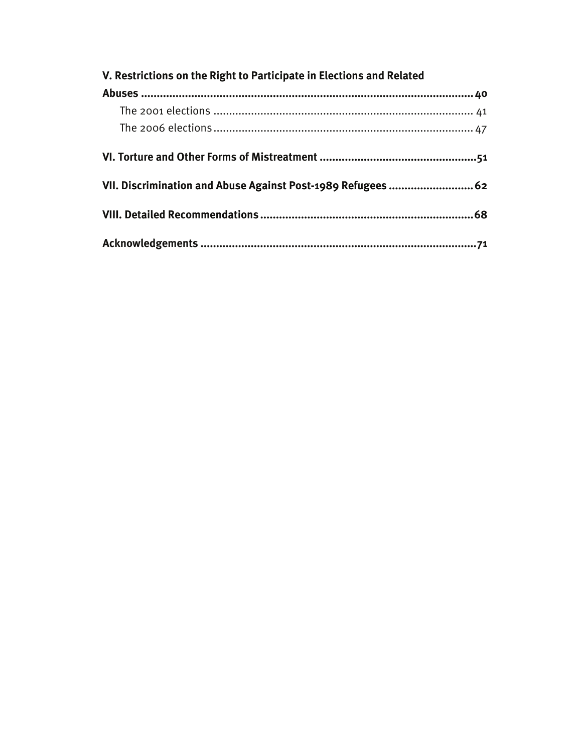**V. Restrictions on the Right to Participate in Elections and Related Abuses** .......... 40

- The 2001 elections .......... 41
- The 2006 elections .......... 47

**VI. Torture and Other Forms of Mistreatment** .......... 51

**VII. Discrimination and Abuse Against Post-1989 Refugees** .......... 62

**VIII. Detailed Recommendations** .......... 68

**Acknowledgements** .......... 71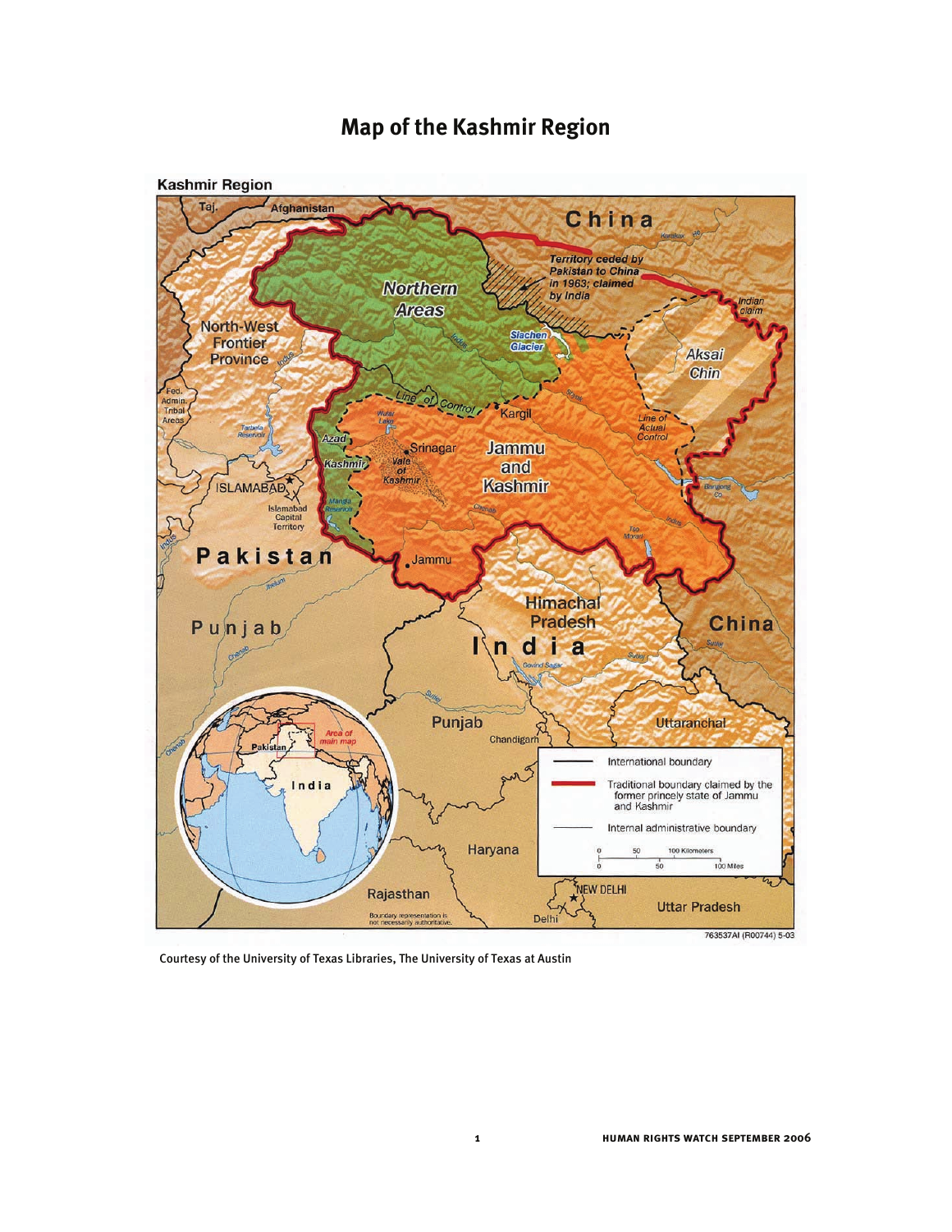# Map of the Kashmir Region

Courtesy of the University of Texas Libraries, The University of Texas at Austin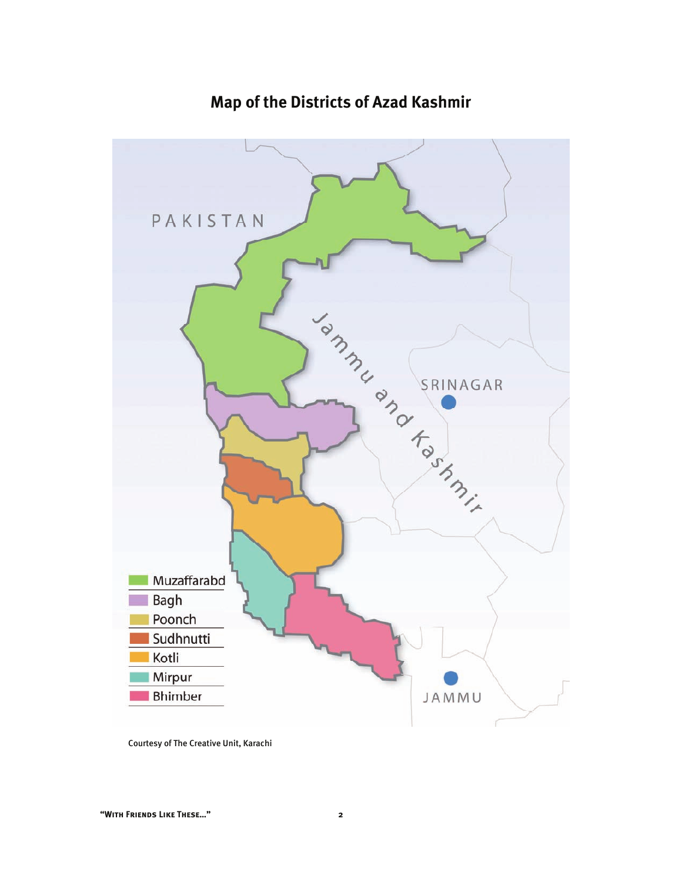# Map of the Districts of Azad Kashmir

PAKISTAN

Jammu and Kashmir

SRINAGAR

JAMMU

- Muzaffarabd
- Bagh
- Poonch
- Sudhnutti
- Kotli
- Mirpur
- Bhimber

Courtesy of The Creative Unit, Karachi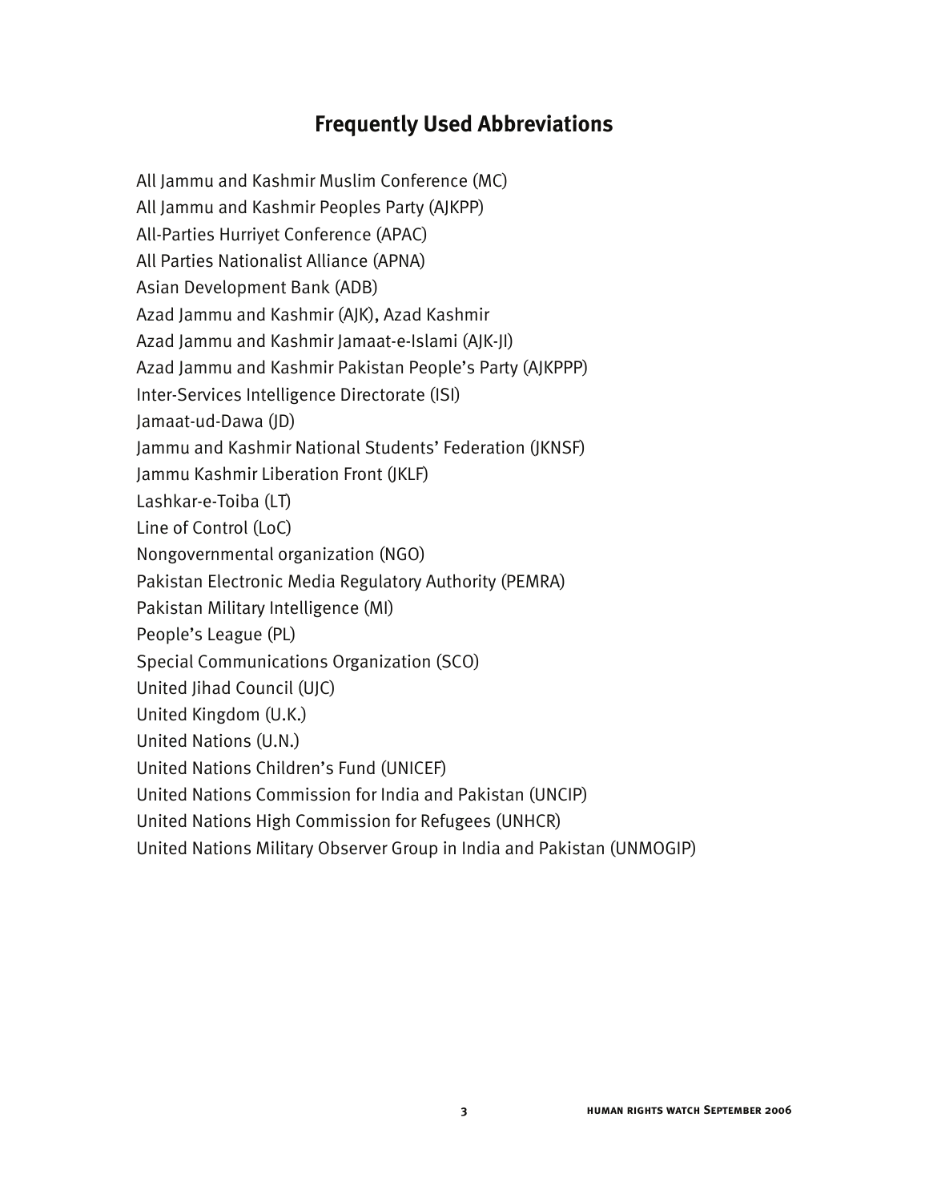## Frequently Used Abbreviations

All Jammu and Kashmir Muslim Conference (MC)
All Jammu and Kashmir Peoples Party (AJKPP)
All-Parties Hurriyet Conference (APAC)
All Parties Nationalist Alliance (APNA)
Asian Development Bank (ADB)
Azad Jammu and Kashmir (AJK), Azad Kashmir
Azad Jammu and Kashmir Jamaat-e-Islami (AJK-JI)
Azad Jammu and Kashmir Pakistan People's Party (AJKPPP)
Inter-Services Intelligence Directorate (ISI)
Jamaat-ud-Dawa (JD)
Jammu and Kashmir National Students' Federation (JKNSF)
Jammu Kashmir Liberation Front (JKLF)
Lashkar-e-Toiba (LT)
Line of Control (LoC)
Nongovernmental organization (NGO)
Pakistan Electronic Media Regulatory Authority (PEMRA)
Pakistan Military Intelligence (MI)
People's League (PL)
Special Communications Organization (SCO)
United Jihad Council (UJC)
United Kingdom (U.K.)
United Nations (U.N.)
United Nations Children's Fund (UNICEF)
United Nations Commission for India and Pakistan (UNCIP)
United Nations High Commission for Refugees (UNHCR)
United Nations Military Observer Group in India and Pakistan (UNMOGIP)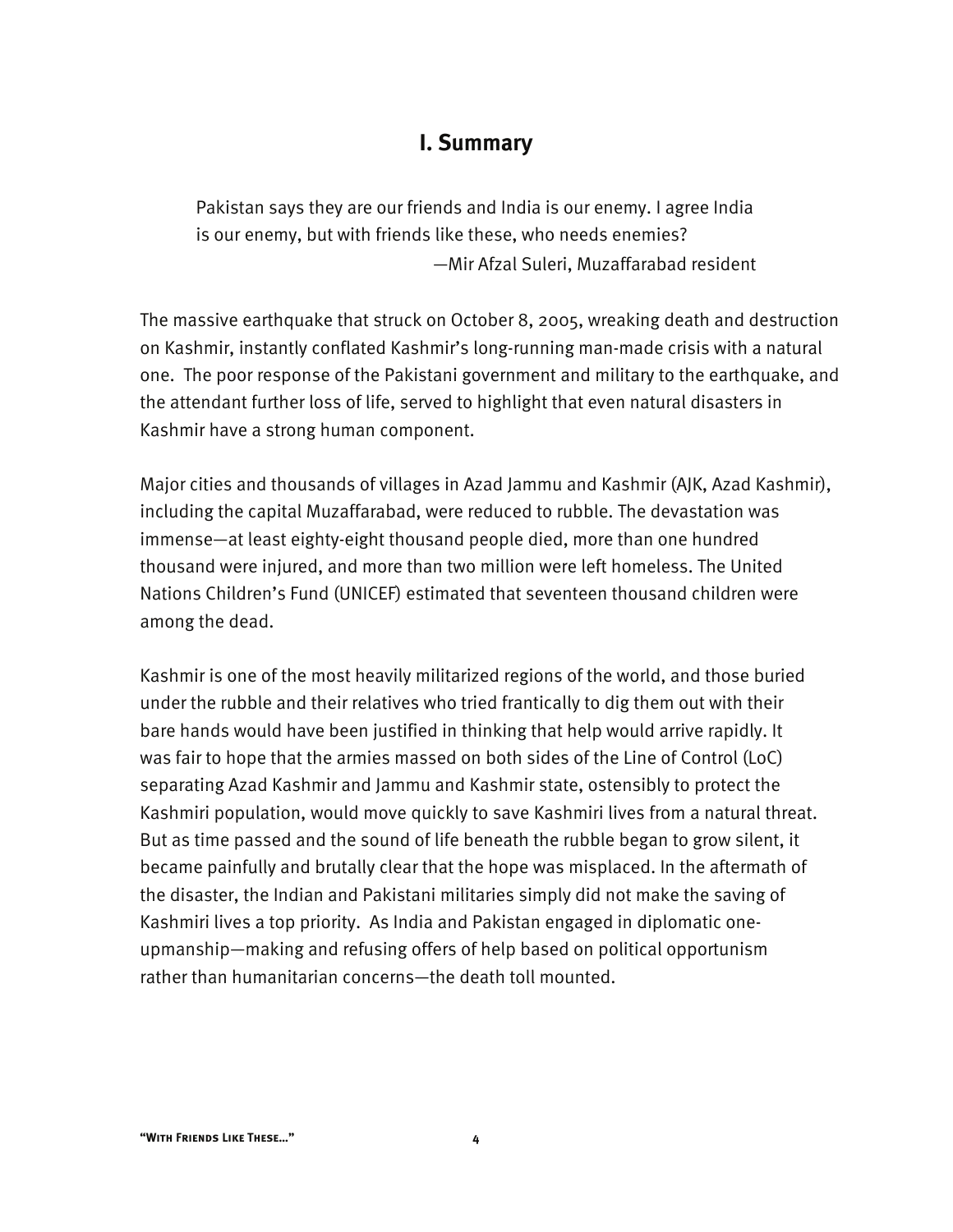# I. Summary

> Pakistan says they are our friends and India is our enemy. I agree India is our enemy, but with friends like these, who needs enemies?
>
> —Mir Afzal Suleri, Muzaffarabad resident

The massive earthquake that struck on October 8, 2005, wreaking death and destruction on Kashmir, instantly conflated Kashmir's long-running man-made crisis with a natural one. The poor response of the Pakistani government and military to the earthquake, and the attendant further loss of life, served to highlight that even natural disasters in Kashmir have a strong human component.

Major cities and thousands of villages in Azad Jammu and Kashmir (AJK, Azad Kashmir), including the capital Muzaffarabad, were reduced to rubble. The devastation was immense—at least eighty-eight thousand people died, more than one hundred thousand were injured, and more than two million were left homeless. The United Nations Children's Fund (UNICEF) estimated that seventeen thousand children were among the dead.

Kashmir is one of the most heavily militarized regions of the world, and those buried under the rubble and their relatives who tried frantically to dig them out with their bare hands would have been justified in thinking that help would arrive rapidly. It was fair to hope that the armies massed on both sides of the Line of Control (LoC) separating Azad Kashmir and Jammu and Kashmir state, ostensibly to protect the Kashmiri population, would move quickly to save Kashmiri lives from a natural threat. But as time passed and the sound of life beneath the rubble began to grow silent, it became painfully and brutally clear that the hope was misplaced. In the aftermath of the disaster, the Indian and Pakistani militaries simply did not make the saving of Kashmiri lives a top priority. As India and Pakistan engaged in diplomatic one-upmanship—making and refusing offers of help based on political opportunism rather than humanitarian concerns—the death toll mounted.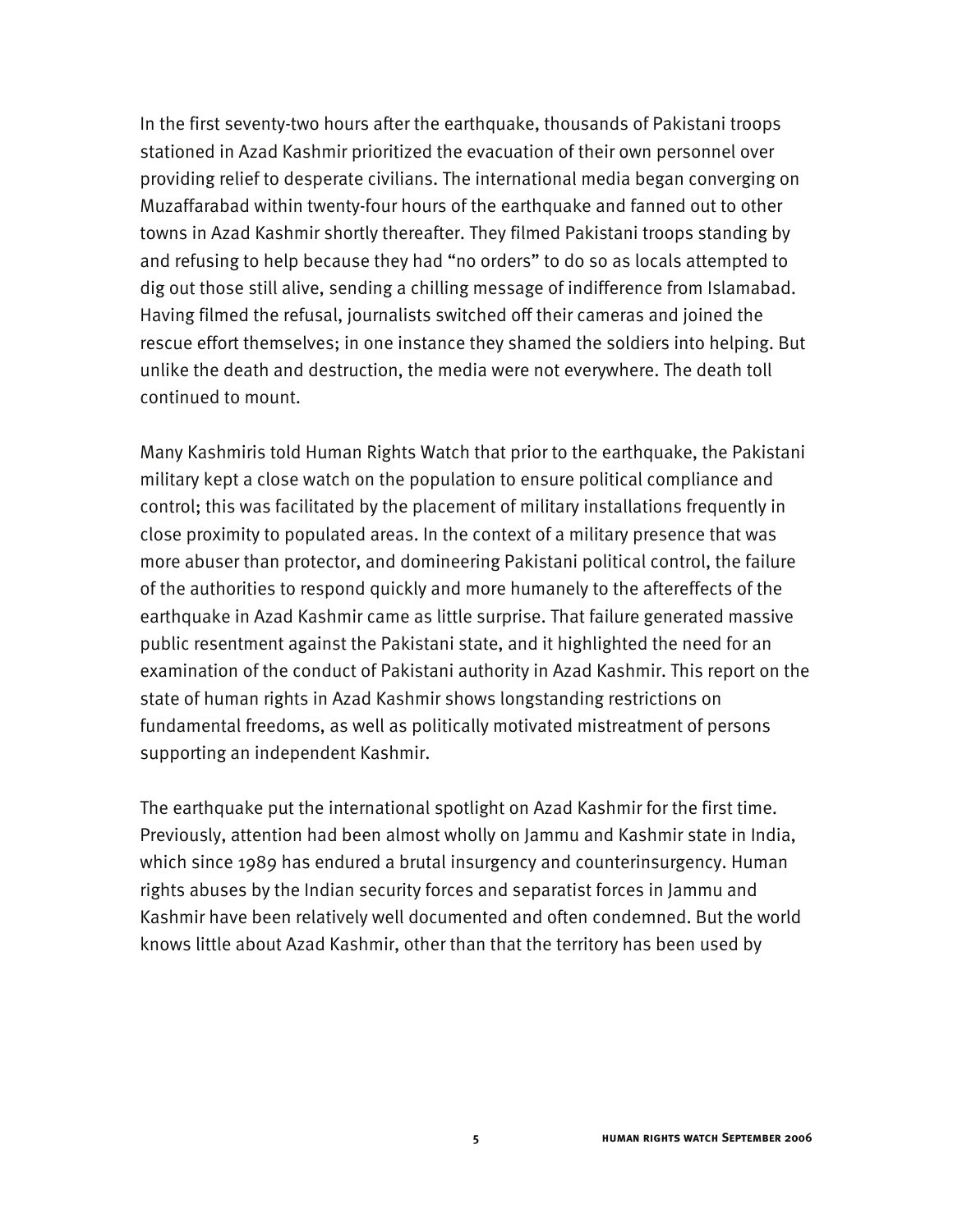In the first seventy-two hours after the earthquake, thousands of Pakistani troops stationed in Azad Kashmir prioritized the evacuation of their own personnel over providing relief to desperate civilians. The international media began converging on Muzaffarabad within twenty-four hours of the earthquake and fanned out to other towns in Azad Kashmir shortly thereafter. They filmed Pakistani troops standing by and refusing to help because they had "no orders" to do so as locals attempted to dig out those still alive, sending a chilling message of indifference from Islamabad. Having filmed the refusal, journalists switched off their cameras and joined the rescue effort themselves; in one instance they shamed the soldiers into helping. But unlike the death and destruction, the media were not everywhere. The death toll continued to mount.

Many Kashmiris told Human Rights Watch that prior to the earthquake, the Pakistani military kept a close watch on the population to ensure political compliance and control; this was facilitated by the placement of military installations frequently in close proximity to populated areas. In the context of a military presence that was more abuser than protector, and domineering Pakistani political control, the failure of the authorities to respond quickly and more humanely to the aftereffects of the earthquake in Azad Kashmir came as little surprise. That failure generated massive public resentment against the Pakistani state, and it highlighted the need for an examination of the conduct of Pakistani authority in Azad Kashmir. This report on the state of human rights in Azad Kashmir shows longstanding restrictions on fundamental freedoms, as well as politically motivated mistreatment of persons supporting an independent Kashmir.

The earthquake put the international spotlight on Azad Kashmir for the first time. Previously, attention had been almost wholly on Jammu and Kashmir state in India, which since 1989 has endured a brutal insurgency and counterinsurgency. Human rights abuses by the Indian security forces and separatist forces in Jammu and Kashmir have been relatively well documented and often condemned. But the world knows little about Azad Kashmir, other than that the territory has been used by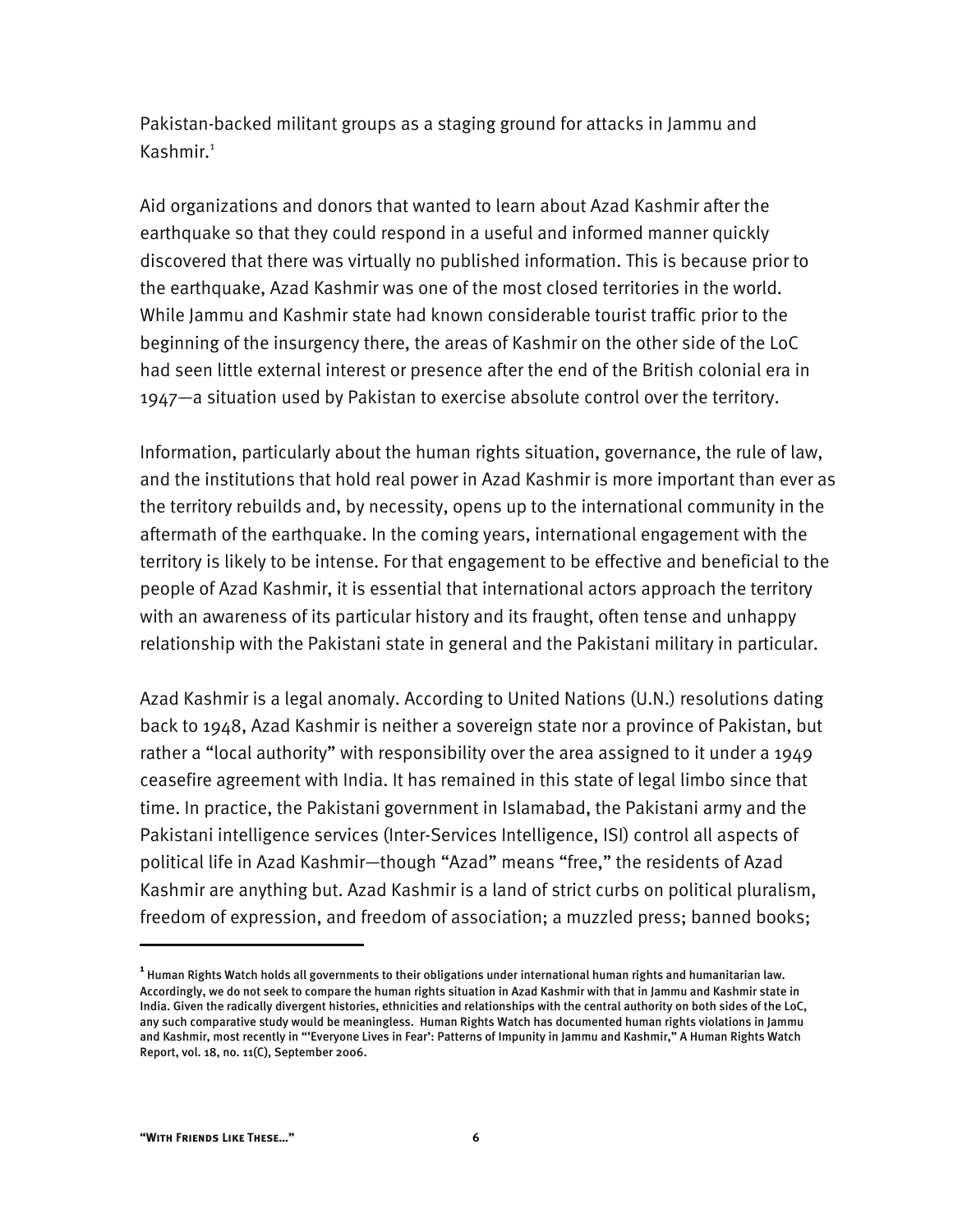Pakistan-backed militant groups as a staging ground for attacks in Jammu and Kashmir.[1]

Aid organizations and donors that wanted to learn about Azad Kashmir after the earthquake so that they could respond in a useful and informed manner quickly discovered that there was virtually no published information. This is because prior to the earthquake, Azad Kashmir was one of the most closed territories in the world. While Jammu and Kashmir state had known considerable tourist traffic prior to the beginning of the insurgency there, the areas of Kashmir on the other side of the LoC had seen little external interest or presence after the end of the British colonial era in 1947—a situation used by Pakistan to exercise absolute control over the territory.

Information, particularly about the human rights situation, governance, the rule of law, and the institutions that hold real power in Azad Kashmir is more important than ever as the territory rebuilds and, by necessity, opens up to the international community in the aftermath of the earthquake. In the coming years, international engagement with the territory is likely to be intense. For that engagement to be effective and beneficial to the people of Azad Kashmir, it is essential that international actors approach the territory with an awareness of its particular history and its fraught, often tense and unhappy relationship with the Pakistani state in general and the Pakistani military in particular.

Azad Kashmir is a legal anomaly. According to United Nations (U.N.) resolutions dating back to 1948, Azad Kashmir is neither a sovereign state nor a province of Pakistan, but rather a "local authority" with responsibility over the area assigned to it under a 1949 ceasefire agreement with India. It has remained in this state of legal limbo since that time. In practice, the Pakistani government in Islamabad, the Pakistani army and the Pakistani intelligence services (Inter-Services Intelligence, ISI) control all aspects of political life in Azad Kashmir—though "Azad" means "free," the residents of Azad Kashmir are anything but. Azad Kashmir is a land of strict curbs on political pluralism, freedom of expression, and freedom of association; a muzzled press; banned books;

---

[1] Human Rights Watch holds all governments to their obligations under international human rights and humanitarian law. Accordingly, we do not seek to compare the human rights situation in Azad Kashmir with that in Jammu and Kashmir state in India. Given the radically divergent histories, ethnicities and relationships with the central authority on both sides of the LoC, any such comparative study would be meaningless. Human Rights Watch has documented human rights violations in Jammu and Kashmir, most recently in "'Everyone Lives in Fear': Patterns of Impunity in Jammu and Kashmir," A Human Rights Watch Report, vol. 18, no. 11(C), September 2006.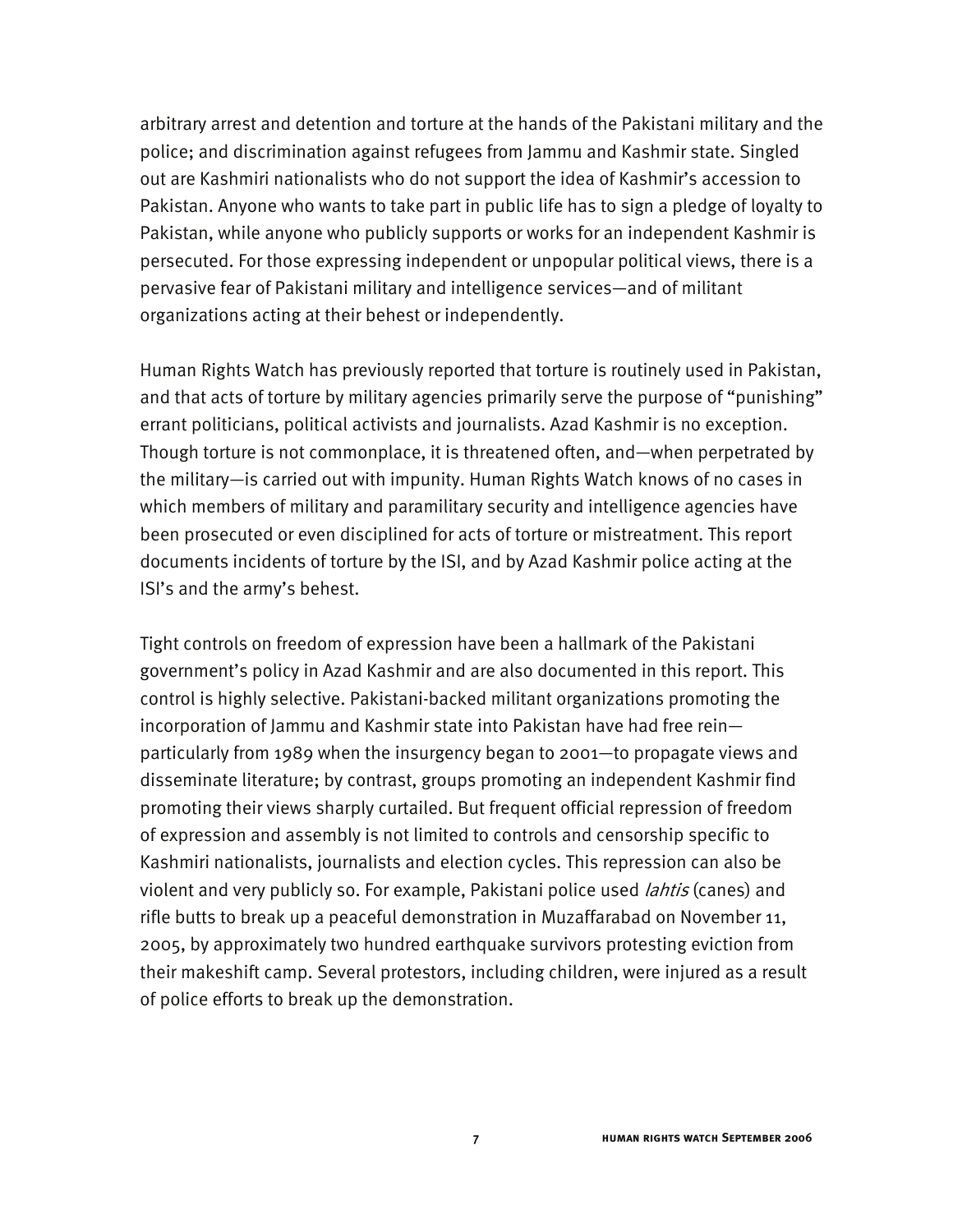arbitrary arrest and detention and torture at the hands of the Pakistani military and the police; and discrimination against refugees from Jammu and Kashmir state. Singled out are Kashmiri nationalists who do not support the idea of Kashmir's accession to Pakistan. Anyone who wants to take part in public life has to sign a pledge of loyalty to Pakistan, while anyone who publicly supports or works for an independent Kashmir is persecuted. For those expressing independent or unpopular political views, there is a pervasive fear of Pakistani military and intelligence services—and of militant organizations acting at their behest or independently.

Human Rights Watch has previously reported that torture is routinely used in Pakistan, and that acts of torture by military agencies primarily serve the purpose of "punishing" errant politicians, political activists and journalists. Azad Kashmir is no exception. Though torture is not commonplace, it is threatened often, and—when perpetrated by the military—is carried out with impunity. Human Rights Watch knows of no cases in which members of military and paramilitary security and intelligence agencies have been prosecuted or even disciplined for acts of torture or mistreatment. This report documents incidents of torture by the ISI, and by Azad Kashmir police acting at the ISI's and the army's behest.

Tight controls on freedom of expression have been a hallmark of the Pakistani government's policy in Azad Kashmir and are also documented in this report. This control is highly selective. Pakistani-backed militant organizations promoting the incorporation of Jammu and Kashmir state into Pakistan have had free rein—particularly from 1989 when the insurgency began to 2001—to propagate views and disseminate literature; by contrast, groups promoting an independent Kashmir find promoting their views sharply curtailed. But frequent official repression of freedom of expression and assembly is not limited to controls and censorship specific to Kashmiri nationalists, journalists and election cycles. This repression can also be violent and very publicly so. For example, Pakistani police used *lahtis* (canes) and rifle butts to break up a peaceful demonstration in Muzaffarabad on November 11, 2005, by approximately two hundred earthquake survivors protesting eviction from their makeshift camp. Several protestors, including children, were injured as a result of police efforts to break up the demonstration.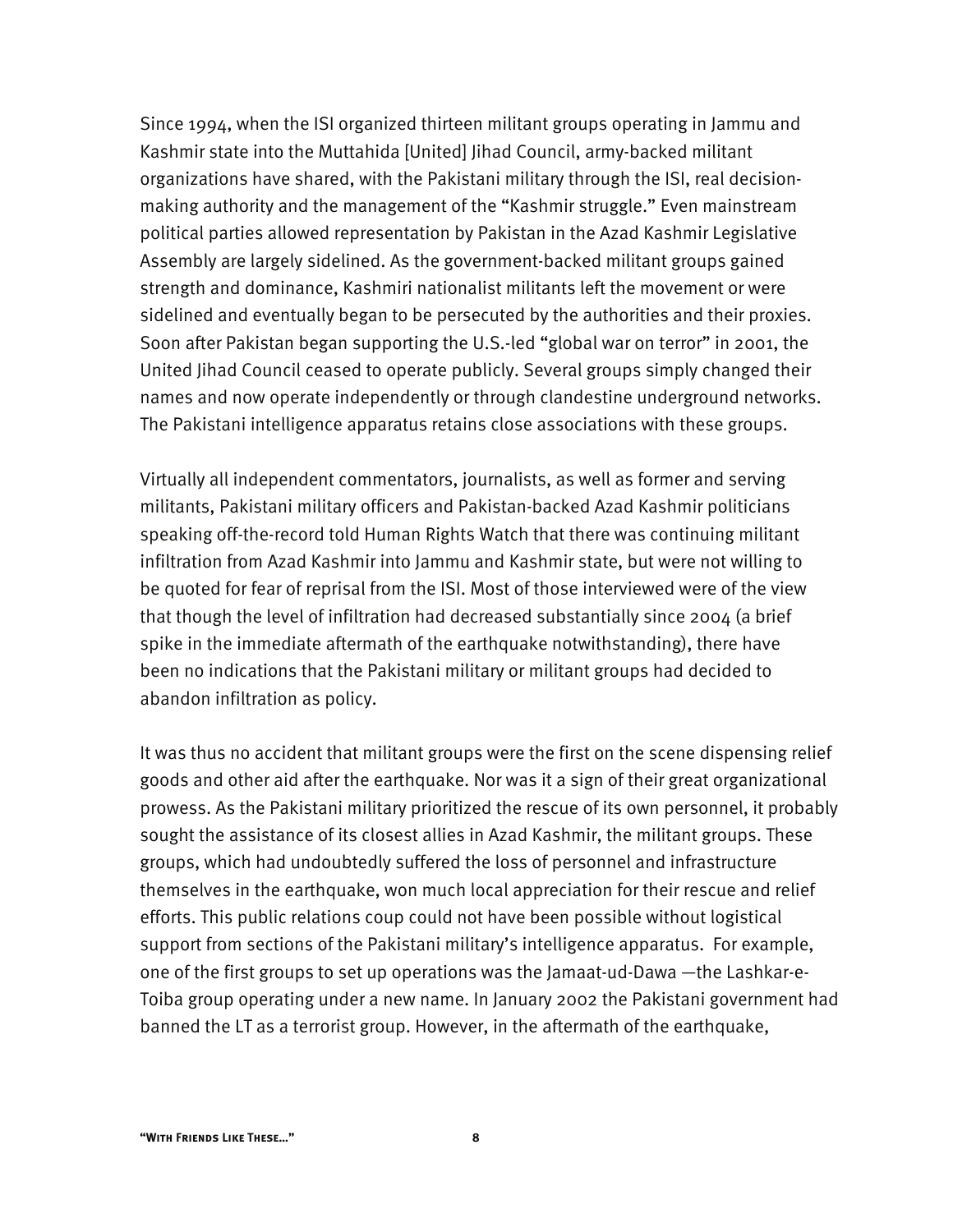Since 1994, when the ISI organized thirteen militant groups operating in Jammu and Kashmir state into the Muttahida [United] Jihad Council, army-backed militant organizations have shared, with the Pakistani military through the ISI, real decision-making authority and the management of the "Kashmir struggle." Even mainstream political parties allowed representation by Pakistan in the Azad Kashmir Legislative Assembly are largely sidelined. As the government-backed militant groups gained strength and dominance, Kashmiri nationalist militants left the movement or were sidelined and eventually began to be persecuted by the authorities and their proxies. Soon after Pakistan began supporting the U.S.-led "global war on terror" in 2001, the United Jihad Council ceased to operate publicly. Several groups simply changed their names and now operate independently or through clandestine underground networks. The Pakistani intelligence apparatus retains close associations with these groups.

Virtually all independent commentators, journalists, as well as former and serving militants, Pakistani military officers and Pakistan-backed Azad Kashmir politicians speaking off-the-record told Human Rights Watch that there was continuing militant infiltration from Azad Kashmir into Jammu and Kashmir state, but were not willing to be quoted for fear of reprisal from the ISI. Most of those interviewed were of the view that though the level of infiltration had decreased substantially since 2004 (a brief spike in the immediate aftermath of the earthquake notwithstanding), there have been no indications that the Pakistani military or militant groups had decided to abandon infiltration as policy.

It was thus no accident that militant groups were the first on the scene dispensing relief goods and other aid after the earthquake. Nor was it a sign of their great organizational prowess. As the Pakistani military prioritized the rescue of its own personnel, it probably sought the assistance of its closest allies in Azad Kashmir, the militant groups. These groups, which had undoubtedly suffered the loss of personnel and infrastructure themselves in the earthquake, won much local appreciation for their rescue and relief efforts. This public relations coup could not have been possible without logistical support from sections of the Pakistani military's intelligence apparatus. For example, one of the first groups to set up operations was the Jamaat-ud-Dawa —the Lashkar-e-Toiba group operating under a new name. In January 2002 the Pakistani government had banned the LT as a terrorist group. However, in the aftermath of the earthquake,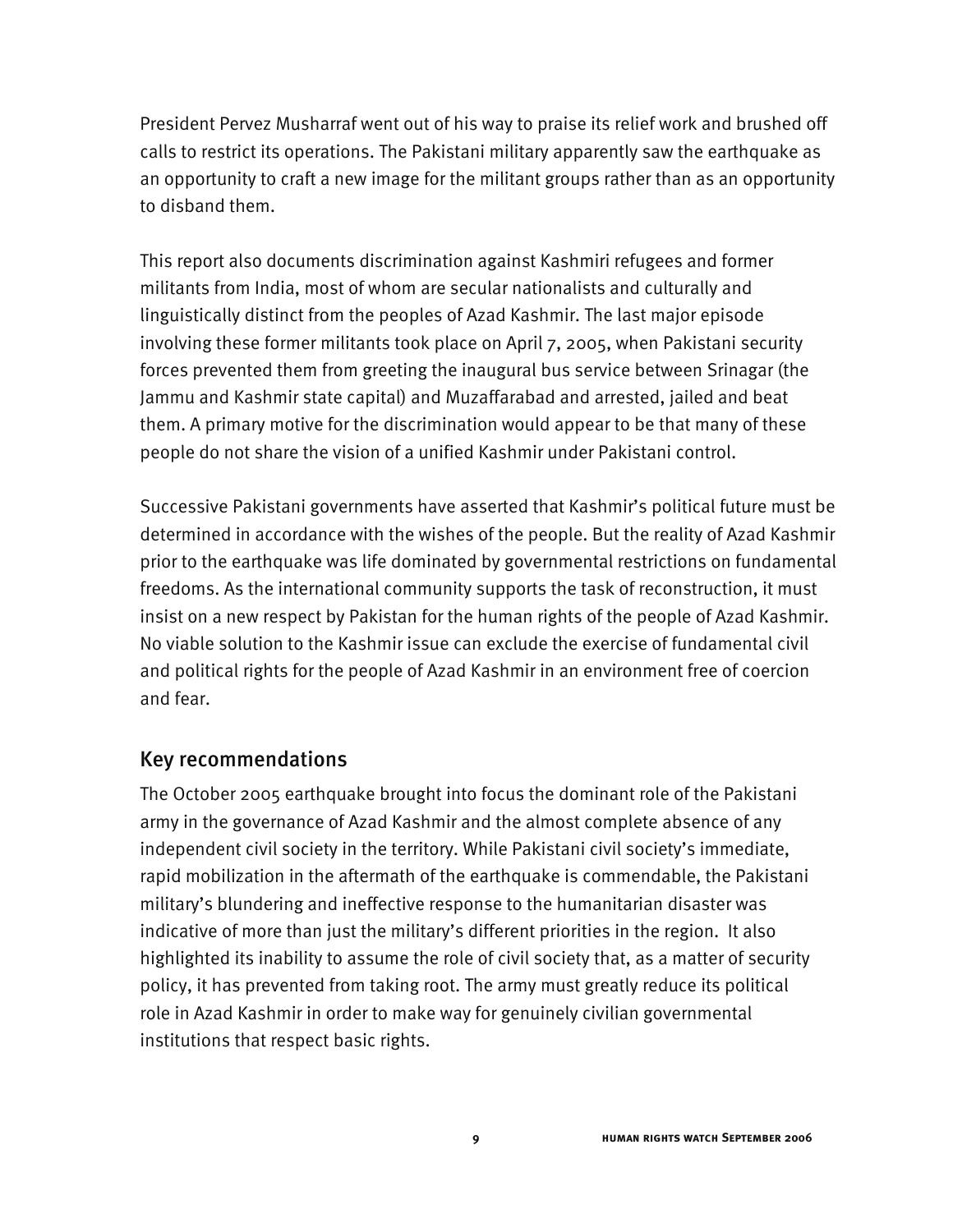President Pervez Musharraf went out of his way to praise its relief work and brushed off calls to restrict its operations. The Pakistani military apparently saw the earthquake as an opportunity to craft a new image for the militant groups rather than as an opportunity to disband them.

This report also documents discrimination against Kashmiri refugees and former militants from India, most of whom are secular nationalists and culturally and linguistically distinct from the peoples of Azad Kashmir. The last major episode involving these former militants took place on April 7, 2005, when Pakistani security forces prevented them from greeting the inaugural bus service between Srinagar (the Jammu and Kashmir state capital) and Muzaffarabad and arrested, jailed and beat them. A primary motive for the discrimination would appear to be that many of these people do not share the vision of a unified Kashmir under Pakistani control.

Successive Pakistani governments have asserted that Kashmir's political future must be determined in accordance with the wishes of the people. But the reality of Azad Kashmir prior to the earthquake was life dominated by governmental restrictions on fundamental freedoms. As the international community supports the task of reconstruction, it must insist on a new respect by Pakistan for the human rights of the people of Azad Kashmir. No viable solution to the Kashmir issue can exclude the exercise of fundamental civil and political rights for the people of Azad Kashmir in an environment free of coercion and fear.

## Key recommendations

The October 2005 earthquake brought into focus the dominant role of the Pakistani army in the governance of Azad Kashmir and the almost complete absence of any independent civil society in the territory. While Pakistani civil society's immediate, rapid mobilization in the aftermath of the earthquake is commendable, the Pakistani military's blundering and ineffective response to the humanitarian disaster was indicative of more than just the military's different priorities in the region. It also highlighted its inability to assume the role of civil society that, as a matter of security policy, it has prevented from taking root. The army must greatly reduce its political role in Azad Kashmir in order to make way for genuinely civilian governmental institutions that respect basic rights.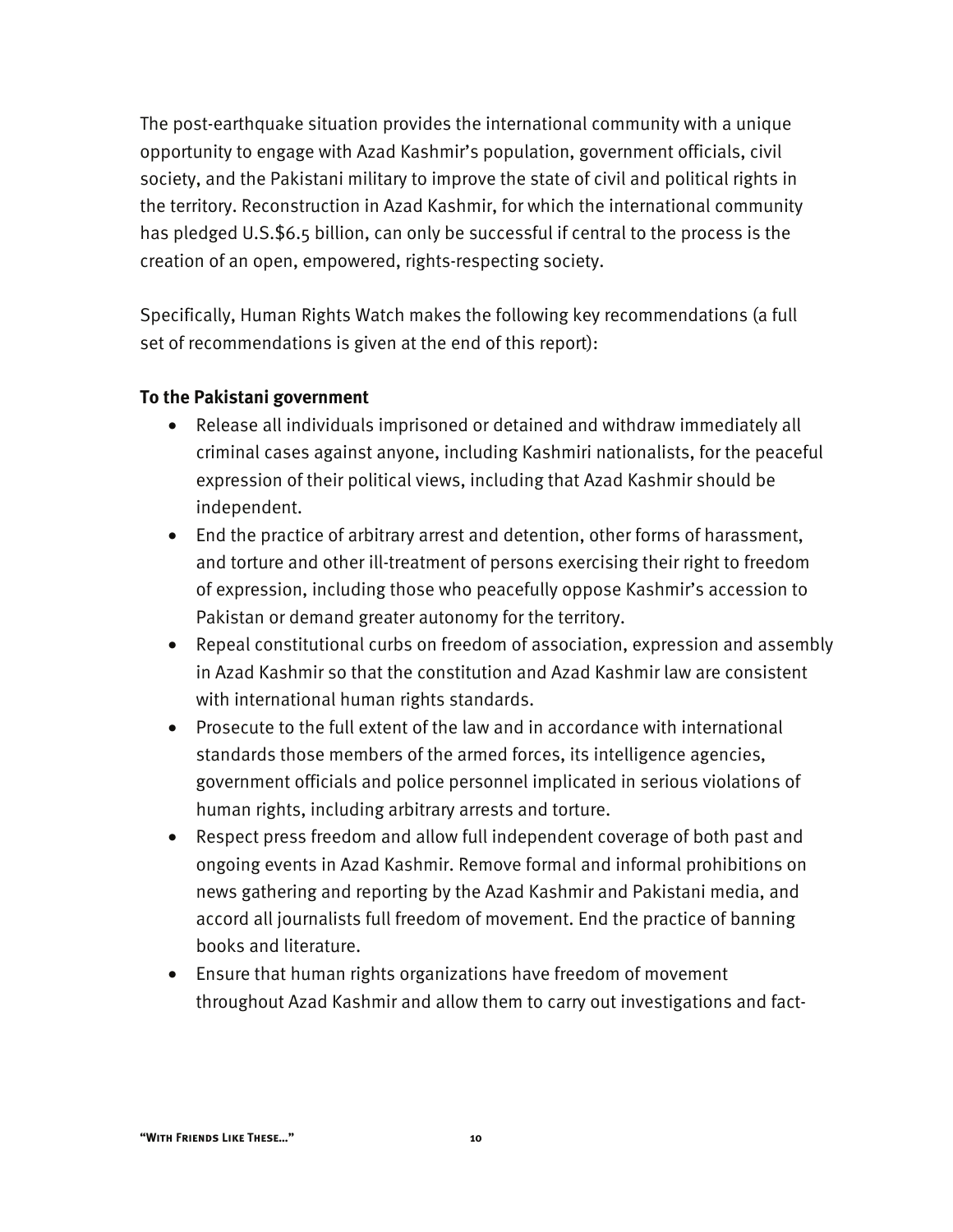The post-earthquake situation provides the international community with a unique opportunity to engage with Azad Kashmir's population, government officials, civil society, and the Pakistani military to improve the state of civil and political rights in the territory. Reconstruction in Azad Kashmir, for which the international community has pledged U.S.$6.5 billion, can only be successful if central to the process is the creation of an open, empowered, rights-respecting society.

Specifically, Human Rights Watch makes the following key recommendations (a full set of recommendations is given at the end of this report):

**To the Pakistani government**

- Release all individuals imprisoned or detained and withdraw immediately all criminal cases against anyone, including Kashmiri nationalists, for the peaceful expression of their political views, including that Azad Kashmir should be independent.
- End the practice of arbitrary arrest and detention, other forms of harassment, and torture and other ill-treatment of persons exercising their right to freedom of expression, including those who peacefully oppose Kashmir's accession to Pakistan or demand greater autonomy for the territory.
- Repeal constitutional curbs on freedom of association, expression and assembly in Azad Kashmir so that the constitution and Azad Kashmir law are consistent with international human rights standards.
- Prosecute to the full extent of the law and in accordance with international standards those members of the armed forces, its intelligence agencies, government officials and police personnel implicated in serious violations of human rights, including arbitrary arrests and torture.
- Respect press freedom and allow full independent coverage of both past and ongoing events in Azad Kashmir. Remove formal and informal prohibitions on news gathering and reporting by the Azad Kashmir and Pakistani media, and accord all journalists full freedom of movement. End the practice of banning books and literature.
- Ensure that human rights organizations have freedom of movement throughout Azad Kashmir and allow them to carry out investigations and fact-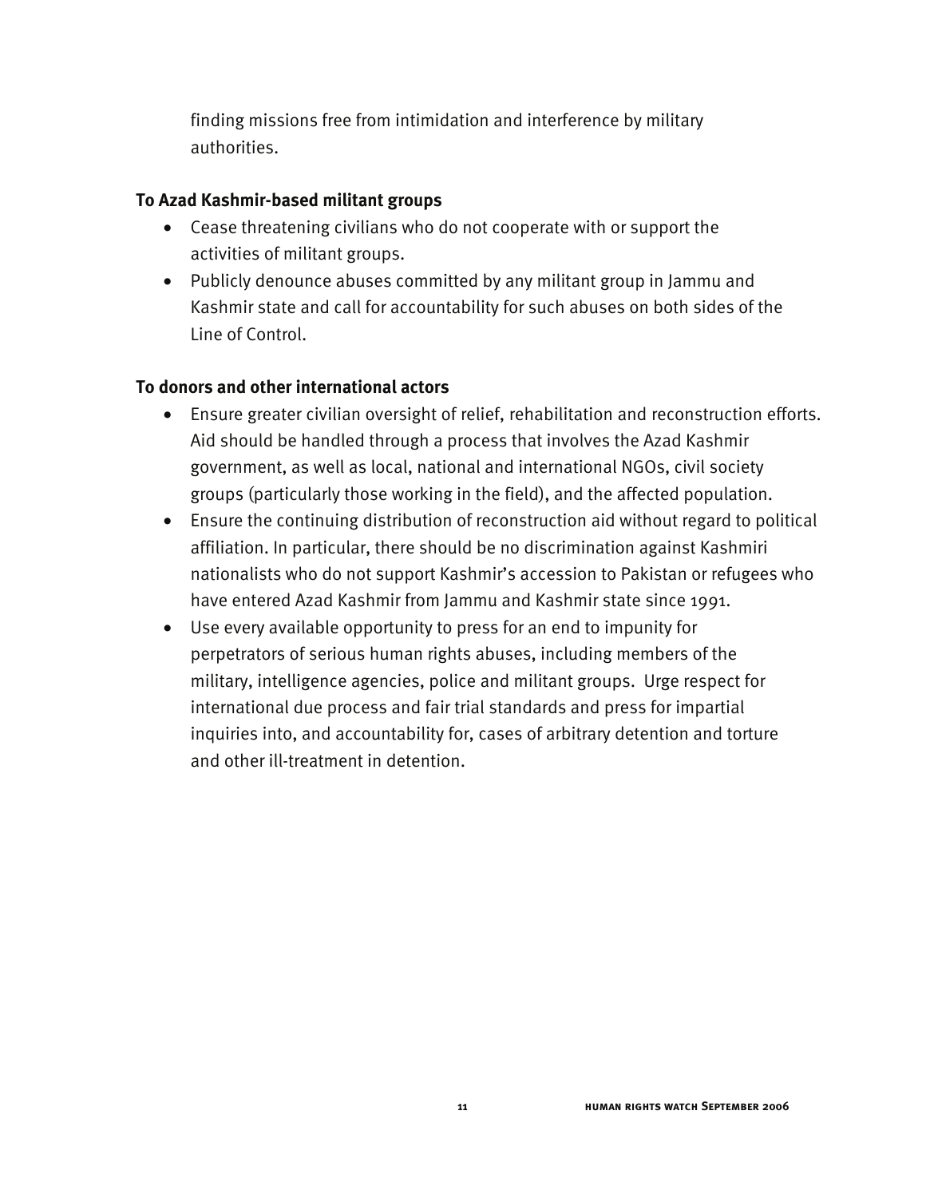finding missions free from intimidation and interference by military authorities.

**To Azad Kashmir-based militant groups**

- Cease threatening civilians who do not cooperate with or support the activities of militant groups.
- Publicly denounce abuses committed by any militant group in Jammu and Kashmir state and call for accountability for such abuses on both sides of the Line of Control.

**To donors and other international actors**

- Ensure greater civilian oversight of relief, rehabilitation and reconstruction efforts. Aid should be handled through a process that involves the Azad Kashmir government, as well as local, national and international NGOs, civil society groups (particularly those working in the field), and the affected population.
- Ensure the continuing distribution of reconstruction aid without regard to political affiliation. In particular, there should be no discrimination against Kashmiri nationalists who do not support Kashmir's accession to Pakistan or refugees who have entered Azad Kashmir from Jammu and Kashmir state since 1991.
- Use every available opportunity to press for an end to impunity for perpetrators of serious human rights abuses, including members of the military, intelligence agencies, police and militant groups. Urge respect for international due process and fair trial standards and press for impartial inquiries into, and accountability for, cases of arbitrary detention and torture and other ill-treatment in detention.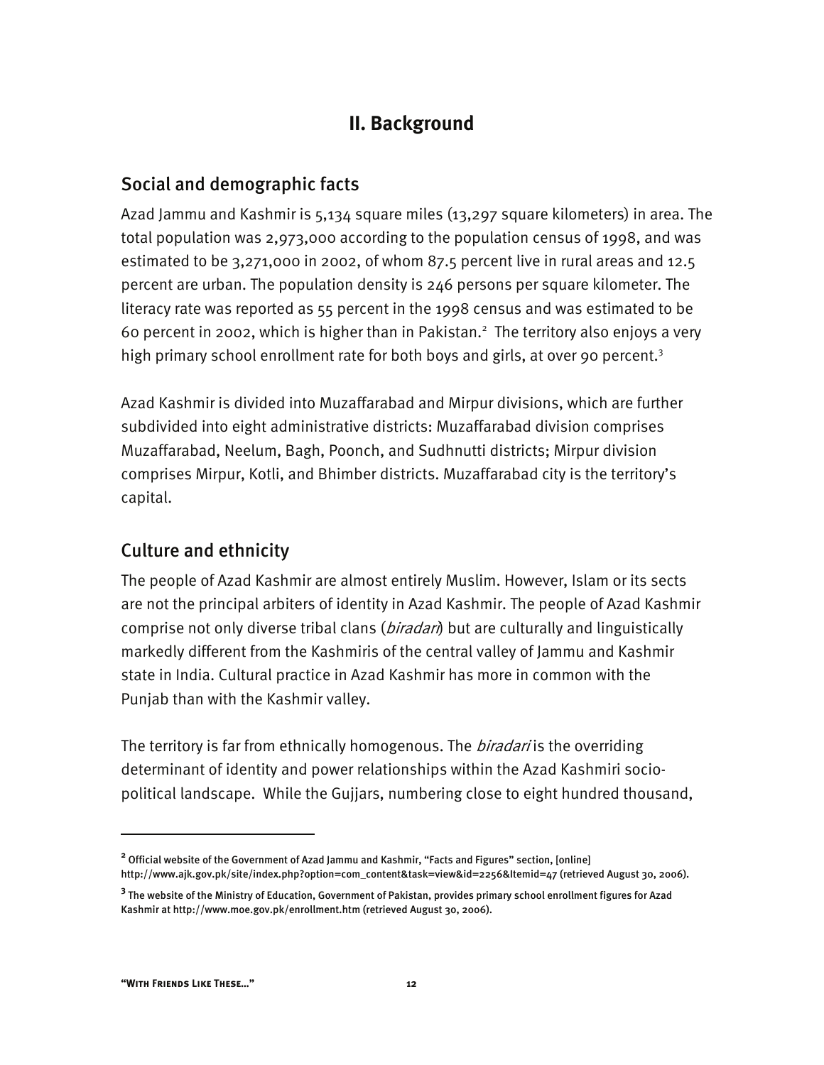## II. Background

### Social and demographic facts

Azad Jammu and Kashmir is 5,134 square miles (13,297 square kilometers) in area. The total population was 2,973,000 according to the population census of 1998, and was estimated to be 3,271,000 in 2002, of whom 87.5 percent live in rural areas and 12.5 percent are urban. The population density is 246 persons per square kilometer. The literacy rate was reported as 55 percent in the 1998 census and was estimated to be 60 percent in 2002, which is higher than in Pakistan.[2] The territory also enjoys a very high primary school enrollment rate for both boys and girls, at over 90 percent.[3]

Azad Kashmir is divided into Muzaffarabad and Mirpur divisions, which are further subdivided into eight administrative districts: Muzaffarabad division comprises Muzaffarabad, Neelum, Bagh, Poonch, and Sudhnutti districts; Mirpur division comprises Mirpur, Kotli, and Bhimber districts. Muzaffarabad city is the territory's capital.

### Culture and ethnicity

The people of Azad Kashmir are almost entirely Muslim. However, Islam or its sects are not the principal arbiters of identity in Azad Kashmir. The people of Azad Kashmir comprise not only diverse tribal clans (*biradari*) but are culturally and linguistically markedly different from the Kashmiris of the central valley of Jammu and Kashmir state in India. Cultural practice in Azad Kashmir has more in common with the Punjab than with the Kashmir valley.

The territory is far from ethnically homogenous. The *biradari* is the overriding determinant of identity and power relationships within the Azad Kashmiri socio-political landscape. While the Gujjars, numbering close to eight hundred thousand,

---

[2] Official website of the Government of Azad Jammu and Kashmir, "Facts and Figures" section, [online] http://www.ajk.gov.pk/site/index.php?option=com_content&task=view&id=2256&Itemid=47 (retrieved August 30, 2006).

[3] The website of the Ministry of Education, Government of Pakistan, provides primary school enrollment figures for Azad Kashmir at http://www.moe.gov.pk/enrollment.htm (retrieved August 30, 2006).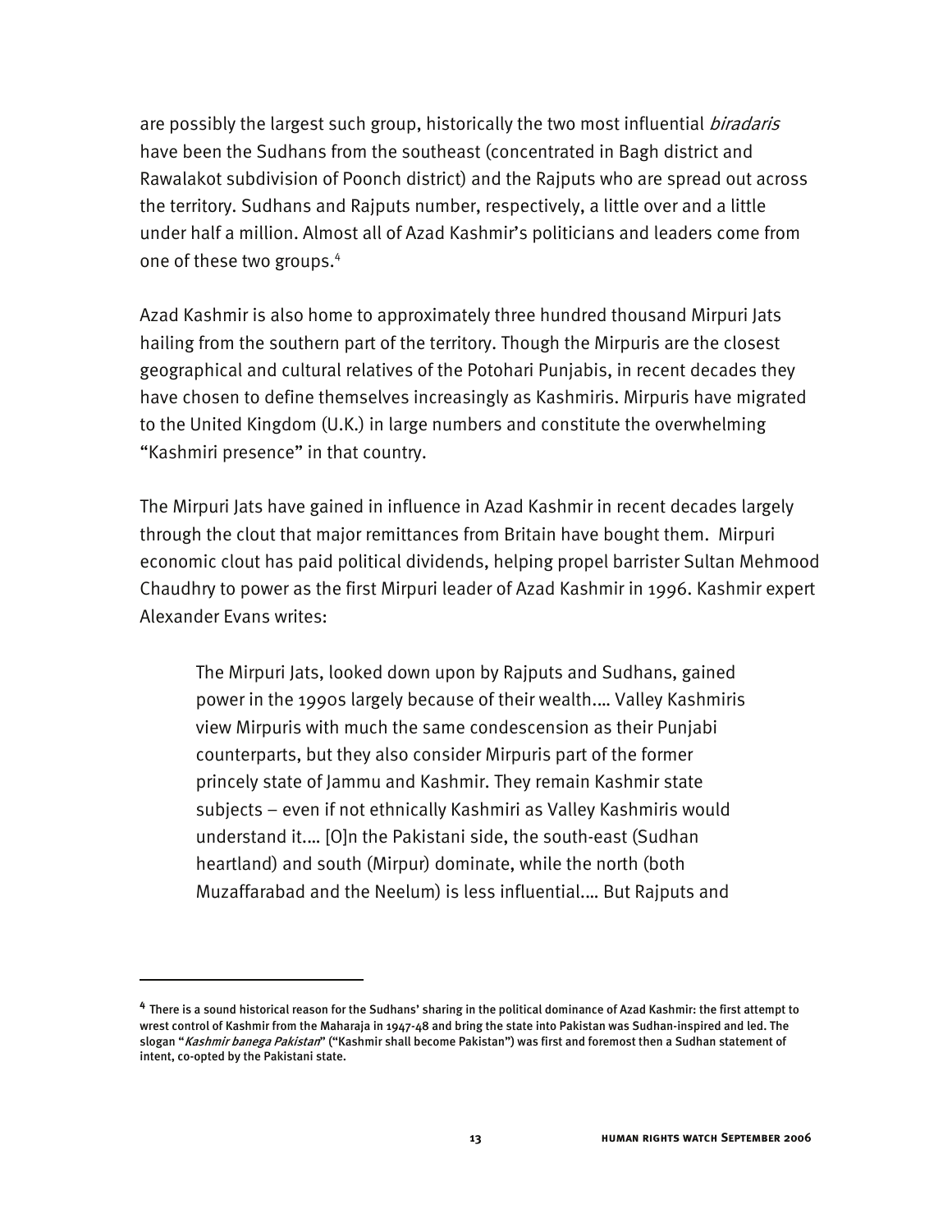are possibly the largest such group, historically the two most influential *biradaris* have been the Sudhans from the southeast (concentrated in Bagh district and Rawalakot subdivision of Poonch district) and the Rajputs who are spread out across the territory. Sudhans and Rajputs number, respectively, a little over and a little under half a million. Almost all of Azad Kashmir's politicians and leaders come from one of these two groups.[4]

Azad Kashmir is also home to approximately three hundred thousand Mirpuri Jats hailing from the southern part of the territory. Though the Mirpuris are the closest geographical and cultural relatives of the Potohari Punjabis, in recent decades they have chosen to define themselves increasingly as Kashmiris. Mirpuris have migrated to the United Kingdom (U.K.) in large numbers and constitute the overwhelming "Kashmiri presence" in that country.

The Mirpuri Jats have gained in influence in Azad Kashmir in recent decades largely through the clout that major remittances from Britain have bought them. Mirpuri economic clout has paid political dividends, helping propel barrister Sultan Mehmood Chaudhry to power as the first Mirpuri leader of Azad Kashmir in 1996. Kashmir expert Alexander Evans writes:

> The Mirpuri Jats, looked down upon by Rajputs and Sudhans, gained power in the 1990s largely because of their wealth.... Valley Kashmiris view Mirpuris with much the same condescension as their Punjabi counterparts, but they also consider Mirpuris part of the former princely state of Jammu and Kashmir. They remain Kashmir state subjects – even if not ethnically Kashmiri as Valley Kashmiris would understand it.... [O]n the Pakistani side, the south-east (Sudhan heartland) and south (Mirpur) dominate, while the north (both Muzaffarabad and the Neelum) is less influential.... But Rajputs and

---

[4] There is a sound historical reason for the Sudhans' sharing in the political dominance of Azad Kashmir: the first attempt to wrest control of Kashmir from the Maharaja in 1947-48 and bring the state into Pakistan was Sudhan-inspired and led. The slogan "*Kashmir banega Pakistan*" ("Kashmir shall become Pakistan") was first and foremost then a Sudhan statement of intent, co-opted by the Pakistani state.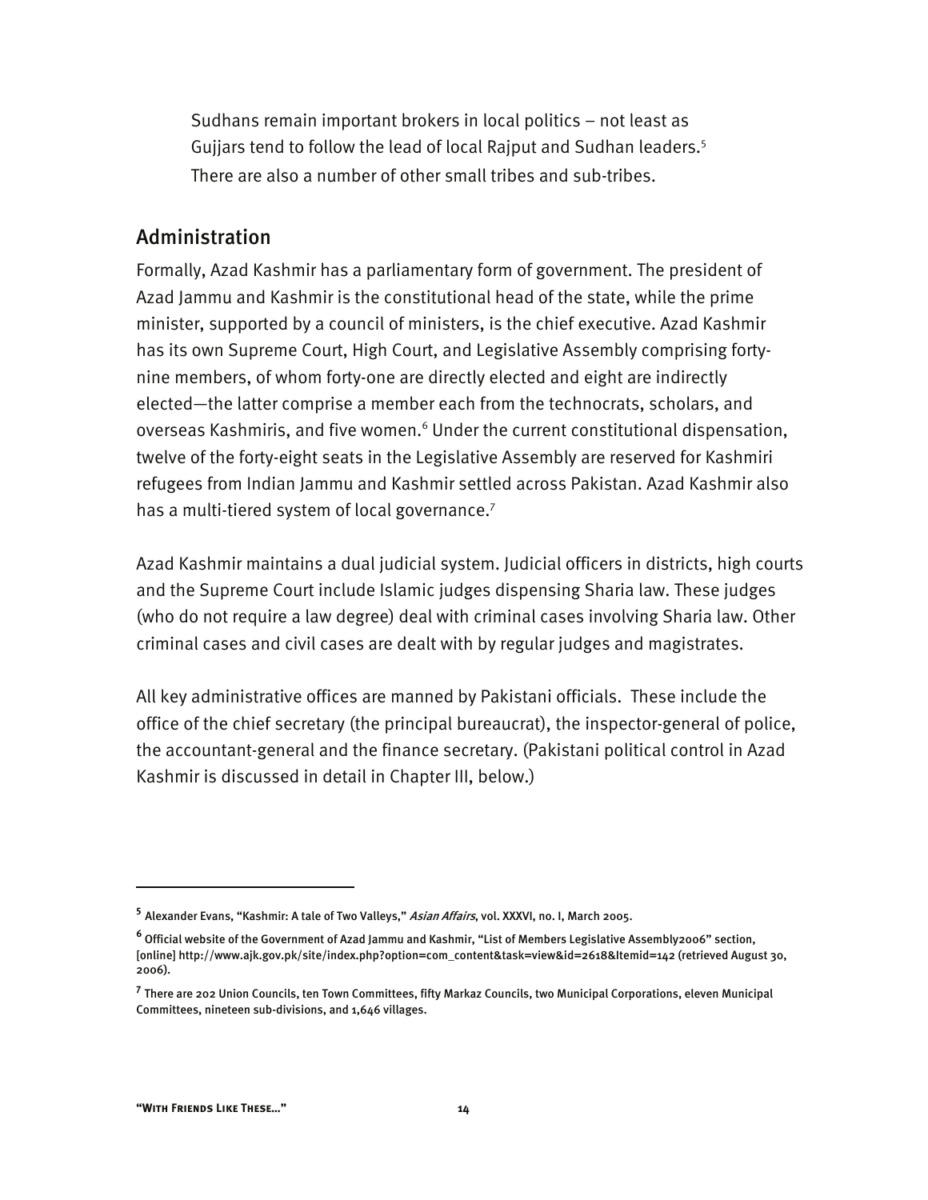Sudhans remain important brokers in local politics – not least as Gujjars tend to follow the lead of local Rajput and Sudhan leaders.[5] There are also a number of other small tribes and sub-tribes.

## Administration

Formally, Azad Kashmir has a parliamentary form of government. The president of Azad Jammu and Kashmir is the constitutional head of the state, while the prime minister, supported by a council of ministers, is the chief executive. Azad Kashmir has its own Supreme Court, High Court, and Legislative Assembly comprising forty-nine members, of whom forty-one are directly elected and eight are indirectly elected—the latter comprise a member each from the technocrats, scholars, and overseas Kashmiris, and five women.[6] Under the current constitutional dispensation, twelve of the forty-eight seats in the Legislative Assembly are reserved for Kashmiri refugees from Indian Jammu and Kashmir settled across Pakistan. Azad Kashmir also has a multi-tiered system of local governance.[7]

Azad Kashmir maintains a dual judicial system. Judicial officers in districts, high courts and the Supreme Court include Islamic judges dispensing Sharia law. These judges (who do not require a law degree) deal with criminal cases involving Sharia law. Other criminal cases and civil cases are dealt with by regular judges and magistrates.

All key administrative offices are manned by Pakistani officials. These include the office of the chief secretary (the principal bureaucrat), the inspector-general of police, the accountant-general and the finance secretary. (Pakistani political control in Azad Kashmir is discussed in detail in Chapter III, below.)

---

[5] Alexander Evans, "Kashmir: A tale of Two Valleys," *Asian Affairs*, vol. XXXVI, no. I, March 2005.

[6] Official website of the Government of Azad Jammu and Kashmir, "List of Members Legislative Assembly2006" section, [online] http://www.ajk.gov.pk/site/index.php?option=com_content&task=view&id=2618&Itemid=142 (retrieved August 30, 2006).

[7] There are 202 Union Councils, ten Town Committees, fifty Markaz Councils, two Municipal Corporations, eleven Municipal Committees, nineteen sub-divisions, and 1,646 villages.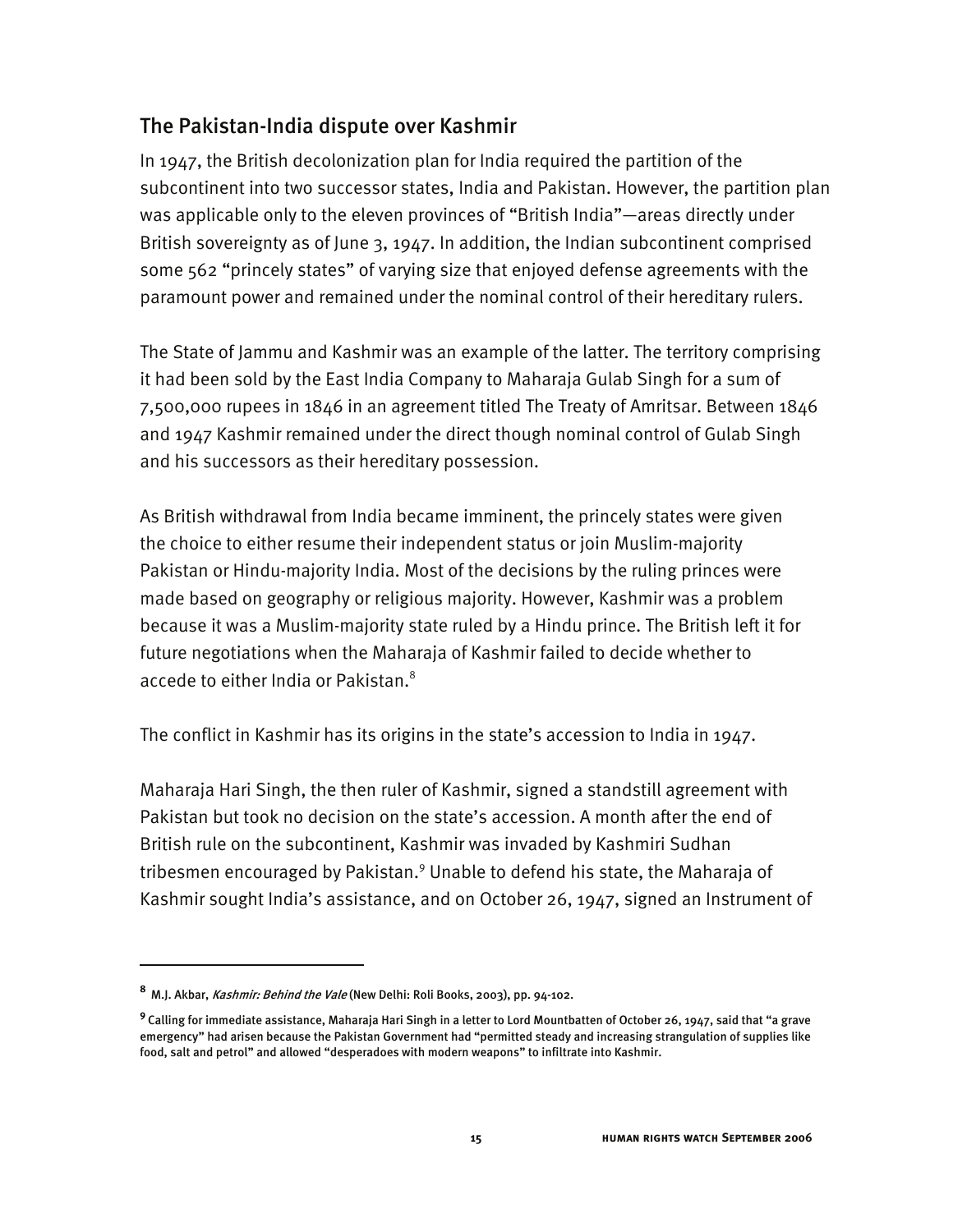## The Pakistan-India dispute over Kashmir

In 1947, the British decolonization plan for India required the partition of the subcontinent into two successor states, India and Pakistan. However, the partition plan was applicable only to the eleven provinces of "British India"—areas directly under British sovereignty as of June 3, 1947. In addition, the Indian subcontinent comprised some 562 "princely states" of varying size that enjoyed defense agreements with the paramount power and remained under the nominal control of their hereditary rulers.

The State of Jammu and Kashmir was an example of the latter. The territory comprising it had been sold by the East India Company to Maharaja Gulab Singh for a sum of 7,500,000 rupees in 1846 in an agreement titled The Treaty of Amritsar. Between 1846 and 1947 Kashmir remained under the direct though nominal control of Gulab Singh and his successors as their hereditary possession.

As British withdrawal from India became imminent, the princely states were given the choice to either resume their independent status or join Muslim-majority Pakistan or Hindu-majority India. Most of the decisions by the ruling princes were made based on geography or religious majority. However, Kashmir was a problem because it was a Muslim-majority state ruled by a Hindu prince. The British left it for future negotiations when the Maharaja of Kashmir failed to decide whether to accede to either India or Pakistan.[8]

The conflict in Kashmir has its origins in the state's accession to India in 1947.

Maharaja Hari Singh, the then ruler of Kashmir, signed a standstill agreement with Pakistan but took no decision on the state's accession. A month after the end of British rule on the subcontinent, Kashmir was invaded by Kashmiri Sudhan tribesmen encouraged by Pakistan.[9] Unable to defend his state, the Maharaja of Kashmir sought India's assistance, and on October 26, 1947, signed an Instrument of

---

[8] M.J. Akbar, *Kashmir: Behind the Vale* (New Delhi: Roli Books, 2003), pp. 94-102.

[9] Calling for immediate assistance, Maharaja Hari Singh in a letter to Lord Mountbatten of October 26, 1947, said that "a grave emergency" had arisen because the Pakistan Government had "permitted steady and increasing strangulation of supplies like food, salt and petrol" and allowed "desperadoes with modern weapons" to infiltrate into Kashmir.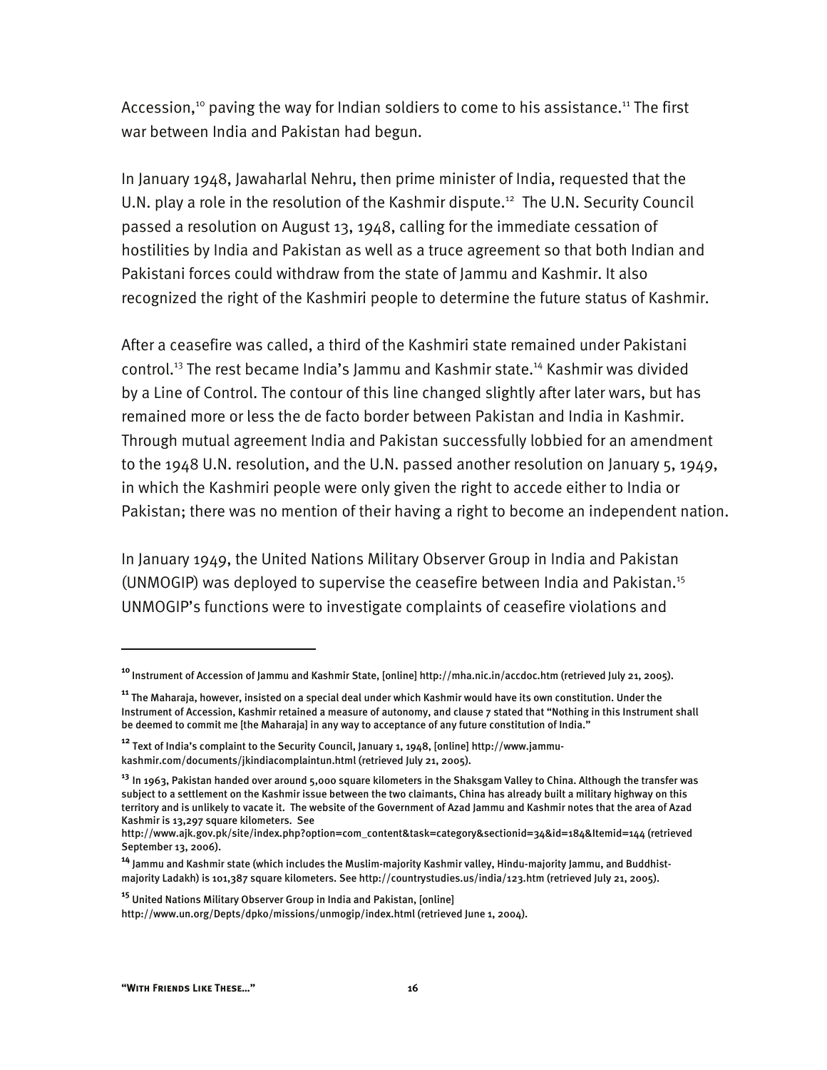Accession,[10] paving the way for Indian soldiers to come to his assistance.[11] The first war between India and Pakistan had begun.

In January 1948, Jawaharlal Nehru, then prime minister of India, requested that the U.N. play a role in the resolution of the Kashmir dispute.[12] The U.N. Security Council passed a resolution on August 13, 1948, calling for the immediate cessation of hostilities by India and Pakistan as well as a truce agreement so that both Indian and Pakistani forces could withdraw from the state of Jammu and Kashmir. It also recognized the right of the Kashmiri people to determine the future status of Kashmir.

After a ceasefire was called, a third of the Kashmiri state remained under Pakistani control.[13] The rest became India's Jammu and Kashmir state.[14] Kashmir was divided by a Line of Control. The contour of this line changed slightly after later wars, but has remained more or less the de facto border between Pakistan and India in Kashmir. Through mutual agreement India and Pakistan successfully lobbied for an amendment to the 1948 U.N. resolution, and the U.N. passed another resolution on January 5, 1949, in which the Kashmiri people were only given the right to accede either to India or Pakistan; there was no mention of their having a right to become an independent nation.

In January 1949, the United Nations Military Observer Group in India and Pakistan (UNMOGIP) was deployed to supervise the ceasefire between India and Pakistan.[15] UNMOGIP's functions were to investigate complaints of ceasefire violations and

---

[10] Instrument of Accession of Jammu and Kashmir State, [online] http://mha.nic.in/accdoc.htm (retrieved July 21, 2005).

[11] The Maharaja, however, insisted on a special deal under which Kashmir would have its own constitution. Under the Instrument of Accession, Kashmir retained a measure of autonomy, and clause 7 stated that "Nothing in this Instrument shall be deemed to commit me [the Maharaja] in any way to acceptance of any future constitution of India."

[12] Text of India's complaint to the Security Council, January 1, 1948, [online] http://www.jammu-kashmir.com/documents/jkindiacomplaintun.html (retrieved July 21, 2005).

[13] In 1963, Pakistan handed over around 5,000 square kilometers in the Shaksgam Valley to China. Although the transfer was subject to a settlement on the Kashmir issue between the two claimants, China has already built a military highway on this territory and is unlikely to vacate it. The website of the Government of Azad Jammu and Kashmir notes that the area of Azad Kashmir is 13,297 square kilometers. See http://www.ajk.gov.pk/site/index.php?option=com_content&task=category&sectionid=34&id=184&Itemid=144 (retrieved September 13, 2006).

[14] Jammu and Kashmir state (which includes the Muslim-majority Kashmir valley, Hindu-majority Jammu, and Buddhist-majority Ladakh) is 101,387 square kilometers. See http://countrystudies.us/india/123.htm (retrieved July 21, 2005).

[15] United Nations Military Observer Group in India and Pakistan, [online] http://www.un.org/Depts/dpko/missions/unmogip/index.html (retrieved June 1, 2004).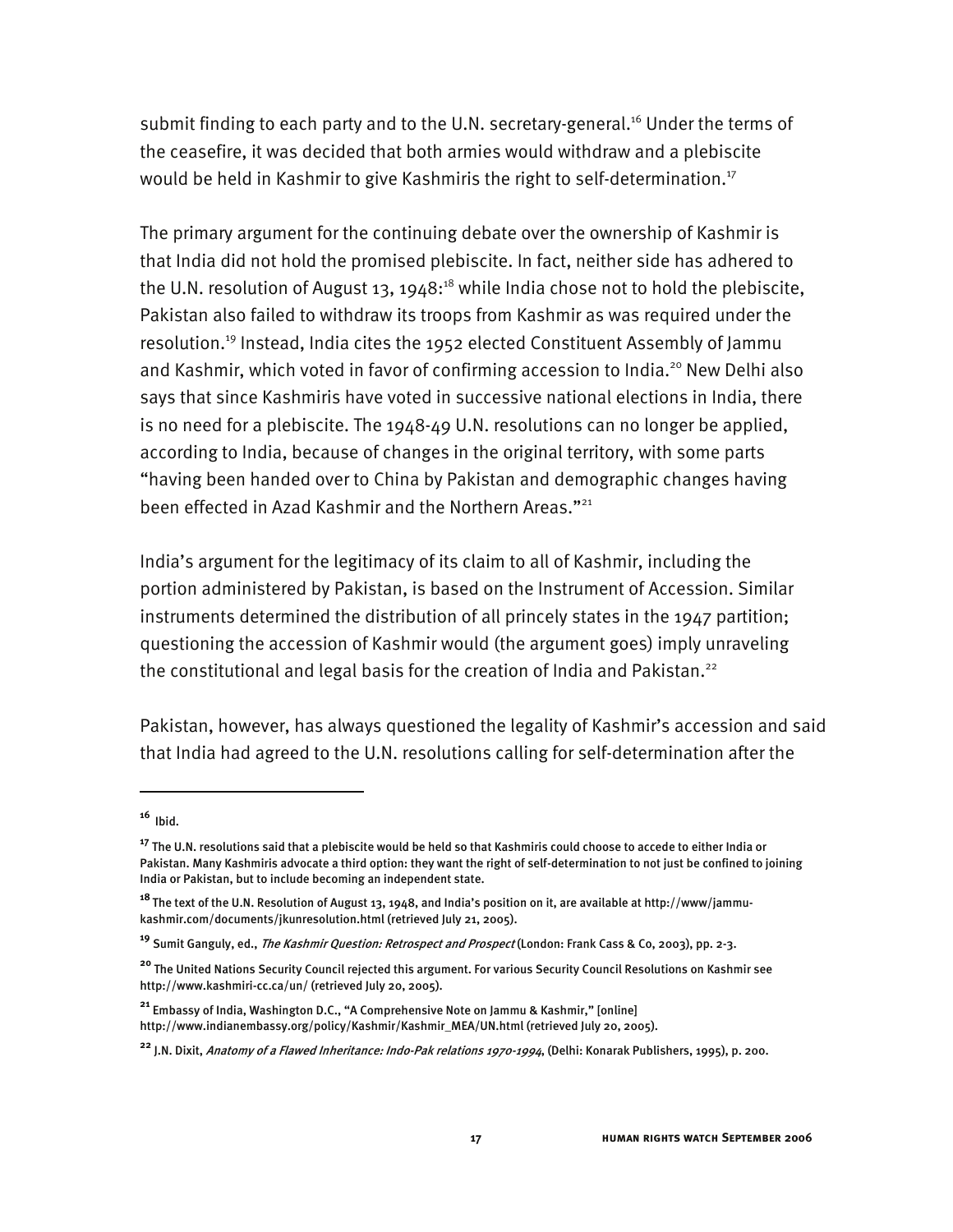submit finding to each party and to the U.N. secretary-general.[16] Under the terms of the ceasefire, it was decided that both armies would withdraw and a plebiscite would be held in Kashmir to give Kashmiris the right to self-determination.[17]

The primary argument for the continuing debate over the ownership of Kashmir is that India did not hold the promised plebiscite. In fact, neither side has adhered to the U.N. resolution of August 13, 1948:[18] while India chose not to hold the plebiscite, Pakistan also failed to withdraw its troops from Kashmir as was required under the resolution.[19] Instead, India cites the 1952 elected Constituent Assembly of Jammu and Kashmir, which voted in favor of confirming accession to India.[20] New Delhi also says that since Kashmiris have voted in successive national elections in India, there is no need for a plebiscite. The 1948-49 U.N. resolutions can no longer be applied, according to India, because of changes in the original territory, with some parts "having been handed over to China by Pakistan and demographic changes having been effected in Azad Kashmir and the Northern Areas."[21]

India's argument for the legitimacy of its claim to all of Kashmir, including the portion administered by Pakistan, is based on the Instrument of Accession. Similar instruments determined the distribution of all princely states in the 1947 partition; questioning the accession of Kashmir would (the argument goes) imply unraveling the constitutional and legal basis for the creation of India and Pakistan.[22]

Pakistan, however, has always questioned the legality of Kashmir's accession and said that India had agreed to the U.N. resolutions calling for self-determination after the

---

[16] Ibid.

[17] The U.N. resolutions said that a plebiscite would be held so that Kashmiris could choose to accede to either India or Pakistan. Many Kashmiris advocate a third option: they want the right of self-determination to not just be confined to joining India or Pakistan, but to include becoming an independent state.

[18] The text of the U.N. Resolution of August 13, 1948, and India's position on it, are available at http://www/jammu-kashmir.com/documents/jkunresolution.html (retrieved July 21, 2005).

[19] Sumit Ganguly, ed., *The Kashmir Question: Retrospect and Prospect* (London: Frank Cass & Co, 2003), pp. 2-3.

[20] The United Nations Security Council rejected this argument. For various Security Council Resolutions on Kashmir see http://www.kashmiri-cc.ca/un/ (retrieved July 20, 2005).

[21] Embassy of India, Washington D.C., "A Comprehensive Note on Jammu & Kashmir," [online] http://www.indianembassy.org/policy/Kashmir/Kashmir_MEA/UN.html (retrieved July 20, 2005).

[22] J.N. Dixit, *Anatomy of a Flawed Inheritance: Indo-Pak relations 1970-1994*, (Delhi: Konarak Publishers, 1995), p. 200.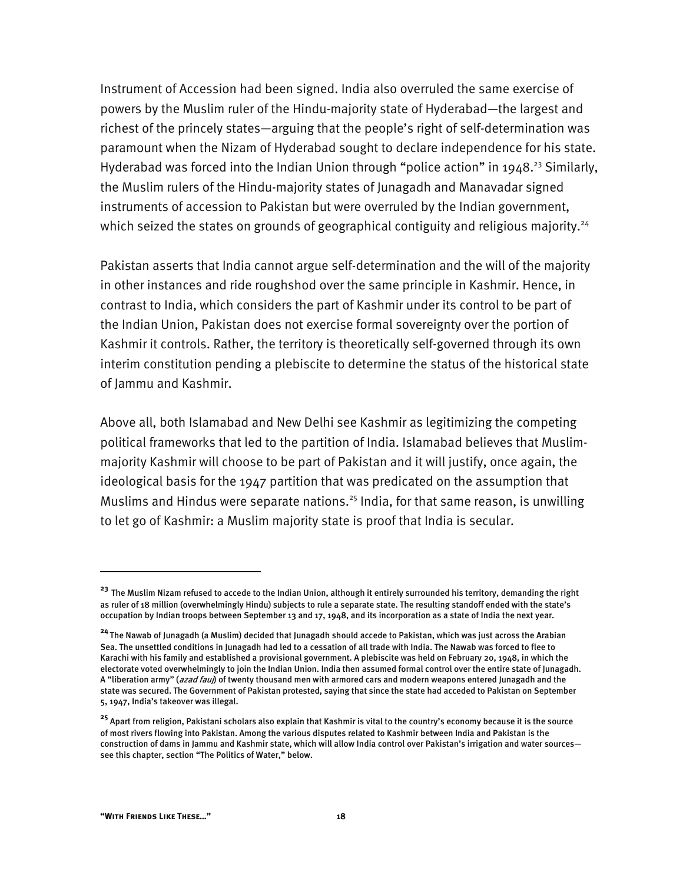Instrument of Accession had been signed. India also overruled the same exercise of powers by the Muslim ruler of the Hindu-majority state of Hyderabad—the largest and richest of the princely states—arguing that the people's right of self-determination was paramount when the Nizam of Hyderabad sought to declare independence for his state. Hyderabad was forced into the Indian Union through "police action" in 1948.[23] Similarly, the Muslim rulers of the Hindu-majority states of Junagadh and Manavadar signed instruments of accession to Pakistan but were overruled by the Indian government, which seized the states on grounds of geographical contiguity and religious majority.[24]

Pakistan asserts that India cannot argue self-determination and the will of the majority in other instances and ride roughshod over the same principle in Kashmir. Hence, in contrast to India, which considers the part of Kashmir under its control to be part of the Indian Union, Pakistan does not exercise formal sovereignty over the portion of Kashmir it controls. Rather, the territory is theoretically self-governed through its own interim constitution pending a plebiscite to determine the status of the historical state of Jammu and Kashmir.

Above all, both Islamabad and New Delhi see Kashmir as legitimizing the competing political frameworks that led to the partition of India. Islamabad believes that Muslim-majority Kashmir will choose to be part of Pakistan and it will justify, once again, the ideological basis for the 1947 partition that was predicated on the assumption that Muslims and Hindus were separate nations.[25] India, for that same reason, is unwilling to let go of Kashmir: a Muslim majority state is proof that India is secular.

---

[23] The Muslim Nizam refused to accede to the Indian Union, although it entirely surrounded his territory, demanding the right as ruler of 18 million (overwhelmingly Hindu) subjects to rule a separate state. The resulting standoff ended with the state's occupation by Indian troops between September 13 and 17, 1948, and its incorporation as a state of India the next year.

[24] The Nawab of Junagadh (a Muslim) decided that Junagadh should accede to Pakistan, which was just across the Arabian Sea. The unsettled conditions in Junagadh had led to a cessation of all trade with India. The Nawab was forced to flee to Karachi with his family and established a provisional government. A plebiscite was held on February 20, 1948, in which the electorate voted overwhelmingly to join the Indian Union. India then assumed formal control over the entire state of Junagadh. A "liberation army" (*azad fauj*) of twenty thousand men with armored cars and modern weapons entered Junagadh and the state was secured. The Government of Pakistan protested, saying that since the state had acceded to Pakistan on September 5, 1947, India's takeover was illegal.

[25] Apart from religion, Pakistani scholars also explain that Kashmir is vital to the country's economy because it is the source of most rivers flowing into Pakistan. Among the various disputes related to Kashmir between India and Pakistan is the construction of dams in Jammu and Kashmir state, which will allow India control over Pakistan's irrigation and water sources—see this chapter, section "The Politics of Water," below.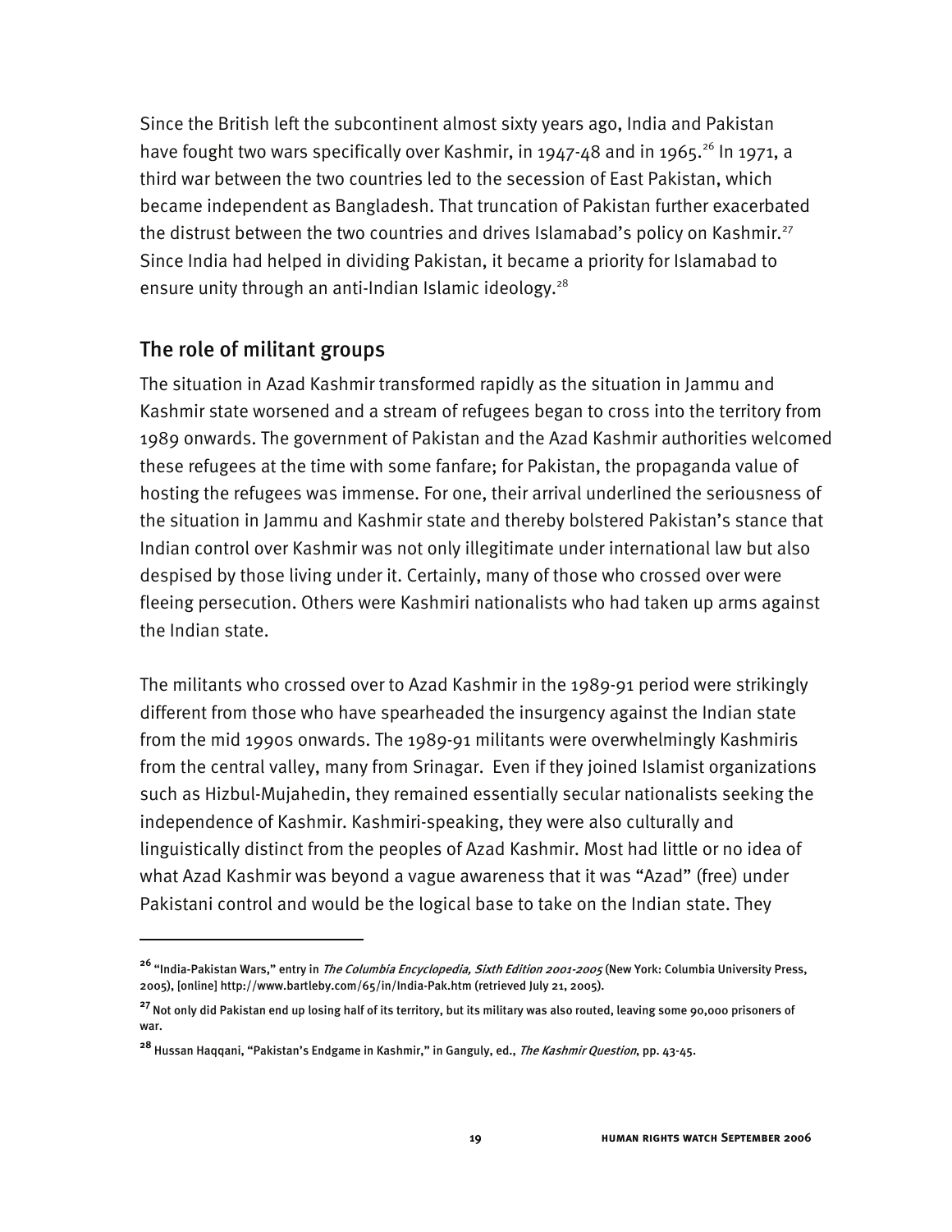Since the British left the subcontinent almost sixty years ago, India and Pakistan have fought two wars specifically over Kashmir, in 1947-48 and in 1965.[26] In 1971, a third war between the two countries led to the secession of East Pakistan, which became independent as Bangladesh. That truncation of Pakistan further exacerbated the distrust between the two countries and drives Islamabad's policy on Kashmir.[27] Since India had helped in dividing Pakistan, it became a priority for Islamabad to ensure unity through an anti-Indian Islamic ideology.[28]

## The role of militant groups

The situation in Azad Kashmir transformed rapidly as the situation in Jammu and Kashmir state worsened and a stream of refugees began to cross into the territory from 1989 onwards. The government of Pakistan and the Azad Kashmir authorities welcomed these refugees at the time with some fanfare; for Pakistan, the propaganda value of hosting the refugees was immense. For one, their arrival underlined the seriousness of the situation in Jammu and Kashmir state and thereby bolstered Pakistan's stance that Indian control over Kashmir was not only illegitimate under international law but also despised by those living under it. Certainly, many of those who crossed over were fleeing persecution. Others were Kashmiri nationalists who had taken up arms against the Indian state.

The militants who crossed over to Azad Kashmir in the 1989-91 period were strikingly different from those who have spearheaded the insurgency against the Indian state from the mid 1990s onwards. The 1989-91 militants were overwhelmingly Kashmiris from the central valley, many from Srinagar. Even if they joined Islamist organizations such as Hizbul-Mujahedin, they remained essentially secular nationalists seeking the independence of Kashmir. Kashmiri-speaking, they were also culturally and linguistically distinct from the peoples of Azad Kashmir. Most had little or no idea of what Azad Kashmir was beyond a vague awareness that it was "Azad" (free) under Pakistani control and would be the logical base to take on the Indian state. They

---

[26] "India-Pakistan Wars," entry in *The Columbia Encyclopedia, Sixth Edition 2001-2005* (New York: Columbia University Press, 2005), [online] http://www.bartleby.com/65/in/India-Pak.htm (retrieved July 21, 2005).

[27] Not only did Pakistan end up losing half of its territory, but its military was also routed, leaving some 90,000 prisoners of war.

[28] Hussan Haqqani, "Pakistan's Endgame in Kashmir," in Ganguly, ed., *The Kashmir Question*, pp. 43-45.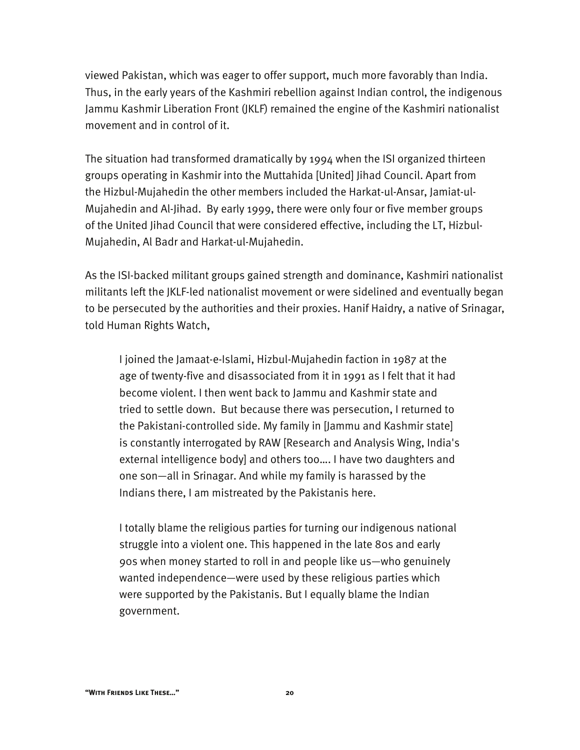viewed Pakistan, which was eager to offer support, much more favorably than India. Thus, in the early years of the Kashmiri rebellion against Indian control, the indigenous Jammu Kashmir Liberation Front (JKLF) remained the engine of the Kashmiri nationalist movement and in control of it.

The situation had transformed dramatically by 1994 when the ISI organized thirteen groups operating in Kashmir into the Muttahida [United] Jihad Council. Apart from the Hizbul-Mujahedin the other members included the Harkat-ul-Ansar, Jamiat-ul-Mujahedin and Al-Jihad. By early 1999, there were only four or five member groups of the United Jihad Council that were considered effective, including the LT, Hizbul-Mujahedin, Al Badr and Harkat-ul-Mujahedin.

As the ISI-backed militant groups gained strength and dominance, Kashmiri nationalist militants left the JKLF-led nationalist movement or were sidelined and eventually began to be persecuted by the authorities and their proxies. Hanif Haidry, a native of Srinagar, told Human Rights Watch,

> I joined the Jamaat-e-Islami, Hizbul-Mujahedin faction in 1987 at the age of twenty-five and disassociated from it in 1991 as I felt that it had become violent. I then went back to Jammu and Kashmir state and tried to settle down. But because there was persecution, I returned to the Pakistani-controlled side. My family in [Jammu and Kashmir state] is constantly interrogated by RAW [Research and Analysis Wing, India's external intelligence body] and others too…. I have two daughters and one son—all in Srinagar. And while my family is harassed by the Indians there, I am mistreated by the Pakistanis here.
>
> I totally blame the religious parties for turning our indigenous national struggle into a violent one. This happened in the late 80s and early 90s when money started to roll in and people like us—who genuinely wanted independence—were used by these religious parties which were supported by the Pakistanis. But I equally blame the Indian government.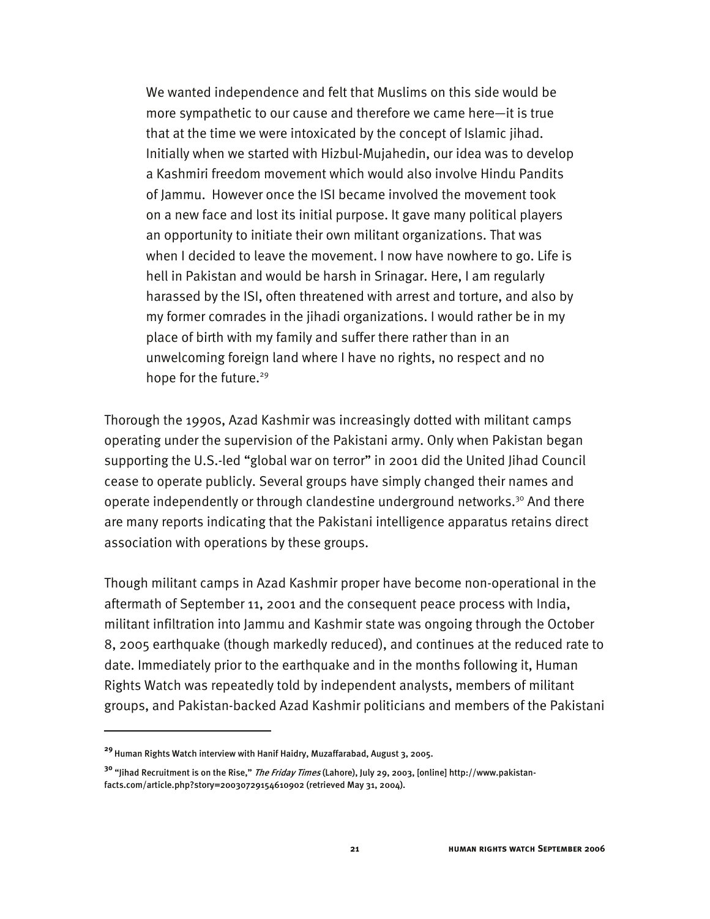> We wanted independence and felt that Muslims on this side would be more sympathetic to our cause and therefore we came here—it is true that at the time we were intoxicated by the concept of Islamic jihad. Initially when we started with Hizbul-Mujahedin, our idea was to develop a Kashmiri freedom movement which would also involve Hindu Pandits of Jammu. However once the ISI became involved the movement took on a new face and lost its initial purpose. It gave many political players an opportunity to initiate their own militant organizations. That was when I decided to leave the movement. I now have nowhere to go. Life is hell in Pakistan and would be harsh in Srinagar. Here, I am regularly harassed by the ISI, often threatened with arrest and torture, and also by my former comrades in the jihadi organizations. I would rather be in my place of birth with my family and suffer there rather than in an unwelcoming foreign land where I have no rights, no respect and no hope for the future.[29]

Thorough the 1990s, Azad Kashmir was increasingly dotted with militant camps operating under the supervision of the Pakistani army. Only when Pakistan began supporting the U.S.-led "global war on terror" in 2001 did the United Jihad Council cease to operate publicly. Several groups have simply changed their names and operate independently or through clandestine underground networks.[30] And there are many reports indicating that the Pakistani intelligence apparatus retains direct association with operations by these groups.

Though militant camps in Azad Kashmir proper have become non-operational in the aftermath of September 11, 2001 and the consequent peace process with India, militant infiltration into Jammu and Kashmir state was ongoing through the October 8, 2005 earthquake (though markedly reduced), and continues at the reduced rate to date. Immediately prior to the earthquake and in the months following it, Human Rights Watch was repeatedly told by independent analysts, members of militant groups, and Pakistan-backed Azad Kashmir politicians and members of the Pakistani

---

[29] Human Rights Watch interview with Hanif Haidry, Muzaffarabad, August 3, 2005.

[30] "Jihad Recruitment is on the Rise," *The Friday Times* (Lahore), July 29, 2003, [online] http://www.pakistan-facts.com/article.php?story=20030729154610902 (retrieved May 31, 2004).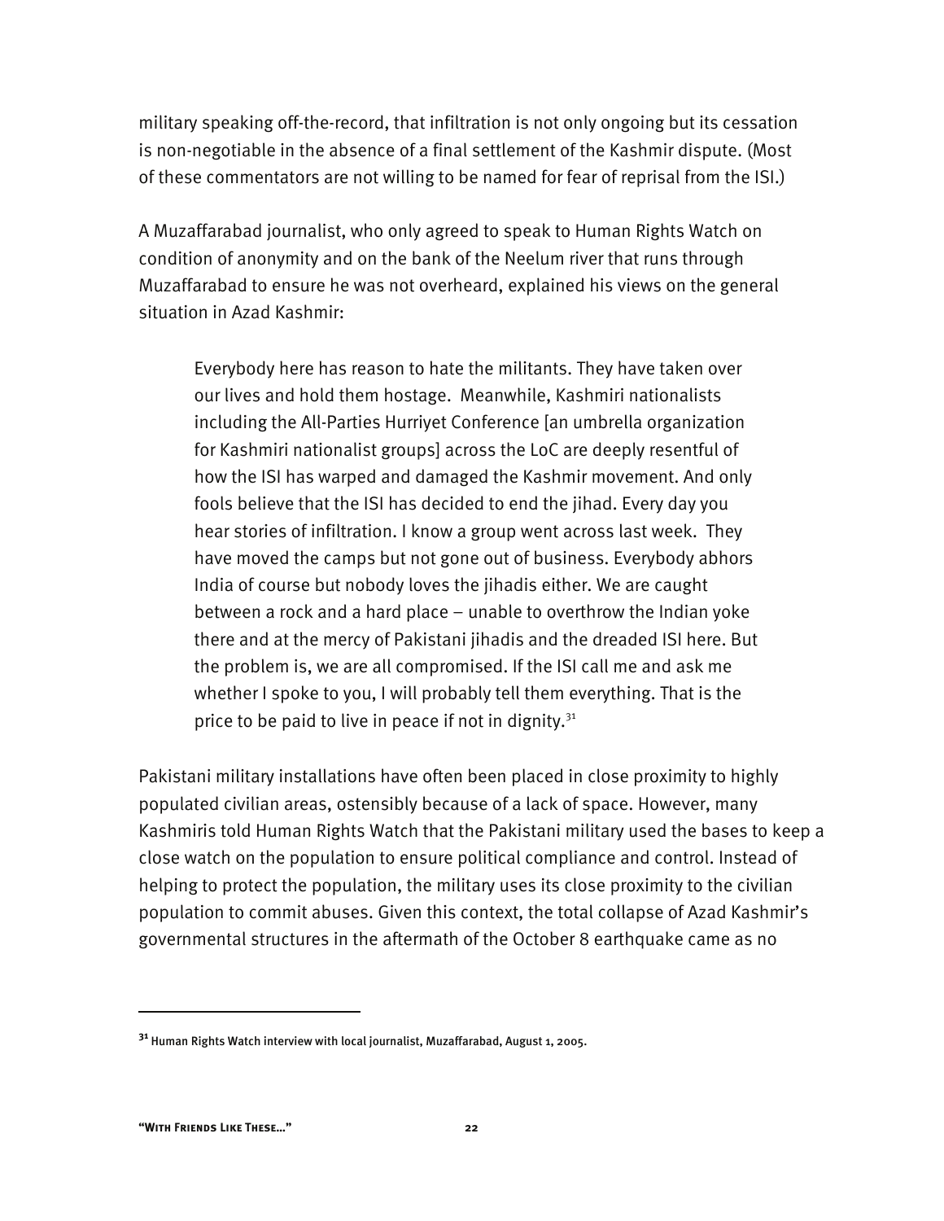military speaking off-the-record, that infiltration is not only ongoing but its cessation is non-negotiable in the absence of a final settlement of the Kashmir dispute. (Most of these commentators are not willing to be named for fear of reprisal from the ISI.)

A Muzaffarabad journalist, who only agreed to speak to Human Rights Watch on condition of anonymity and on the bank of the Neelum river that runs through Muzaffarabad to ensure he was not overheard, explained his views on the general situation in Azad Kashmir:

> Everybody here has reason to hate the militants. They have taken over our lives and hold them hostage. Meanwhile, Kashmiri nationalists including the All-Parties Hurriyet Conference [an umbrella organization for Kashmiri nationalist groups] across the LoC are deeply resentful of how the ISI has warped and damaged the Kashmir movement. And only fools believe that the ISI has decided to end the jihad. Every day you hear stories of infiltration. I know a group went across last week. They have moved the camps but not gone out of business. Everybody abhors India of course but nobody loves the jihadis either. We are caught between a rock and a hard place – unable to overthrow the Indian yoke there and at the mercy of Pakistani jihadis and the dreaded ISI here. But the problem is, we are all compromised. If the ISI call me and ask me whether I spoke to you, I will probably tell them everything. That is the price to be paid to live in peace if not in dignity.[31]

Pakistani military installations have often been placed in close proximity to highly populated civilian areas, ostensibly because of a lack of space. However, many Kashmiris told Human Rights Watch that the Pakistani military used the bases to keep a close watch on the population to ensure political compliance and control. Instead of helping to protect the population, the military uses its close proximity to the civilian population to commit abuses. Given this context, the total collapse of Azad Kashmir's governmental structures in the aftermath of the October 8 earthquake came as no

---

[31] Human Rights Watch interview with local journalist, Muzaffarabad, August 1, 2005.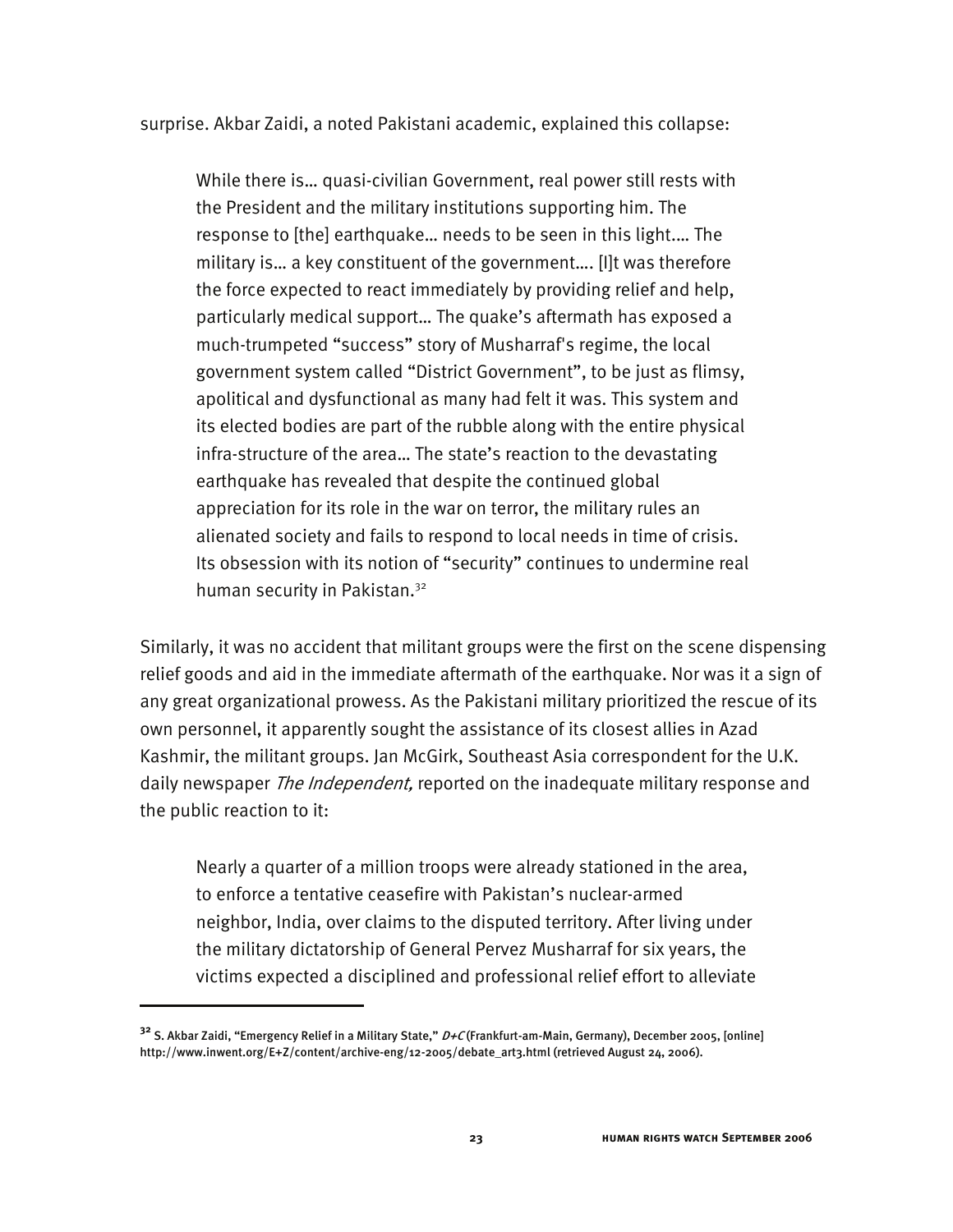surprise. Akbar Zaidi, a noted Pakistani academic, explained this collapse:

> While there is… quasi-civilian Government, real power still rests with the President and the military institutions supporting him. The response to [the] earthquake… needs to be seen in this light.… The military is… a key constituent of the government…. [I]t was therefore the force expected to react immediately by providing relief and help, particularly medical support… The quake's aftermath has exposed a much-trumpeted "success" story of Musharraf's regime, the local government system called "District Government", to be just as flimsy, apolitical and dysfunctional as many had felt it was. This system and its elected bodies are part of the rubble along with the entire physical infra-structure of the area… The state's reaction to the devastating earthquake has revealed that despite the continued global appreciation for its role in the war on terror, the military rules an alienated society and fails to respond to local needs in time of crisis. Its obsession with its notion of "security" continues to undermine real human security in Pakistan.[32]

Similarly, it was no accident that militant groups were the first on the scene dispensing relief goods and aid in the immediate aftermath of the earthquake. Nor was it a sign of any great organizational prowess. As the Pakistani military prioritized the rescue of its own personnel, it apparently sought the assistance of its closest allies in Azad Kashmir, the militant groups. Jan McGirk, Southeast Asia correspondent for the U.K. daily newspaper *The Independent,* reported on the inadequate military response and the public reaction to it:

> Nearly a quarter of a million troops were already stationed in the area, to enforce a tentative ceasefire with Pakistan's nuclear-armed neighbor, India, over claims to the disputed territory. After living under the military dictatorship of General Pervez Musharraf for six years, the victims expected a disciplined and professional relief effort to alleviate

---

[32] S. Akbar Zaidi, "Emergency Relief in a Military State," *D+C* (Frankfurt-am-Main, Germany), December 2005, [online] http://www.inwent.org/E+Z/content/archive-eng/12-2005/debate_art3.html (retrieved August 24, 2006).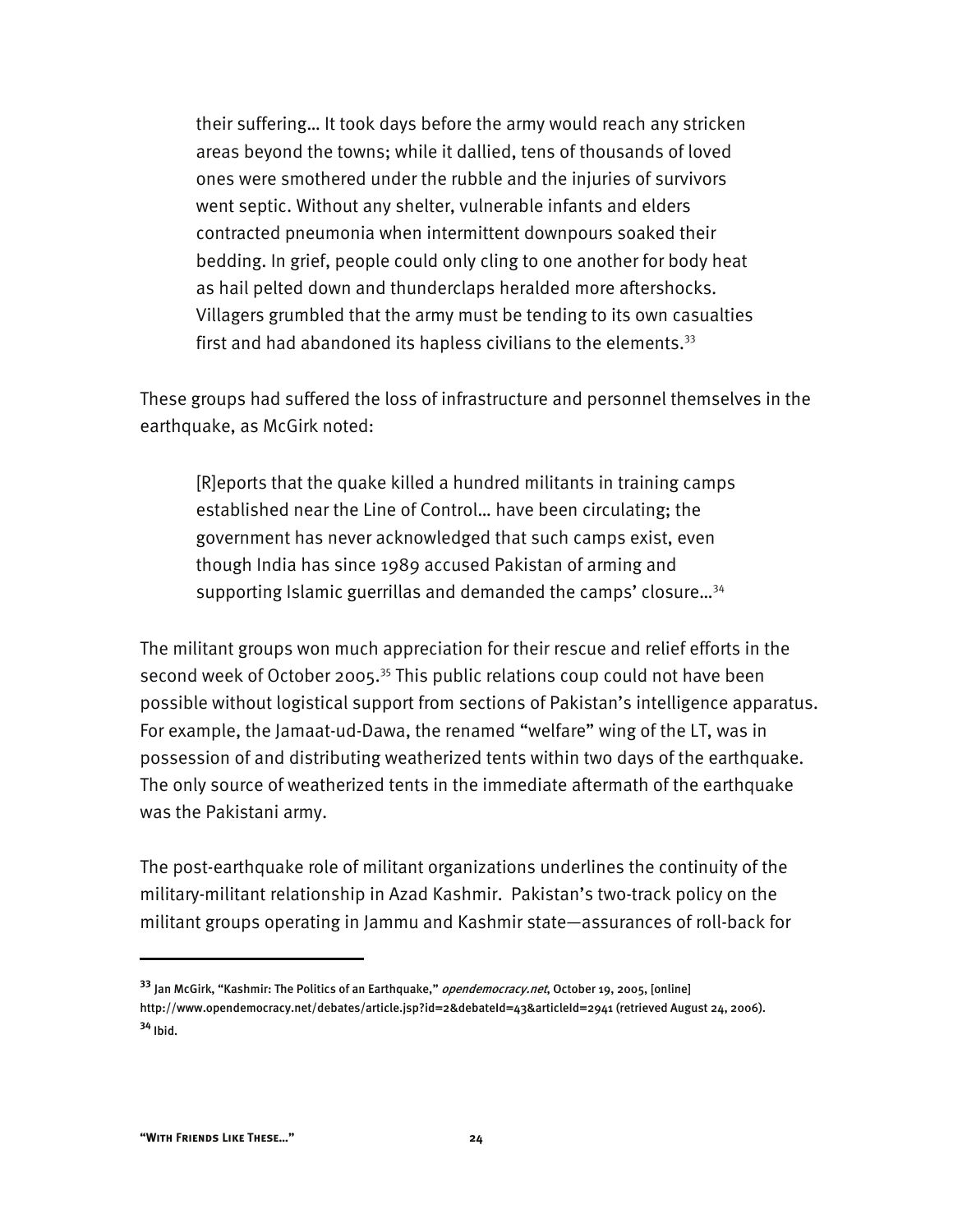> their suffering… It took days before the army would reach any stricken areas beyond the towns; while it dallied, tens of thousands of loved ones were smothered under the rubble and the injuries of survivors went septic. Without any shelter, vulnerable infants and elders contracted pneumonia when intermittent downpours soaked their bedding. In grief, people could only cling to one another for body heat as hail pelted down and thunderclaps heralded more aftershocks. Villagers grumbled that the army must be tending to its own casualties first and had abandoned its hapless civilians to the elements.[33]

These groups had suffered the loss of infrastructure and personnel themselves in the earthquake, as McGirk noted:

> [R]eports that the quake killed a hundred militants in training camps established near the Line of Control… have been circulating; the government has never acknowledged that such camps exist, even though India has since 1989 accused Pakistan of arming and supporting Islamic guerrillas and demanded the camps' closure…[34]

The militant groups won much appreciation for their rescue and relief efforts in the second week of October 2005.[35] This public relations coup could not have been possible without logistical support from sections of Pakistan's intelligence apparatus. For example, the Jamaat-ud-Dawa, the renamed "welfare" wing of the LT, was in possession of and distributing weatherized tents within two days of the earthquake. The only source of weatherized tents in the immediate aftermath of the earthquake was the Pakistani army.

The post-earthquake role of militant organizations underlines the continuity of the military-militant relationship in Azad Kashmir. Pakistan's two-track policy on the militant groups operating in Jammu and Kashmir state—assurances of roll-back for

---

[33] Jan McGirk, "Kashmir: The Politics of an Earthquake," *opendemocracy.net*, October 19, 2005, [online] http://www.opendemocracy.net/debates/article.jsp?id=2&debateId=43&articleId=2941 (retrieved August 24, 2006).

[34] Ibid.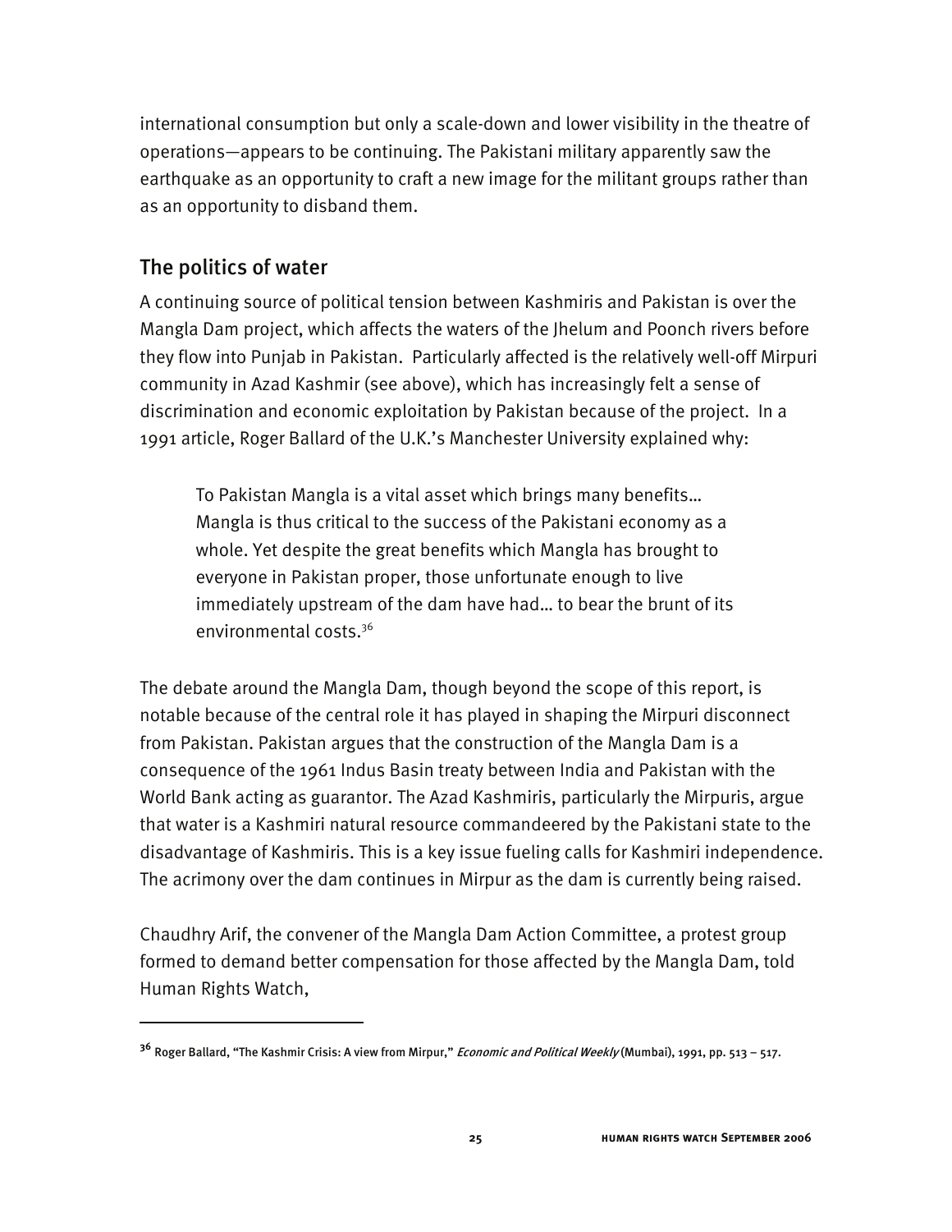international consumption but only a scale-down and lower visibility in the theatre of operations—appears to be continuing. The Pakistani military apparently saw the earthquake as an opportunity to craft a new image for the militant groups rather than as an opportunity to disband them.

## The politics of water

A continuing source of political tension between Kashmiris and Pakistan is over the Mangla Dam project, which affects the waters of the Jhelum and Poonch rivers before they flow into Punjab in Pakistan. Particularly affected is the relatively well-off Mirpuri community in Azad Kashmir (see above), which has increasingly felt a sense of discrimination and economic exploitation by Pakistan because of the project. In a 1991 article, Roger Ballard of the U.K.'s Manchester University explained why:

> To Pakistan Mangla is a vital asset which brings many benefits… Mangla is thus critical to the success of the Pakistani economy as a whole. Yet despite the great benefits which Mangla has brought to everyone in Pakistan proper, those unfortunate enough to live immediately upstream of the dam have had… to bear the brunt of its environmental costs.[36]

The debate around the Mangla Dam, though beyond the scope of this report, is notable because of the central role it has played in shaping the Mirpuri disconnect from Pakistan. Pakistan argues that the construction of the Mangla Dam is a consequence of the 1961 Indus Basin treaty between India and Pakistan with the World Bank acting as guarantor. The Azad Kashmiris, particularly the Mirpuris, argue that water is a Kashmiri natural resource commandeered by the Pakistani state to the disadvantage of Kashmiris. This is a key issue fueling calls for Kashmiri independence. The acrimony over the dam continues in Mirpur as the dam is currently being raised.

Chaudhry Arif, the convener of the Mangla Dam Action Committee, a protest group formed to demand better compensation for those affected by the Mangla Dam, told Human Rights Watch,

---

[36] Roger Ballard, "The Kashmir Crisis: A view from Mirpur," *Economic and Political Weekly* (Mumbai), 1991, pp. 513 – 517.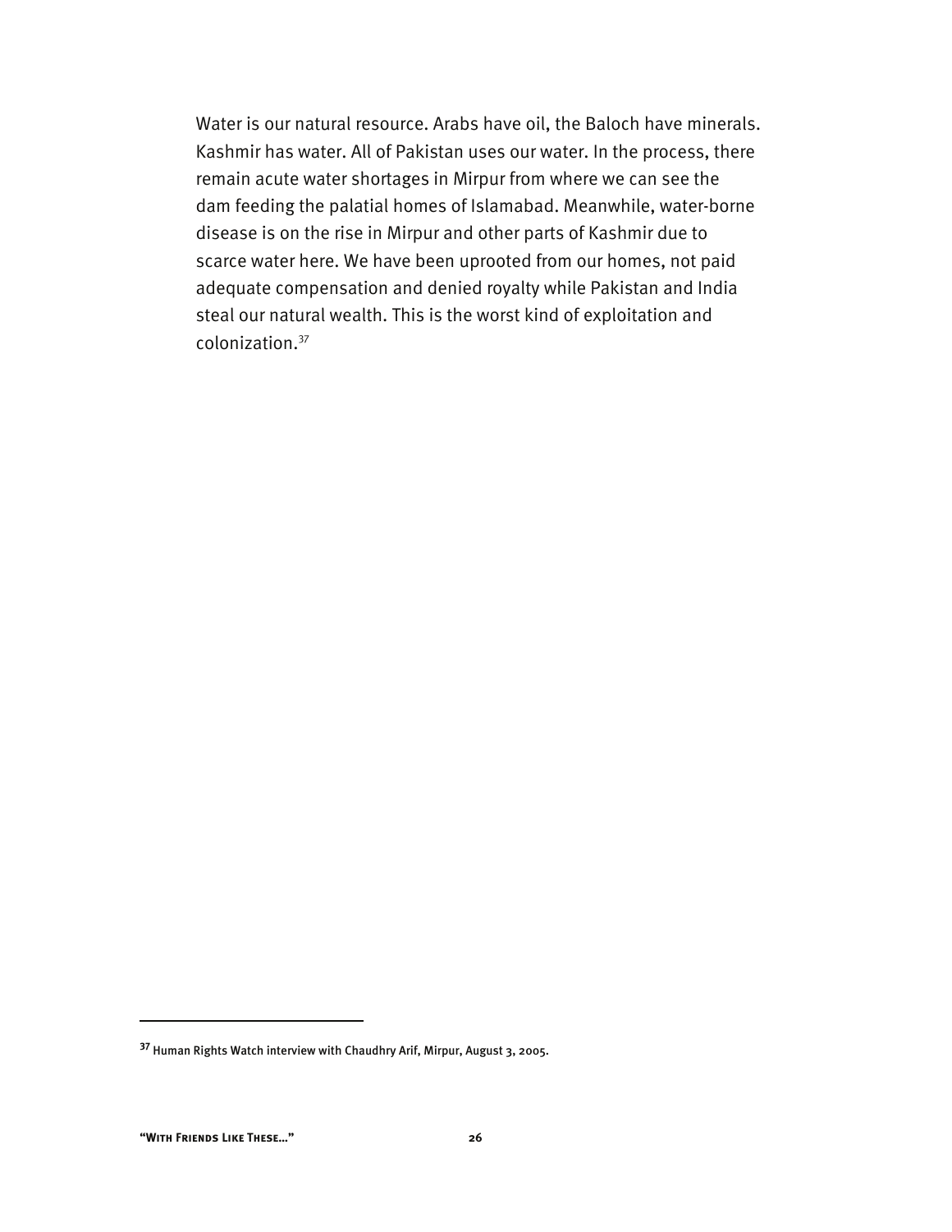Water is our natural resource. Arabs have oil, the Baloch have minerals. Kashmir has water. All of Pakistan uses our water. In the process, there remain acute water shortages in Mirpur from where we can see the dam feeding the palatial homes of Islamabad. Meanwhile, water-borne disease is on the rise in Mirpur and other parts of Kashmir due to scarce water here. We have been uprooted from our homes, not paid adequate compensation and denied royalty while Pakistan and India steal our natural wealth. This is the worst kind of exploitation and colonization.[37]

---

[37] Human Rights Watch interview with Chaudhry Arif, Mirpur, August 3, 2005.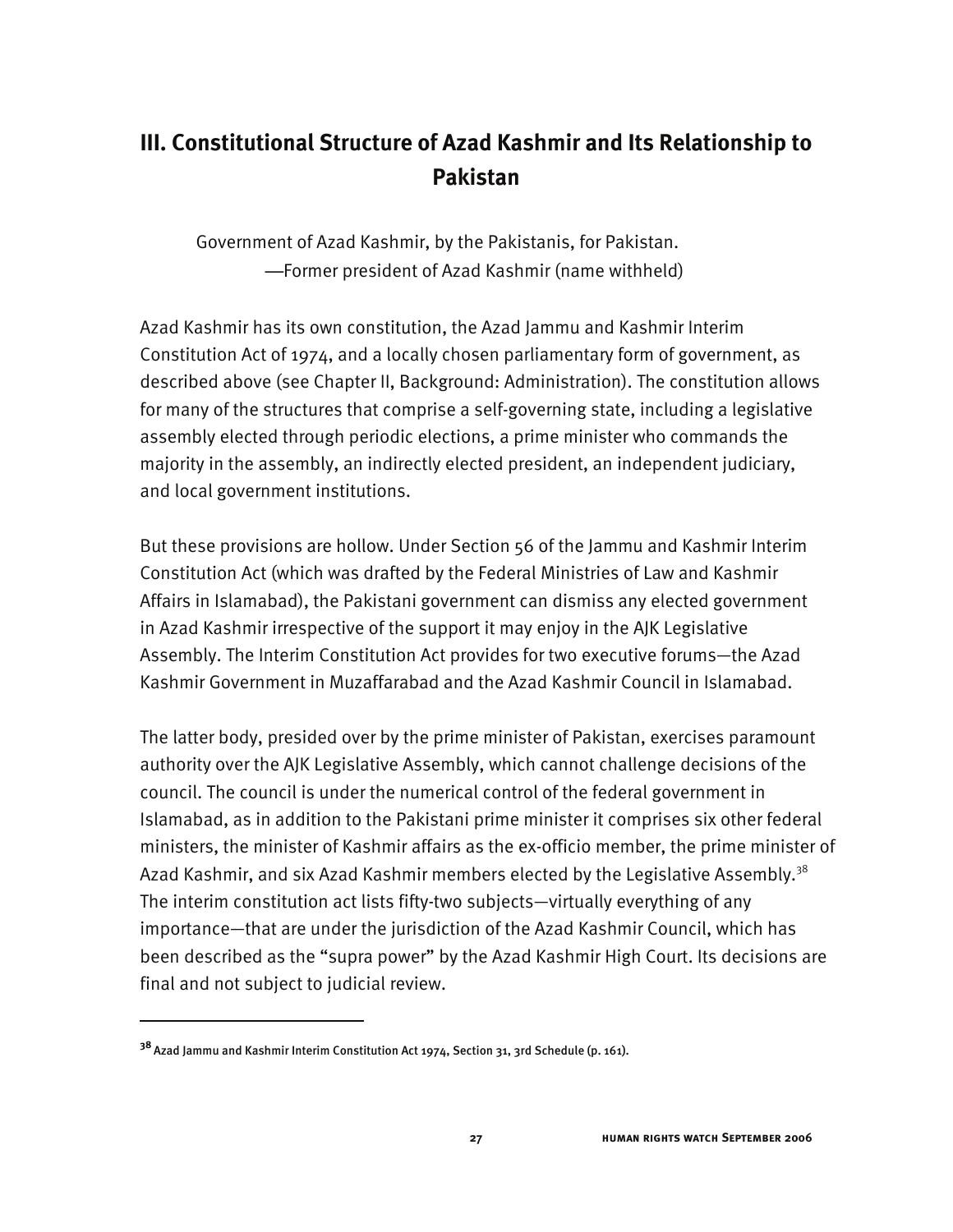## III. Constitutional Structure of Azad Kashmir and Its Relationship to Pakistan

> Government of Azad Kashmir, by the Pakistanis, for Pakistan.
> —Former president of Azad Kashmir (name withheld)

Azad Kashmir has its own constitution, the Azad Jammu and Kashmir Interim Constitution Act of 1974, and a locally chosen parliamentary form of government, as described above (see Chapter II, Background: Administration). The constitution allows for many of the structures that comprise a self-governing state, including a legislative assembly elected through periodic elections, a prime minister who commands the majority in the assembly, an indirectly elected president, an independent judiciary, and local government institutions.

But these provisions are hollow. Under Section 56 of the Jammu and Kashmir Interim Constitution Act (which was drafted by the Federal Ministries of Law and Kashmir Affairs in Islamabad), the Pakistani government can dismiss any elected government in Azad Kashmir irrespective of the support it may enjoy in the AJK Legislative Assembly. The Interim Constitution Act provides for two executive forums—the Azad Kashmir Government in Muzaffarabad and the Azad Kashmir Council in Islamabad.

The latter body, presided over by the prime minister of Pakistan, exercises paramount authority over the AJK Legislative Assembly, which cannot challenge decisions of the council. The council is under the numerical control of the federal government in Islamabad, as in addition to the Pakistani prime minister it comprises six other federal ministers, the minister of Kashmir affairs as the ex-officio member, the prime minister of Azad Kashmir, and six Azad Kashmir members elected by the Legislative Assembly.[38] The interim constitution act lists fifty-two subjects—virtually everything of any importance—that are under the jurisdiction of the Azad Kashmir Council, which has been described as the "supra power" by the Azad Kashmir High Court. Its decisions are final and not subject to judicial review.

---

[38] Azad Jammu and Kashmir Interim Constitution Act 1974, Section 31, 3rd Schedule (p. 161).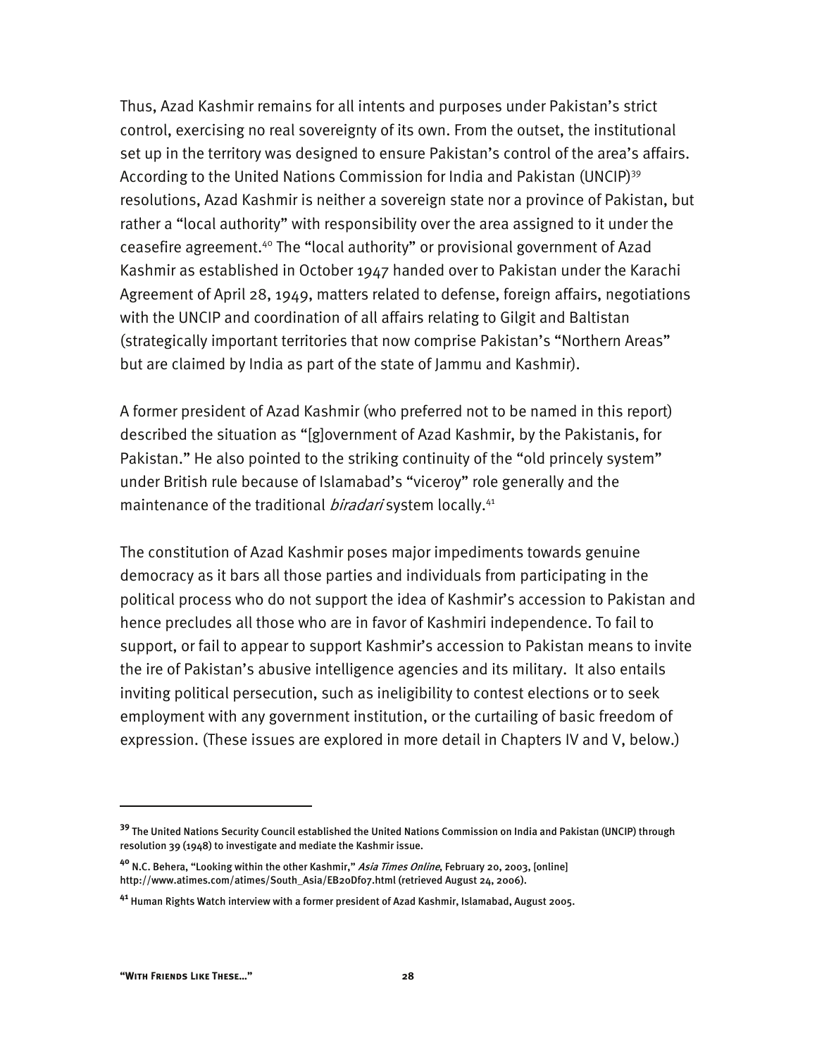Thus, Azad Kashmir remains for all intents and purposes under Pakistan's strict control, exercising no real sovereignty of its own. From the outset, the institutional set up in the territory was designed to ensure Pakistan's control of the area's affairs. According to the United Nations Commission for India and Pakistan (UNCIP)[39] resolutions, Azad Kashmir is neither a sovereign state nor a province of Pakistan, but rather a "local authority" with responsibility over the area assigned to it under the ceasefire agreement.[40] The "local authority" or provisional government of Azad Kashmir as established in October 1947 handed over to Pakistan under the Karachi Agreement of April 28, 1949, matters related to defense, foreign affairs, negotiations with the UNCIP and coordination of all affairs relating to Gilgit and Baltistan (strategically important territories that now comprise Pakistan's "Northern Areas" but are claimed by India as part of the state of Jammu and Kashmir).

A former president of Azad Kashmir (who preferred not to be named in this report) described the situation as "[g]overnment of Azad Kashmir, by the Pakistanis, for Pakistan." He also pointed to the striking continuity of the "old princely system" under British rule because of Islamabad's "viceroy" role generally and the maintenance of the traditional *biradari* system locally.[41]

The constitution of Azad Kashmir poses major impediments towards genuine democracy as it bars all those parties and individuals from participating in the political process who do not support the idea of Kashmir's accession to Pakistan and hence precludes all those who are in favor of Kashmiri independence. To fail to support, or fail to appear to support Kashmir's accession to Pakistan means to invite the ire of Pakistan's abusive intelligence agencies and its military. It also entails inviting political persecution, such as ineligibility to contest elections or to seek employment with any government institution, or the curtailing of basic freedom of expression. (These issues are explored in more detail in Chapters IV and V, below.)

---

[39] The United Nations Security Council established the United Nations Commission on India and Pakistan (UNCIP) through resolution 39 (1948) to investigate and mediate the Kashmir issue.

[40] N.C. Behera, "Looking within the other Kashmir," *Asia Times Online*, February 20, 2003, [online] http://www.atimes.com/atimes/South_Asia/EB20Df07.html (retrieved August 24, 2006).

[41] Human Rights Watch interview with a former president of Azad Kashmir, Islamabad, August 2005.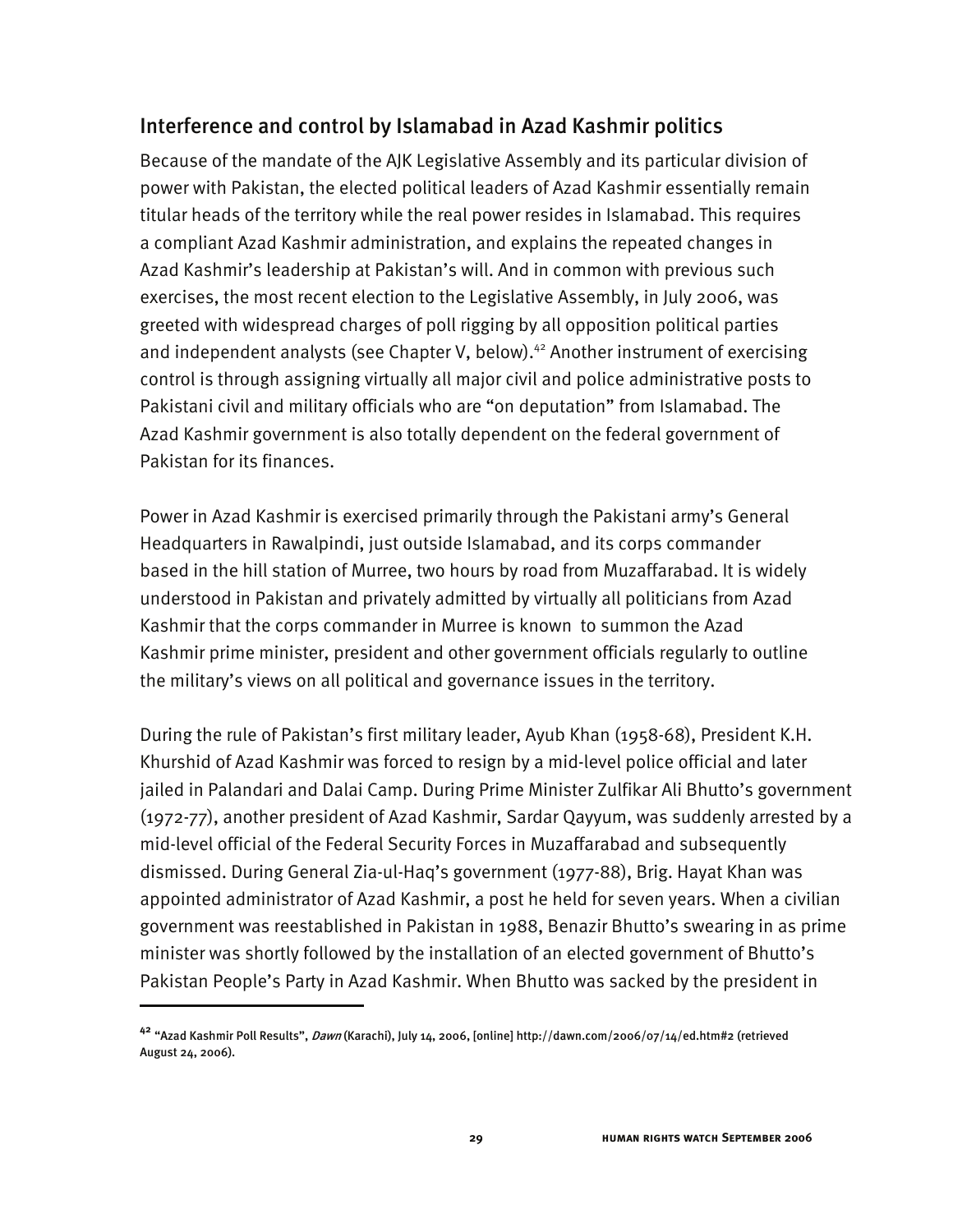## Interference and control by Islamabad in Azad Kashmir politics

Because of the mandate of the AJK Legislative Assembly and its particular division of power with Pakistan, the elected political leaders of Azad Kashmir essentially remain titular heads of the territory while the real power resides in Islamabad. This requires a compliant Azad Kashmir administration, and explains the repeated changes in Azad Kashmir's leadership at Pakistan's will. And in common with previous such exercises, the most recent election to the Legislative Assembly, in July 2006, was greeted with widespread charges of poll rigging by all opposition political parties and independent analysts (see Chapter V, below).[42] Another instrument of exercising control is through assigning virtually all major civil and police administrative posts to Pakistani civil and military officials who are "on deputation" from Islamabad. The Azad Kashmir government is also totally dependent on the federal government of Pakistan for its finances.

Power in Azad Kashmir is exercised primarily through the Pakistani army's General Headquarters in Rawalpindi, just outside Islamabad, and its corps commander based in the hill station of Murree, two hours by road from Muzaffarabad. It is widely understood in Pakistan and privately admitted by virtually all politicians from Azad Kashmir that the corps commander in Murree is known to summon the Azad Kashmir prime minister, president and other government officials regularly to outline the military's views on all political and governance issues in the territory.

During the rule of Pakistan's first military leader, Ayub Khan (1958-68), President K.H. Khurshid of Azad Kashmir was forced to resign by a mid-level police official and later jailed in Palandari and Dalai Camp. During Prime Minister Zulfikar Ali Bhutto's government (1972-77), another president of Azad Kashmir, Sardar Qayyum, was suddenly arrested by a mid-level official of the Federal Security Forces in Muzaffarabad and subsequently dismissed. During General Zia-ul-Haq's government (1977-88), Brig. Hayat Khan was appointed administrator of Azad Kashmir, a post he held for seven years. When a civilian government was reestablished in Pakistan in 1988, Benazir Bhutto's swearing in as prime minister was shortly followed by the installation of an elected government of Bhutto's Pakistan People's Party in Azad Kashmir. When Bhutto was sacked by the president in

---

[42] "Azad Kashmir Poll Results", *Dawn* (Karachi), July 14, 2006, [online] http://dawn.com/2006/07/14/ed.htm#2 (retrieved August 24, 2006).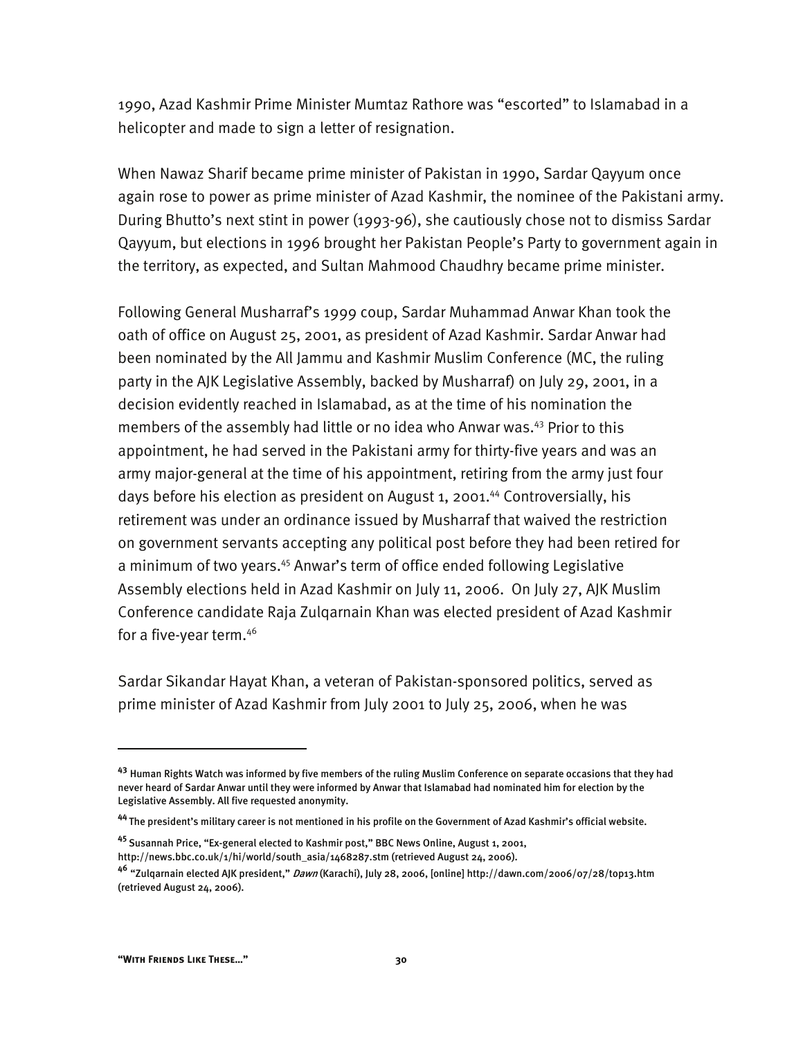1990, Azad Kashmir Prime Minister Mumtaz Rathore was "escorted" to Islamabad in a helicopter and made to sign a letter of resignation.

When Nawaz Sharif became prime minister of Pakistan in 1990, Sardar Qayyum once again rose to power as prime minister of Azad Kashmir, the nominee of the Pakistani army. During Bhutto's next stint in power (1993-96), she cautiously chose not to dismiss Sardar Qayyum, but elections in 1996 brought her Pakistan People's Party to government again in the territory, as expected, and Sultan Mahmood Chaudhry became prime minister.

Following General Musharraf's 1999 coup, Sardar Muhammad Anwar Khan took the oath of office on August 25, 2001, as president of Azad Kashmir. Sardar Anwar had been nominated by the All Jammu and Kashmir Muslim Conference (MC, the ruling party in the AJK Legislative Assembly, backed by Musharraf) on July 29, 2001, in a decision evidently reached in Islamabad, as at the time of his nomination the members of the assembly had little or no idea who Anwar was.[43] Prior to this appointment, he had served in the Pakistani army for thirty-five years and was an army major-general at the time of his appointment, retiring from the army just four days before his election as president on August 1, 2001.[44] Controversially, his retirement was under an ordinance issued by Musharraf that waived the restriction on government servants accepting any political post before they had been retired for a minimum of two years.[45] Anwar's term of office ended following Legislative Assembly elections held in Azad Kashmir on July 11, 2006. On July 27, AJK Muslim Conference candidate Raja Zulqarnain Khan was elected president of Azad Kashmir for a five-year term.[46]

Sardar Sikandar Hayat Khan, a veteran of Pakistan-sponsored politics, served as prime minister of Azad Kashmir from July 2001 to July 25, 2006, when he was

---

[43] Human Rights Watch was informed by five members of the ruling Muslim Conference on separate occasions that they had never heard of Sardar Anwar until they were informed by Anwar that Islamabad had nominated him for election by the Legislative Assembly. All five requested anonymity.

[44] The president's military career is not mentioned in his profile on the Government of Azad Kashmir's official website.

[45] Susannah Price, "Ex-general elected to Kashmir post," BBC News Online, August 1, 2001, http://news.bbc.co.uk/1/hi/world/south_asia/1468287.stm (retrieved August 24, 2006).

[46] "Zulqarnain elected AJK president," *Dawn* (Karachi), July 28, 2006, [online] http://dawn.com/2006/07/28/top13.htm (retrieved August 24, 2006).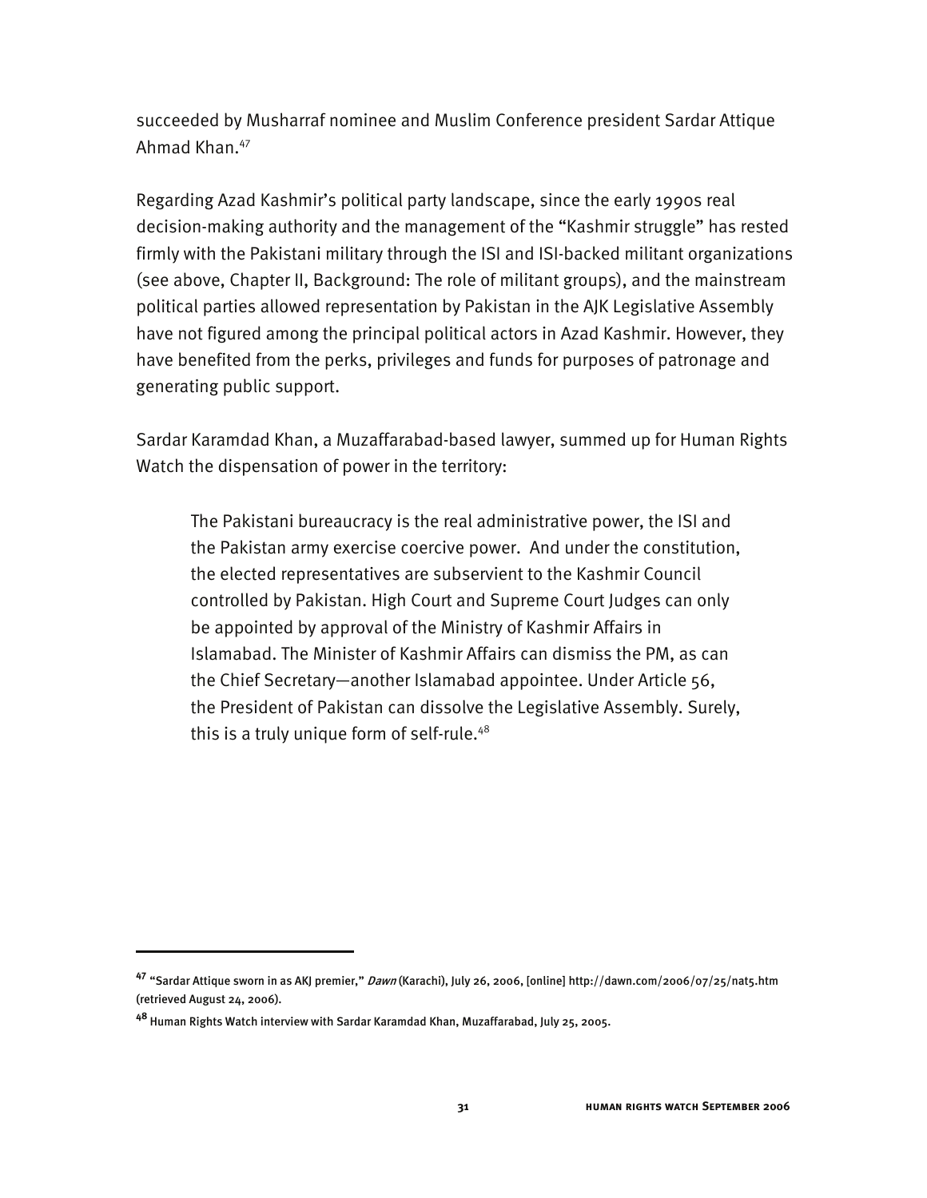succeeded by Musharraf nominee and Muslim Conference president Sardar Attique Ahmad Khan.[47]

Regarding Azad Kashmir's political party landscape, since the early 1990s real decision-making authority and the management of the "Kashmir struggle" has rested firmly with the Pakistani military through the ISI and ISI-backed militant organizations (see above, Chapter II, Background: The role of militant groups), and the mainstream political parties allowed representation by Pakistan in the AJK Legislative Assembly have not figured among the principal political actors in Azad Kashmir. However, they have benefited from the perks, privileges and funds for purposes of patronage and generating public support.

Sardar Karamdad Khan, a Muzaffarabad-based lawyer, summed up for Human Rights Watch the dispensation of power in the territory:

> The Pakistani bureaucracy is the real administrative power, the ISI and the Pakistan army exercise coercive power. And under the constitution, the elected representatives are subservient to the Kashmir Council controlled by Pakistan. High Court and Supreme Court Judges can only be appointed by approval of the Ministry of Kashmir Affairs in Islamabad. The Minister of Kashmir Affairs can dismiss the PM, as can the Chief Secretary—another Islamabad appointee. Under Article 56, the President of Pakistan can dissolve the Legislative Assembly. Surely, this is a truly unique form of self-rule.[48]

---

[47] "Sardar Attique sworn in as AKJ premier," *Dawn* (Karachi), July 26, 2006, [online] http://dawn.com/2006/07/25/nat5.htm (retrieved August 24, 2006).

[48] Human Rights Watch interview with Sardar Karamdad Khan, Muzaffarabad, July 25, 2005.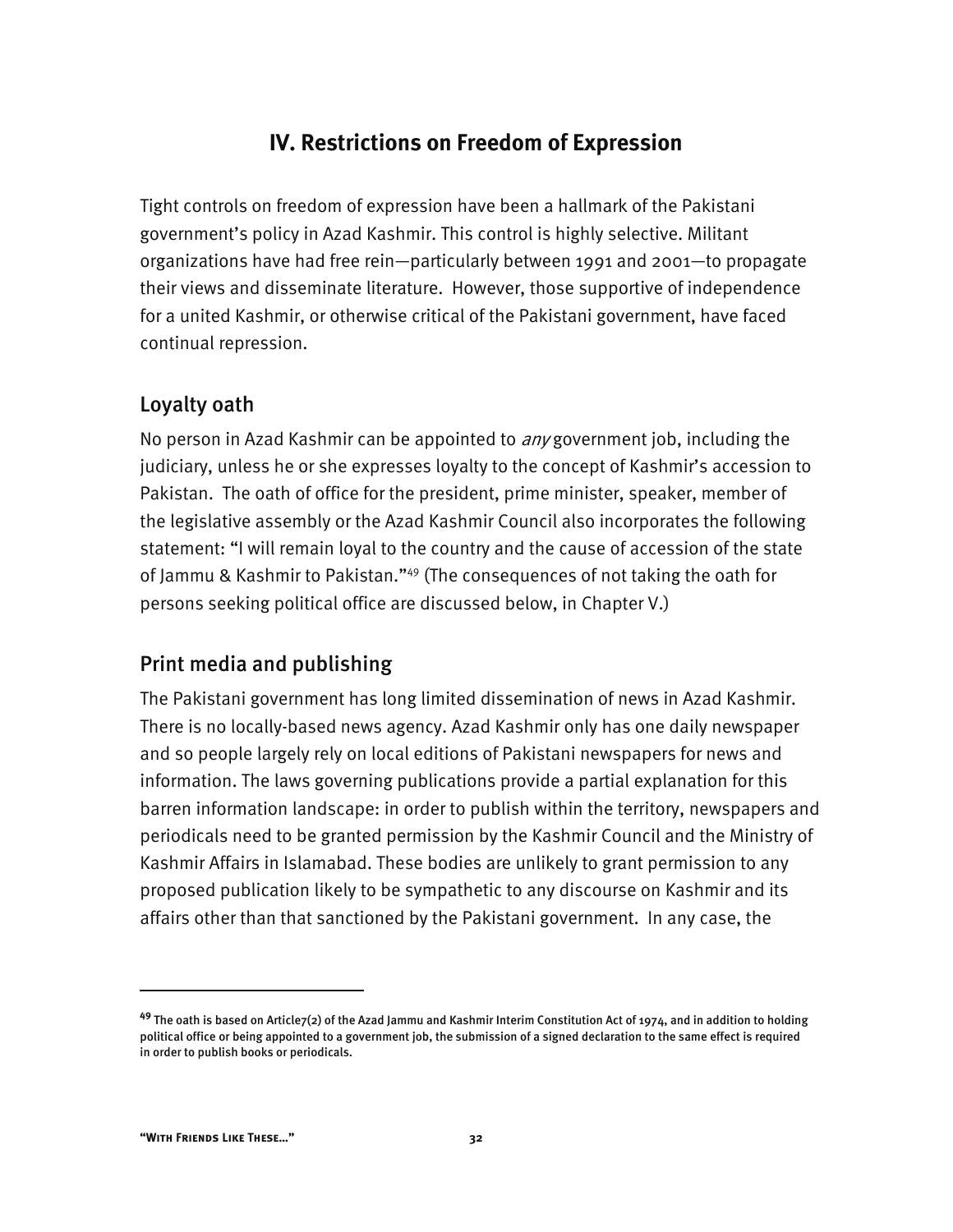# IV. Restrictions on Freedom of Expression

Tight controls on freedom of expression have been a hallmark of the Pakistani government's policy in Azad Kashmir. This control is highly selective. Militant organizations have had free rein—particularly between 1991 and 2001—to propagate their views and disseminate literature. However, those supportive of independence for a united Kashmir, or otherwise critical of the Pakistani government, have faced continual repression.

## Loyalty oath

No person in Azad Kashmir can be appointed to *any* government job, including the judiciary, unless he or she expresses loyalty to the concept of Kashmir's accession to Pakistan. The oath of office for the president, prime minister, speaker, member of the legislative assembly or the Azad Kashmir Council also incorporates the following statement: "I will remain loyal to the country and the cause of accession of the state of Jammu & Kashmir to Pakistan."[49] (The consequences of not taking the oath for persons seeking political office are discussed below, in Chapter V.)

## Print media and publishing

The Pakistani government has long limited dissemination of news in Azad Kashmir. There is no locally-based news agency. Azad Kashmir only has one daily newspaper and so people largely rely on local editions of Pakistani newspapers for news and information. The laws governing publications provide a partial explanation for this barren information landscape: in order to publish within the territory, newspapers and periodicals need to be granted permission by the Kashmir Council and the Ministry of Kashmir Affairs in Islamabad. These bodies are unlikely to grant permission to any proposed publication likely to be sympathetic to any discourse on Kashmir and its affairs other than that sanctioned by the Pakistani government. In any case, the

---

[49] The oath is based on Article7(2) of the Azad Jammu and Kashmir Interim Constitution Act of 1974, and in addition to holding political office or being appointed to a government job, the submission of a signed declaration to the same effect is required in order to publish books or periodicals.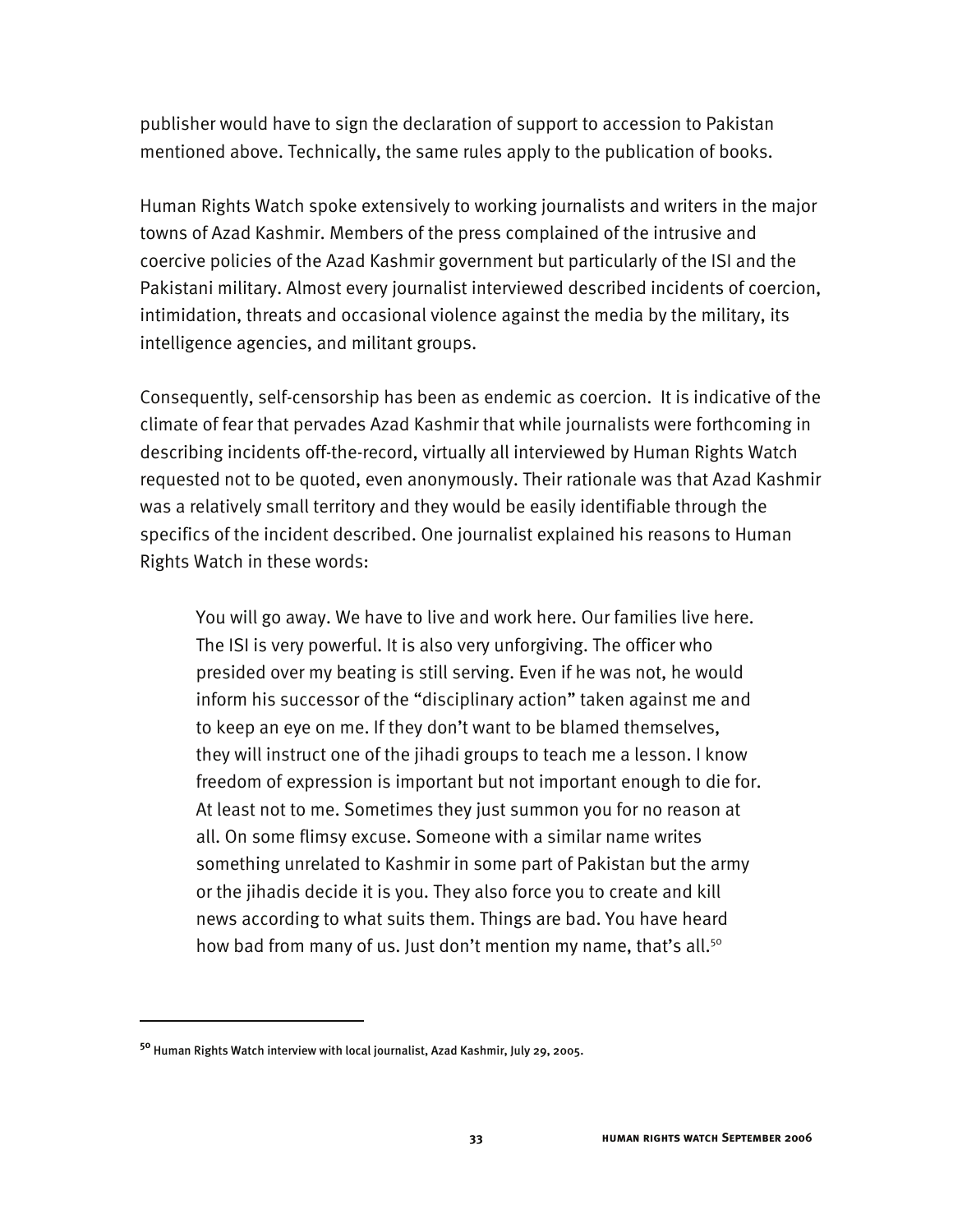publisher would have to sign the declaration of support to accession to Pakistan mentioned above. Technically, the same rules apply to the publication of books.

Human Rights Watch spoke extensively to working journalists and writers in the major towns of Azad Kashmir. Members of the press complained of the intrusive and coercive policies of the Azad Kashmir government but particularly of the ISI and the Pakistani military. Almost every journalist interviewed described incidents of coercion, intimidation, threats and occasional violence against the media by the military, its intelligence agencies, and militant groups.

Consequently, self-censorship has been as endemic as coercion. It is indicative of the climate of fear that pervades Azad Kashmir that while journalists were forthcoming in describing incidents off-the-record, virtually all interviewed by Human Rights Watch requested not to be quoted, even anonymously. Their rationale was that Azad Kashmir was a relatively small territory and they would be easily identifiable through the specifics of the incident described. One journalist explained his reasons to Human Rights Watch in these words:

> You will go away. We have to live and work here. Our families live here. The ISI is very powerful. It is also very unforgiving. The officer who presided over my beating is still serving. Even if he was not, he would inform his successor of the "disciplinary action" taken against me and to keep an eye on me. If they don't want to be blamed themselves, they will instruct one of the jihadi groups to teach me a lesson. I know freedom of expression is important but not important enough to die for. At least not to me. Sometimes they just summon you for no reason at all. On some flimsy excuse. Someone with a similar name writes something unrelated to Kashmir in some part of Pakistan but the army or the jihadis decide it is you. They also force you to create and kill news according to what suits them. Things are bad. You have heard how bad from many of us. Just don't mention my name, that's all.[50]

---

[50] Human Rights Watch interview with local journalist, Azad Kashmir, July 29, 2005.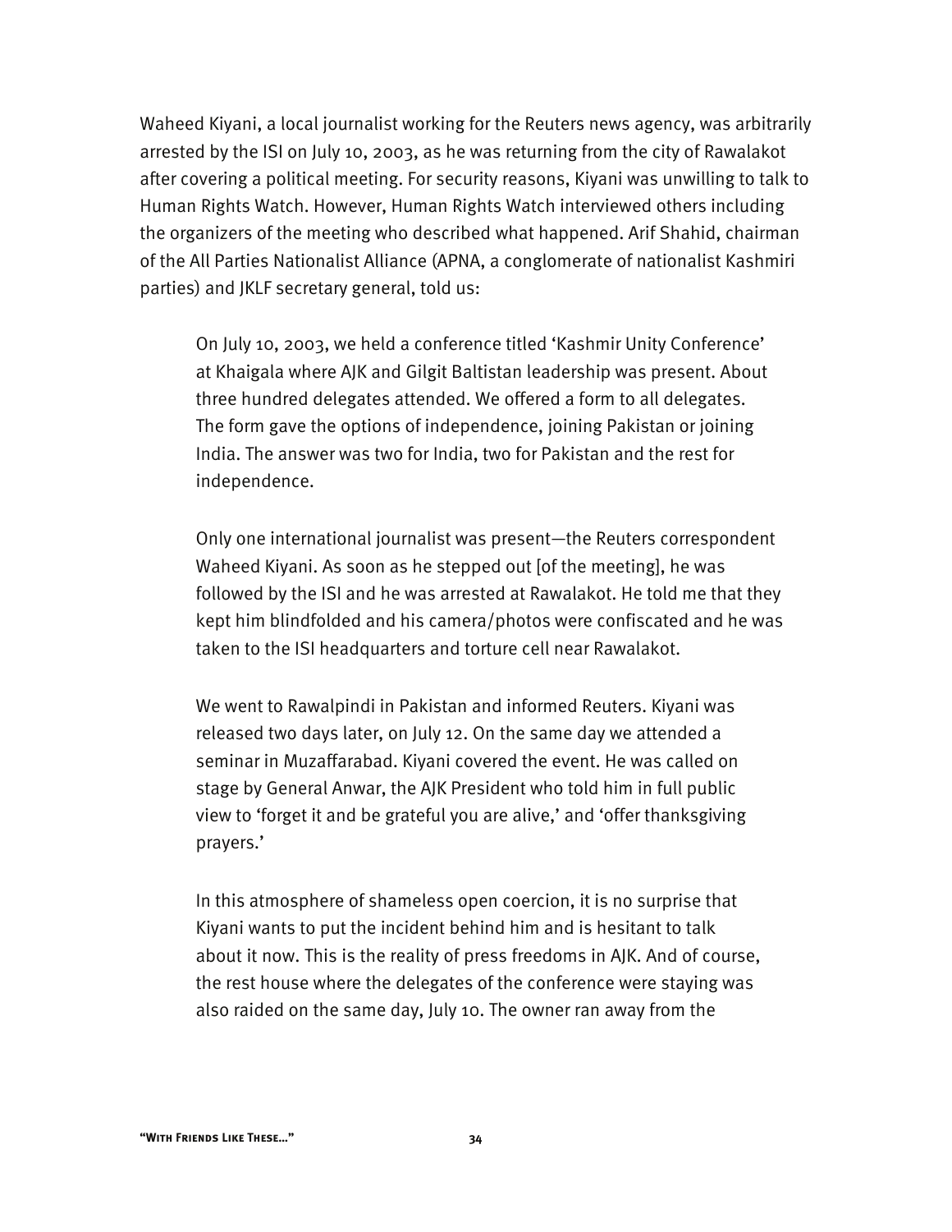Waheed Kiyani, a local journalist working for the Reuters news agency, was arbitrarily arrested by the ISI on July 10, 2003, as he was returning from the city of Rawalakot after covering a political meeting. For security reasons, Kiyani was unwilling to talk to Human Rights Watch. However, Human Rights Watch interviewed others including the organizers of the meeting who described what happened. Arif Shahid, chairman of the All Parties Nationalist Alliance (APNA, a conglomerate of nationalist Kashmiri parties) and JKLF secretary general, told us:

> On July 10, 2003, we held a conference titled 'Kashmir Unity Conference' at Khaigala where AJK and Gilgit Baltistan leadership was present. About three hundred delegates attended. We offered a form to all delegates. The form gave the options of independence, joining Pakistan or joining India. The answer was two for India, two for Pakistan and the rest for independence.
>
> Only one international journalist was present—the Reuters correspondent Waheed Kiyani. As soon as he stepped out [of the meeting], he was followed by the ISI and he was arrested at Rawalakot. He told me that they kept him blindfolded and his camera/photos were confiscated and he was taken to the ISI headquarters and torture cell near Rawalakot.
>
> We went to Rawalpindi in Pakistan and informed Reuters. Kiyani was released two days later, on July 12. On the same day we attended a seminar in Muzaffarabad. Kiyani covered the event. He was called on stage by General Anwar, the AJK President who told him in full public view to 'forget it and be grateful you are alive,' and 'offer thanksgiving prayers.'
>
> In this atmosphere of shameless open coercion, it is no surprise that Kiyani wants to put the incident behind him and is hesitant to talk about it now. This is the reality of press freedoms in AJK. And of course, the rest house where the delegates of the conference were staying was also raided on the same day, July 10. The owner ran away from the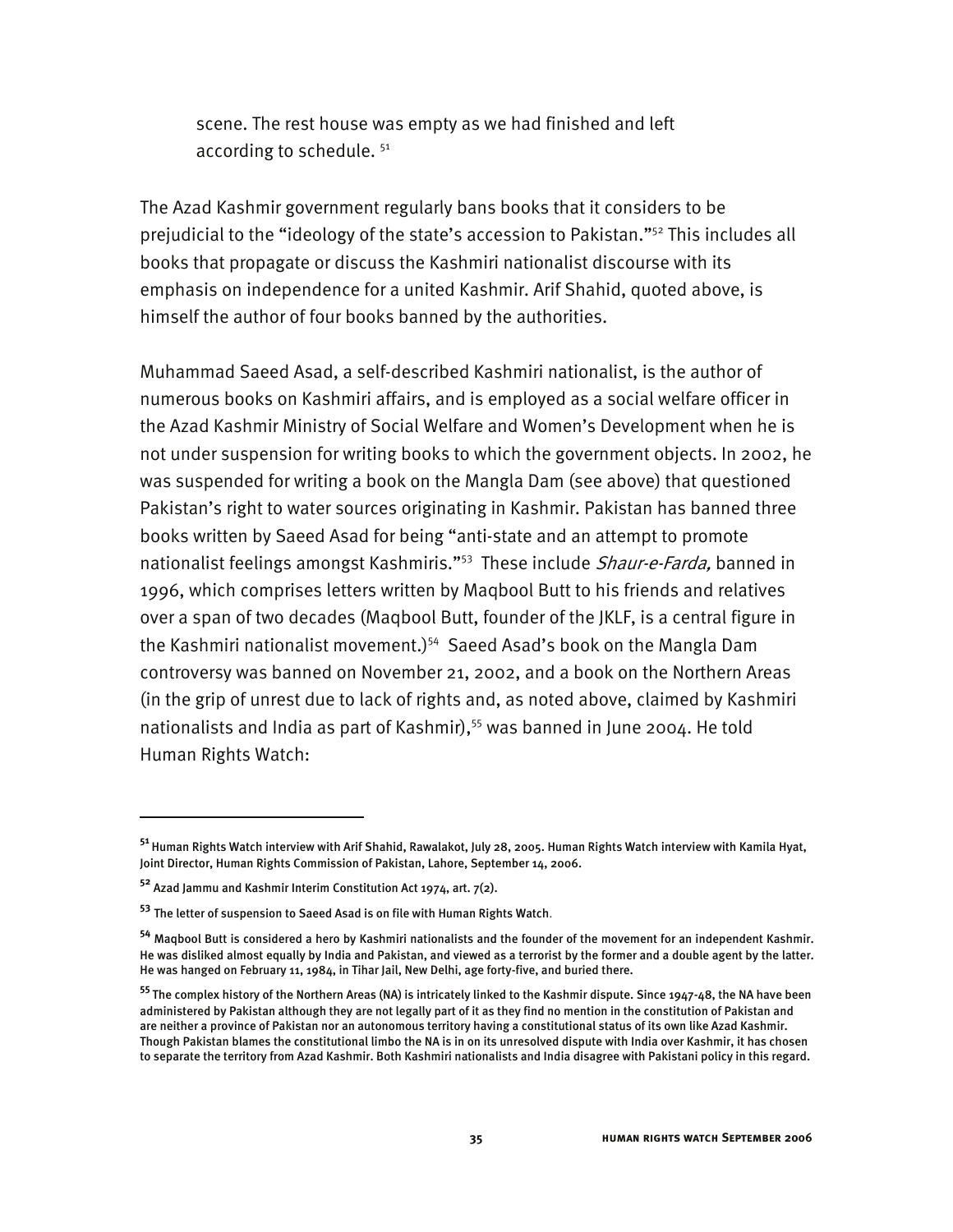scene. The rest house was empty as we had finished and left according to schedule. [51]

The Azad Kashmir government regularly bans books that it considers to be prejudicial to the "ideology of the state's accession to Pakistan."[52] This includes all books that propagate or discuss the Kashmiri nationalist discourse with its emphasis on independence for a united Kashmir. Arif Shahid, quoted above, is himself the author of four books banned by the authorities.

Muhammad Saeed Asad, a self-described Kashmiri nationalist, is the author of numerous books on Kashmiri affairs, and is employed as a social welfare officer in the Azad Kashmir Ministry of Social Welfare and Women's Development when he is not under suspension for writing books to which the government objects. In 2002, he was suspended for writing a book on the Mangla Dam (see above) that questioned Pakistan's right to water sources originating in Kashmir. Pakistan has banned three books written by Saeed Asad for being "anti-state and an attempt to promote nationalist feelings amongst Kashmiris."[53] These include *Shaur-e-Farda,* banned in 1996, which comprises letters written by Maqbool Butt to his friends and relatives over a span of two decades (Maqbool Butt, founder of the JKLF, is a central figure in the Kashmiri nationalist movement.)[54] Saeed Asad's book on the Mangla Dam controversy was banned on November 21, 2002, and a book on the Northern Areas (in the grip of unrest due to lack of rights and, as noted above, claimed by Kashmiri nationalists and India as part of Kashmir),[55] was banned in June 2004. He told Human Rights Watch:

---

[51] Human Rights Watch interview with Arif Shahid, Rawalakot, July 28, 2005. Human Rights Watch interview with Kamila Hyat, Joint Director, Human Rights Commission of Pakistan, Lahore, September 14, 2006.

[52] Azad Jammu and Kashmir Interim Constitution Act 1974, art. 7(2).

[53] The letter of suspension to Saeed Asad is on file with Human Rights Watch.

[54] Maqbool Butt is considered a hero by Kashmiri nationalists and the founder of the movement for an independent Kashmir. He was disliked almost equally by India and Pakistan, and viewed as a terrorist by the former and a double agent by the latter. He was hanged on February 11, 1984, in Tihar Jail, New Delhi, age forty-five, and buried there.

[55] The complex history of the Northern Areas (NA) is intricately linked to the Kashmir dispute. Since 1947-48, the NA have been administered by Pakistan although they are not legally part of it as they find no mention in the constitution of Pakistan and are neither a province of Pakistan nor an autonomous territory having a constitutional status of its own like Azad Kashmir. Though Pakistan blames the constitutional limbo the NA is in on its unresolved dispute with India over Kashmir, it has chosen to separate the territory from Azad Kashmir. Both Kashmiri nationalists and India disagree with Pakistani policy in this regard.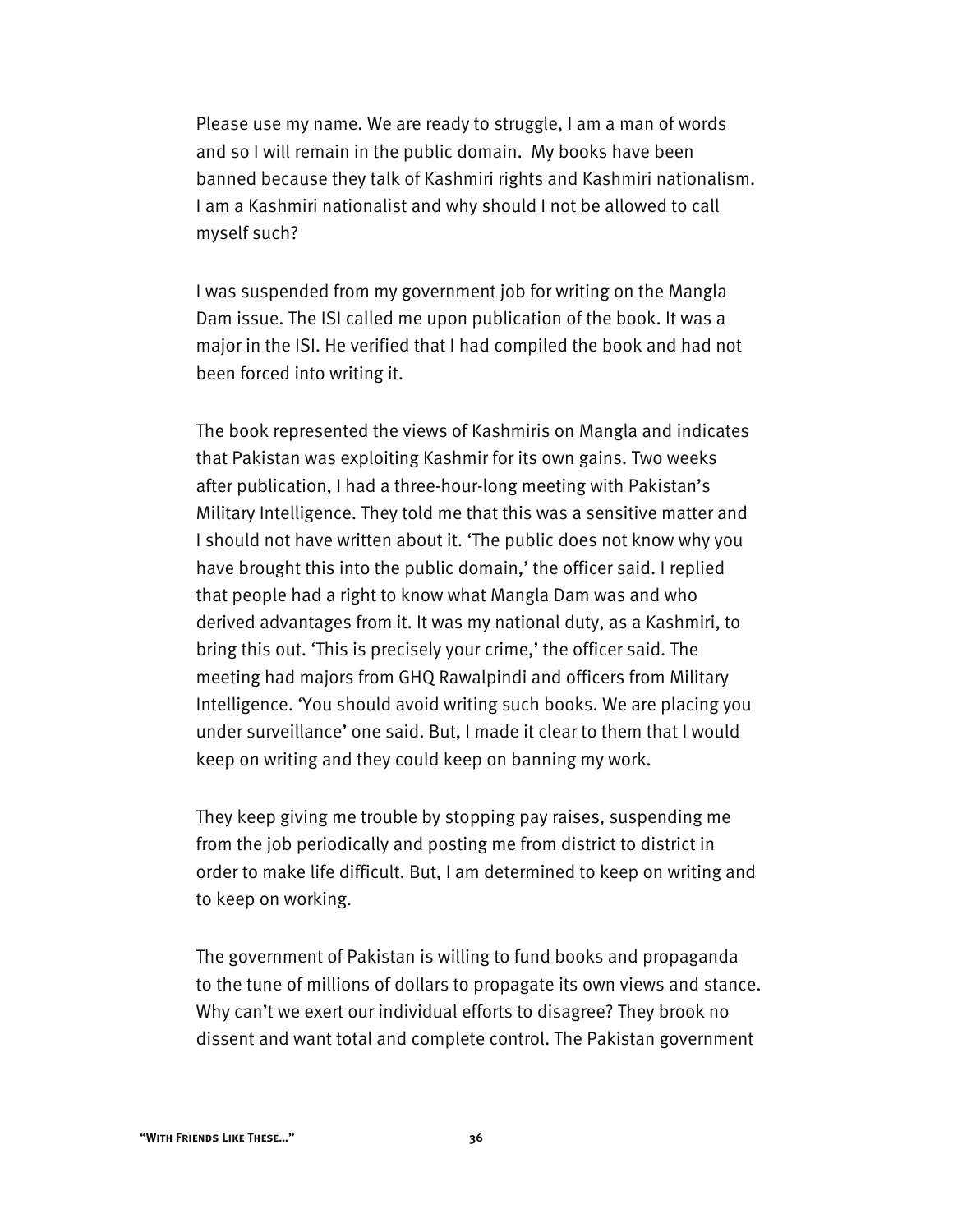Please use my name. We are ready to struggle, I am a man of words and so I will remain in the public domain.  My books have been banned because they talk of Kashmiri rights and Kashmiri nationalism. I am a Kashmiri nationalist and why should I not be allowed to call myself such?

I was suspended from my government job for writing on the Mangla Dam issue. The ISI called me upon publication of the book. It was a major in the ISI. He verified that I had compiled the book and had not been forced into writing it.

The book represented the views of Kashmiris on Mangla and indicates that Pakistan was exploiting Kashmir for its own gains. Two weeks after publication, I had a three-hour-long meeting with Pakistan's Military Intelligence. They told me that this was a sensitive matter and I should not have written about it. 'The public does not know why you have brought this into the public domain,' the officer said. I replied that people had a right to know what Mangla Dam was and who derived advantages from it. It was my national duty, as a Kashmiri, to bring this out. 'This is precisely your crime,' the officer said. The meeting had majors from GHQ Rawalpindi and officers from Military Intelligence. 'You should avoid writing such books. We are placing you under surveillance' one said. But, I made it clear to them that I would keep on writing and they could keep on banning my work.

They keep giving me trouble by stopping pay raises, suspending me from the job periodically and posting me from district to district in order to make life difficult. But, I am determined to keep on writing and to keep on working.

The government of Pakistan is willing to fund books and propaganda to the tune of millions of dollars to propagate its own views and stance. Why can't we exert our individual efforts to disagree? They brook no dissent and want total and complete control. The Pakistan government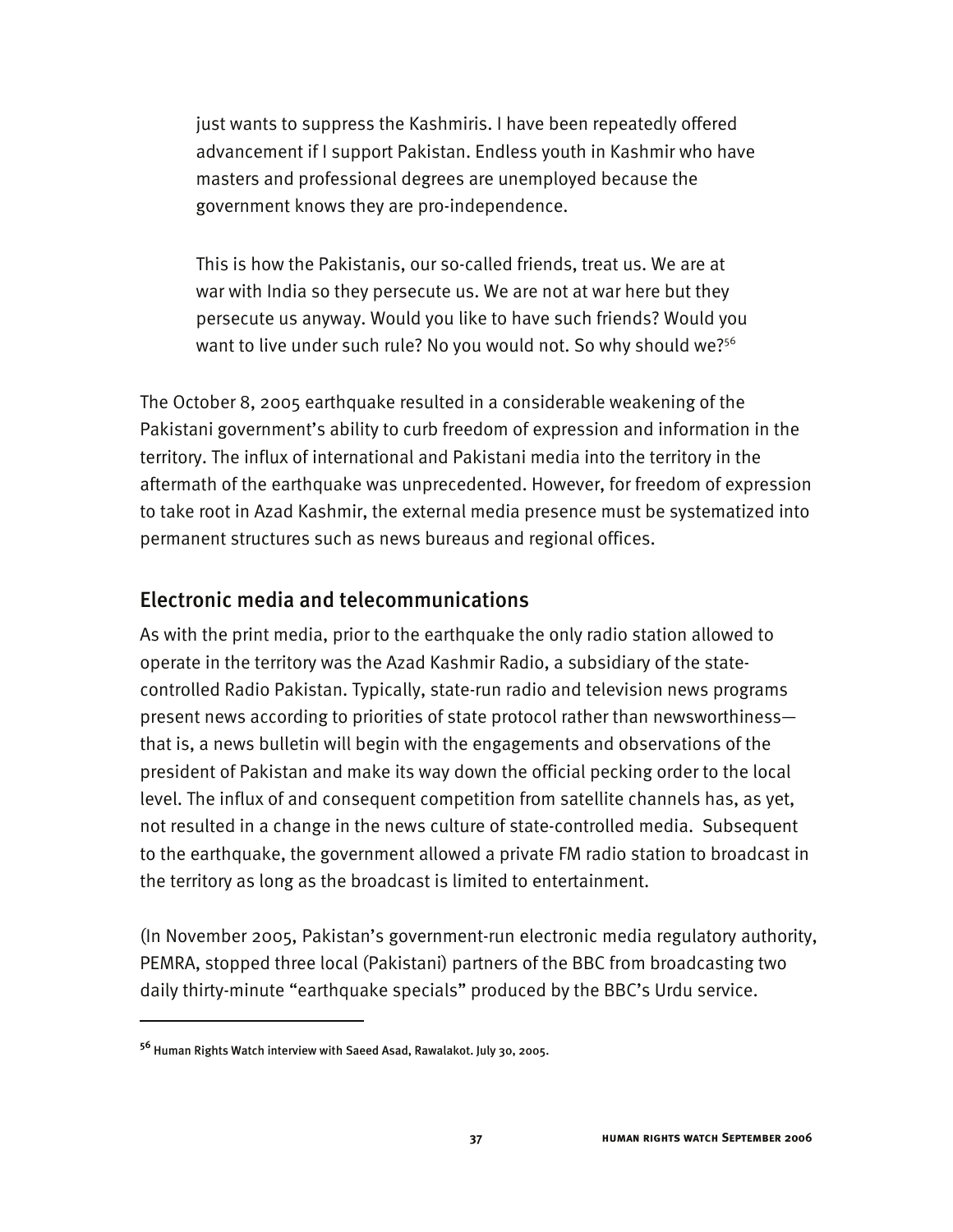> just wants to suppress the Kashmiris. I have been repeatedly offered advancement if I support Pakistan. Endless youth in Kashmir who have masters and professional degrees are unemployed because the government knows they are pro-independence.
>
> This is how the Pakistanis, our so-called friends, treat us. We are at war with India so they persecute us. We are not at war here but they persecute us anyway. Would you like to have such friends? Would you want to live under such rule? No you would not. So why should we?[56]

The October 8, 2005 earthquake resulted in a considerable weakening of the Pakistani government's ability to curb freedom of expression and information in the territory. The influx of international and Pakistani media into the territory in the aftermath of the earthquake was unprecedented. However, for freedom of expression to take root in Azad Kashmir, the external media presence must be systematized into permanent structures such as news bureaus and regional offices.

## Electronic media and telecommunications

As with the print media, prior to the earthquake the only radio station allowed to operate in the territory was the Azad Kashmir Radio, a subsidiary of the state-controlled Radio Pakistan. Typically, state-run radio and television news programs present news according to priorities of state protocol rather than newsworthiness—that is, a news bulletin will begin with the engagements and observations of the president of Pakistan and make its way down the official pecking order to the local level. The influx of and consequent competition from satellite channels has, as yet, not resulted in a change in the news culture of state-controlled media. Subsequent to the earthquake, the government allowed a private FM radio station to broadcast in the territory as long as the broadcast is limited to entertainment.

(In November 2005, Pakistan's government-run electronic media regulatory authority, PEMRA, stopped three local (Pakistani) partners of the BBC from broadcasting two daily thirty-minute "earthquake specials" produced by the BBC's Urdu service.

---

[56] Human Rights Watch interview with Saeed Asad, Rawalakot. July 30, 2005.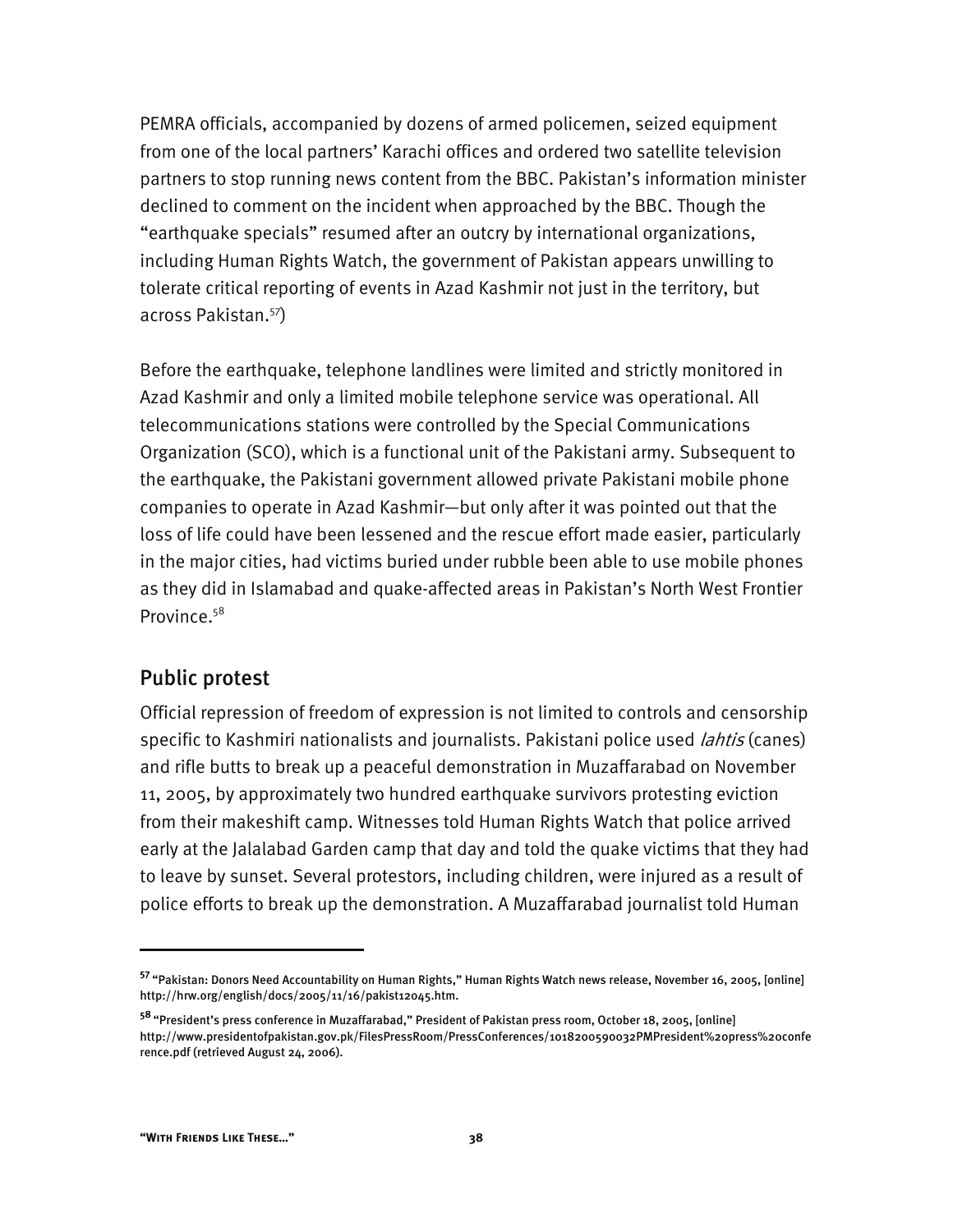PEMRA officials, accompanied by dozens of armed policemen, seized equipment from one of the local partners' Karachi offices and ordered two satellite television partners to stop running news content from the BBC. Pakistan's information minister declined to comment on the incident when approached by the BBC. Though the "earthquake specials" resumed after an outcry by international organizations, including Human Rights Watch, the government of Pakistan appears unwilling to tolerate critical reporting of events in Azad Kashmir not just in the territory, but across Pakistan.[57])

Before the earthquake, telephone landlines were limited and strictly monitored in Azad Kashmir and only a limited mobile telephone service was operational. All telecommunications stations were controlled by the Special Communications Organization (SCO), which is a functional unit of the Pakistani army. Subsequent to the earthquake, the Pakistani government allowed private Pakistani mobile phone companies to operate in Azad Kashmir—but only after it was pointed out that the loss of life could have been lessened and the rescue effort made easier, particularly in the major cities, had victims buried under rubble been able to use mobile phones as they did in Islamabad and quake-affected areas in Pakistan's North West Frontier Province.[58]

## Public protest

Official repression of freedom of expression is not limited to controls and censorship specific to Kashmiri nationalists and journalists. Pakistani police used *lahtis* (canes) and rifle butts to break up a peaceful demonstration in Muzaffarabad on November 11, 2005, by approximately two hundred earthquake survivors protesting eviction from their makeshift camp. Witnesses told Human Rights Watch that police arrived early at the Jalalabad Garden camp that day and told the quake victims that they had to leave by sunset. Several protestors, including children, were injured as a result of police efforts to break up the demonstration. A Muzaffarabad journalist told Human

---

[57] "Pakistan: Donors Need Accountability on Human Rights," Human Rights Watch news release, November 16, 2005, [online] http://hrw.org/english/docs/2005/11/16/pakist12045.htm.

[58] "President's press conference in Muzaffarabad," President of Pakistan press room, October 18, 2005, [online] http://www.presidentofpakistan.gov.pk/FilesPressRoom/PressConferences/1018200590032PMPresident%20press%20conference.pdf (retrieved August 24, 2006).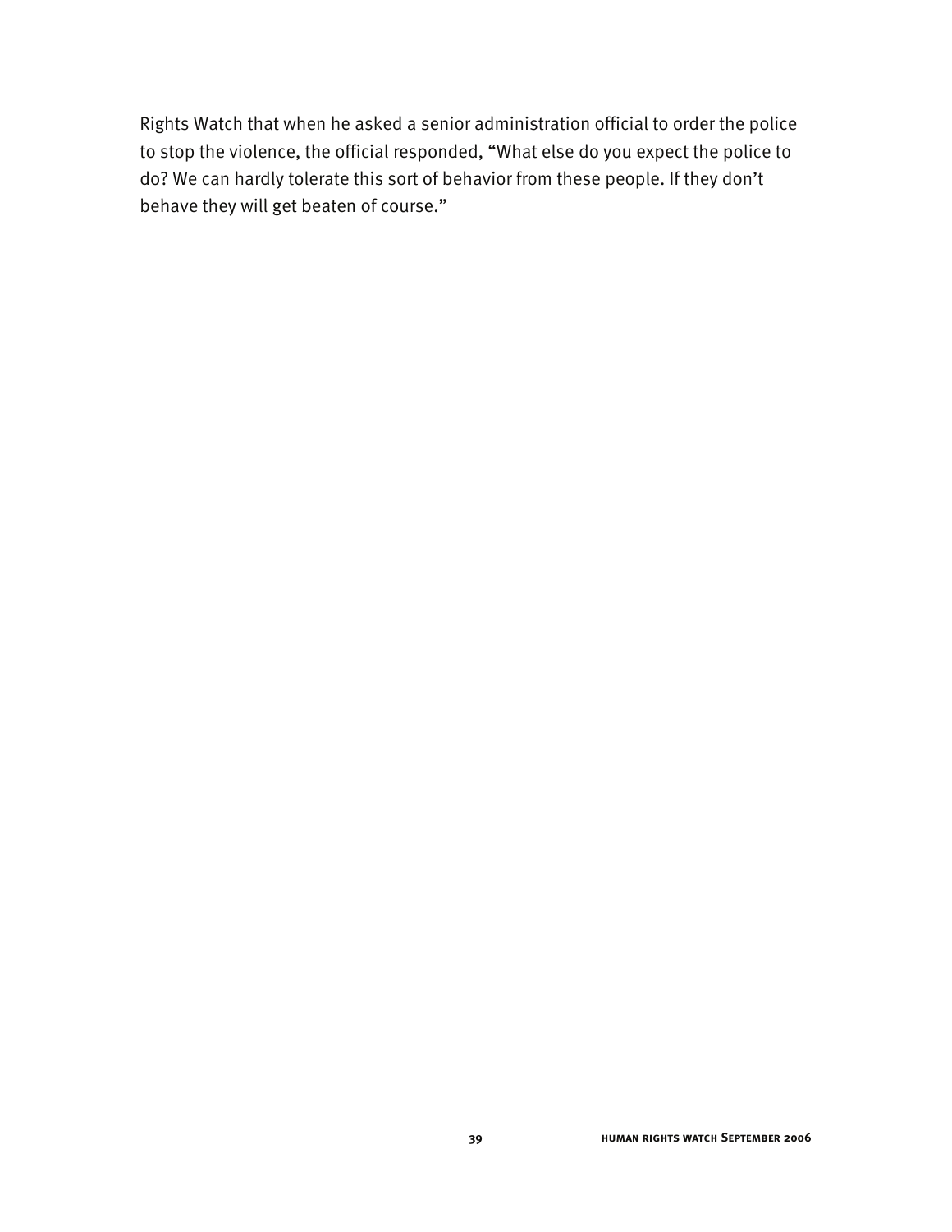Rights Watch that when he asked a senior administration official to order the police to stop the violence, the official responded, “What else do you expect the police to do? We can hardly tolerate this sort of behavior from these people. If they don’t behave they will get beaten of course.”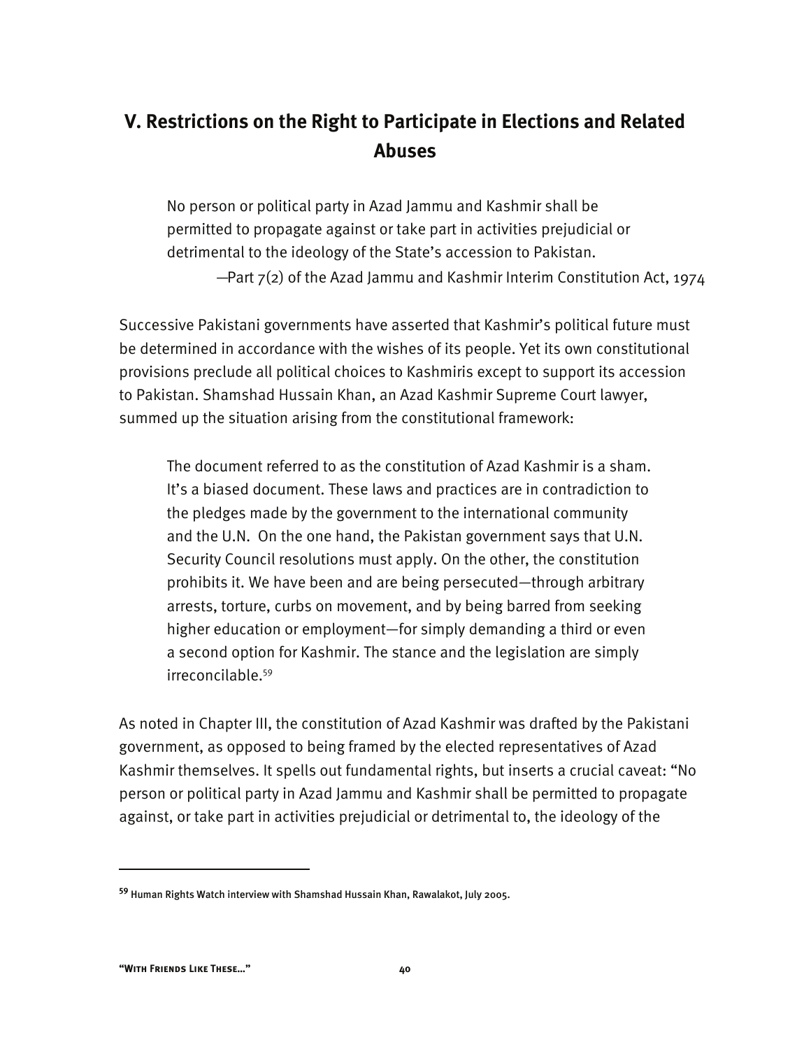## V. Restrictions on the Right to Participate in Elections and Related Abuses

> No person or political party in Azad Jammu and Kashmir shall be permitted to propagate against or take part in activities prejudicial or detrimental to the ideology of the State's accession to Pakistan.
>
> —Part 7(2) of the Azad Jammu and Kashmir Interim Constitution Act, 1974

Successive Pakistani governments have asserted that Kashmir's political future must be determined in accordance with the wishes of its people. Yet its own constitutional provisions preclude all political choices to Kashmiris except to support its accession to Pakistan. Shamshad Hussain Khan, an Azad Kashmir Supreme Court lawyer, summed up the situation arising from the constitutional framework:

> The document referred to as the constitution of Azad Kashmir is a sham. It's a biased document. These laws and practices are in contradiction to the pledges made by the government to the international community and the U.N. On the one hand, the Pakistan government says that U.N. Security Council resolutions must apply. On the other, the constitution prohibits it. We have been and are being persecuted—through arbitrary arrests, torture, curbs on movement, and by being barred from seeking higher education or employment—for simply demanding a third or even a second option for Kashmir. The stance and the legislation are simply irreconcilable.[59]

As noted in Chapter III, the constitution of Azad Kashmir was drafted by the Pakistani government, as opposed to being framed by the elected representatives of Azad Kashmir themselves. It spells out fundamental rights, but inserts a crucial caveat: "No person or political party in Azad Jammu and Kashmir shall be permitted to propagate against, or take part in activities prejudicial or detrimental to, the ideology of the

---

[59] Human Rights Watch interview with Shamshad Hussain Khan, Rawalakot, July 2005.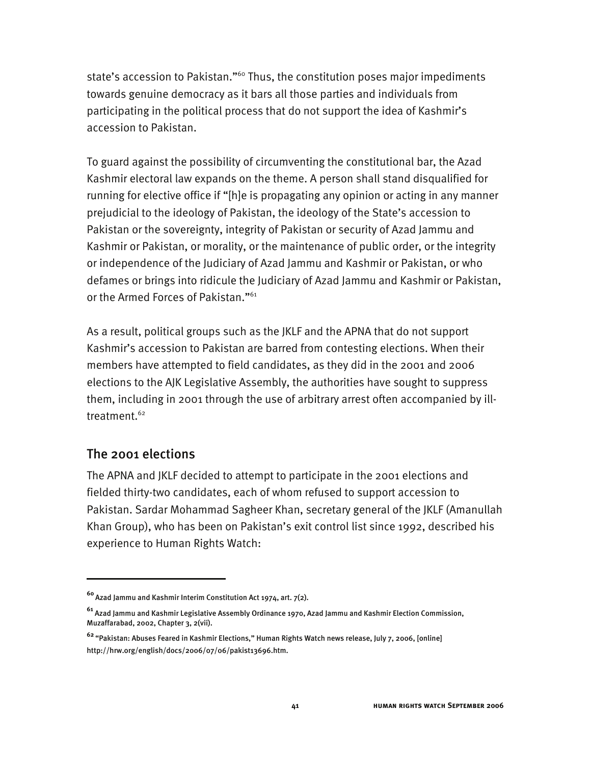state's accession to Pakistan."[60] Thus, the constitution poses major impediments towards genuine democracy as it bars all those parties and individuals from participating in the political process that do not support the idea of Kashmir's accession to Pakistan.

To guard against the possibility of circumventing the constitutional bar, the Azad Kashmir electoral law expands on the theme. A person shall stand disqualified for running for elective office if "[h]e is propagating any opinion or acting in any manner prejudicial to the ideology of Pakistan, the ideology of the State's accession to Pakistan or the sovereignty, integrity of Pakistan or security of Azad Jammu and Kashmir or Pakistan, or morality, or the maintenance of public order, or the integrity or independence of the Judiciary of Azad Jammu and Kashmir or Pakistan, or who defames or brings into ridicule the Judiciary of Azad Jammu and Kashmir or Pakistan, or the Armed Forces of Pakistan."[61]

As a result, political groups such as the JKLF and the APNA that do not support Kashmir's accession to Pakistan are barred from contesting elections. When their members have attempted to field candidates, as they did in the 2001 and 2006 elections to the AJK Legislative Assembly, the authorities have sought to suppress them, including in 2001 through the use of arbitrary arrest often accompanied by ill-treatment.[62]

## The 2001 elections

The APNA and JKLF decided to attempt to participate in the 2001 elections and fielded thirty-two candidates, each of whom refused to support accession to Pakistan. Sardar Mohammad Sagheer Khan, secretary general of the JKLF (Amanullah Khan Group), who has been on Pakistan's exit control list since 1992, described his experience to Human Rights Watch:

---

[60] Azad Jammu and Kashmir Interim Constitution Act 1974, art. 7(2).

[61] Azad Jammu and Kashmir Legislative Assembly Ordinance 1970, Azad Jammu and Kashmir Election Commission, Muzaffarabad, 2002, Chapter 3, 2(vii).

[62] "Pakistan: Abuses Feared in Kashmir Elections," Human Rights Watch news release, July 7, 2006, [online] http://hrw.org/english/docs/2006/07/06/pakist13696.htm.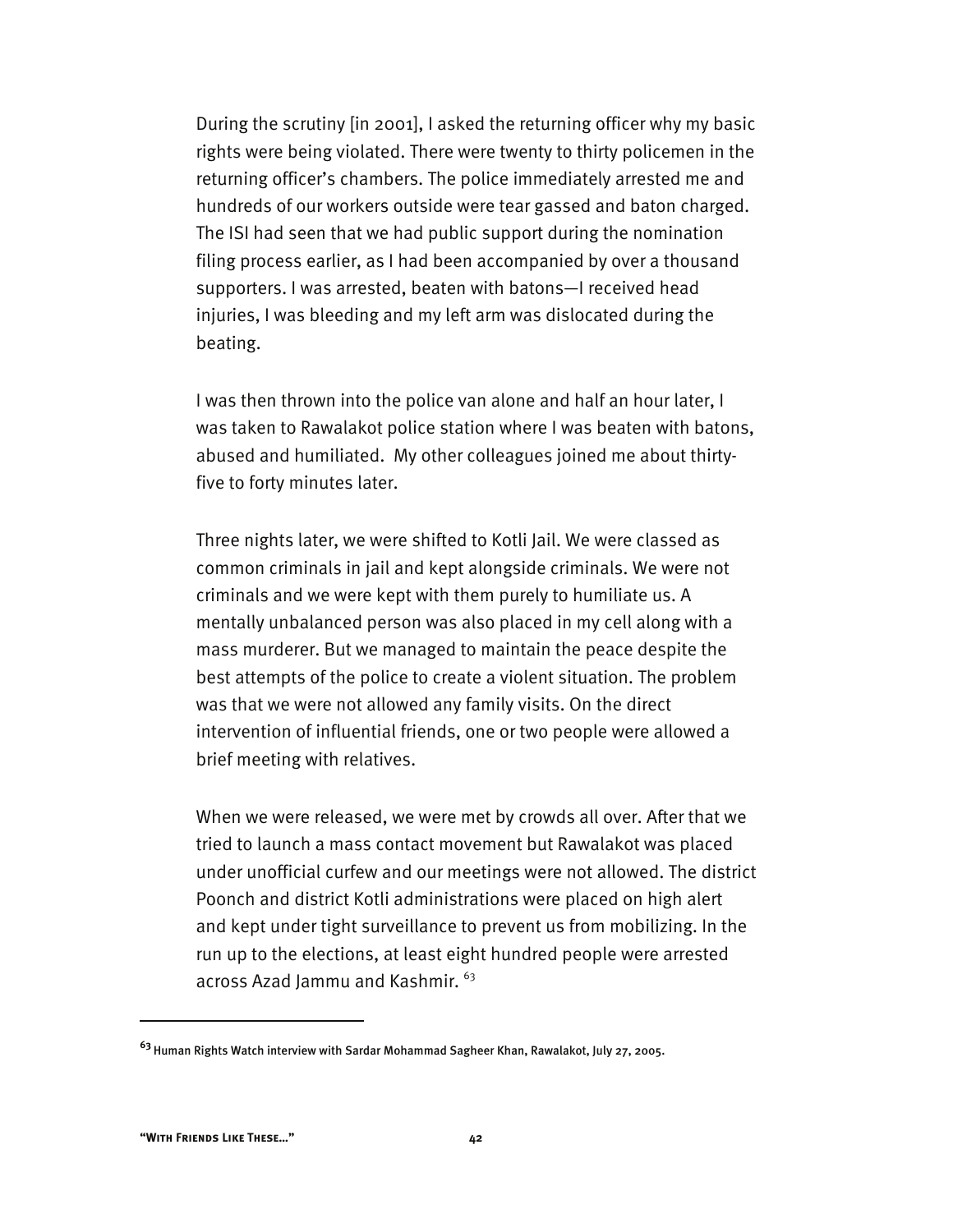During the scrutiny [in 2001], I asked the returning officer why my basic rights were being violated. There were twenty to thirty policemen in the returning officer's chambers. The police immediately arrested me and hundreds of our workers outside were tear gassed and baton charged. The ISI had seen that we had public support during the nomination filing process earlier, as I had been accompanied by over a thousand supporters. I was arrested, beaten with batons—I received head injuries, I was bleeding and my left arm was dislocated during the beating.

I was then thrown into the police van alone and half an hour later, I was taken to Rawalakot police station where I was beaten with batons, abused and humiliated. My other colleagues joined me about thirty-five to forty minutes later.

Three nights later, we were shifted to Kotli Jail. We were classed as common criminals in jail and kept alongside criminals. We were not criminals and we were kept with them purely to humiliate us. A mentally unbalanced person was also placed in my cell along with a mass murderer. But we managed to maintain the peace despite the best attempts of the police to create a violent situation. The problem was that we were not allowed any family visits. On the direct intervention of influential friends, one or two people were allowed a brief meeting with relatives.

When we were released, we were met by crowds all over. After that we tried to launch a mass contact movement but Rawalakot was placed under unofficial curfew and our meetings were not allowed. The district Poonch and district Kotli administrations were placed on high alert and kept under tight surveillance to prevent us from mobilizing. In the run up to the elections, at least eight hundred people were arrested across Azad Jammu and Kashmir. [63]

---

[63] Human Rights Watch interview with Sardar Mohammad Sagheer Khan, Rawalakot, July 27, 2005.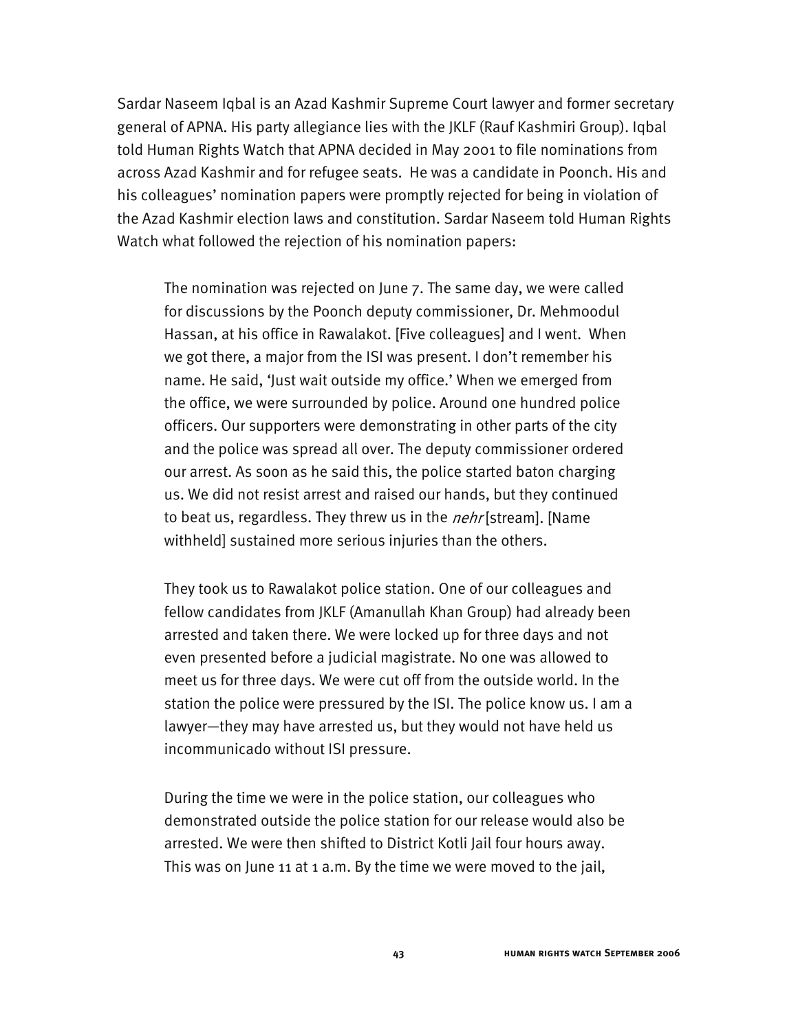Sardar Naseem Iqbal is an Azad Kashmir Supreme Court lawyer and former secretary general of APNA. His party allegiance lies with the JKLF (Rauf Kashmiri Group). Iqbal told Human Rights Watch that APNA decided in May 2001 to file nominations from across Azad Kashmir and for refugee seats. He was a candidate in Poonch. His and his colleagues' nomination papers were promptly rejected for being in violation of the Azad Kashmir election laws and constitution. Sardar Naseem told Human Rights Watch what followed the rejection of his nomination papers:

> The nomination was rejected on June 7. The same day, we were called for discussions by the Poonch deputy commissioner, Dr. Mehmoodul Hassan, at his office in Rawalakot. [Five colleagues] and I went. When we got there, a major from the ISI was present. I don't remember his name. He said, 'Just wait outside my office.' When we emerged from the office, we were surrounded by police. Around one hundred police officers. Our supporters were demonstrating in other parts of the city and the police was spread all over. The deputy commissioner ordered our arrest. As soon as he said this, the police started baton charging us. We did not resist arrest and raised our hands, but they continued to beat us, regardless. They threw us in the *nehr* [stream]. [Name withheld] sustained more serious injuries than the others.
>
> They took us to Rawalakot police station. One of our colleagues and fellow candidates from JKLF (Amanullah Khan Group) had already been arrested and taken there. We were locked up for three days and not even presented before a judicial magistrate. No one was allowed to meet us for three days. We were cut off from the outside world. In the station the police were pressured by the ISI. The police know us. I am a lawyer—they may have arrested us, but they would not have held us incommunicado without ISI pressure.
>
> During the time we were in the police station, our colleagues who demonstrated outside the police station for our release would also be arrested. We were then shifted to District Kotli Jail four hours away. This was on June 11 at 1 a.m. By the time we were moved to the jail,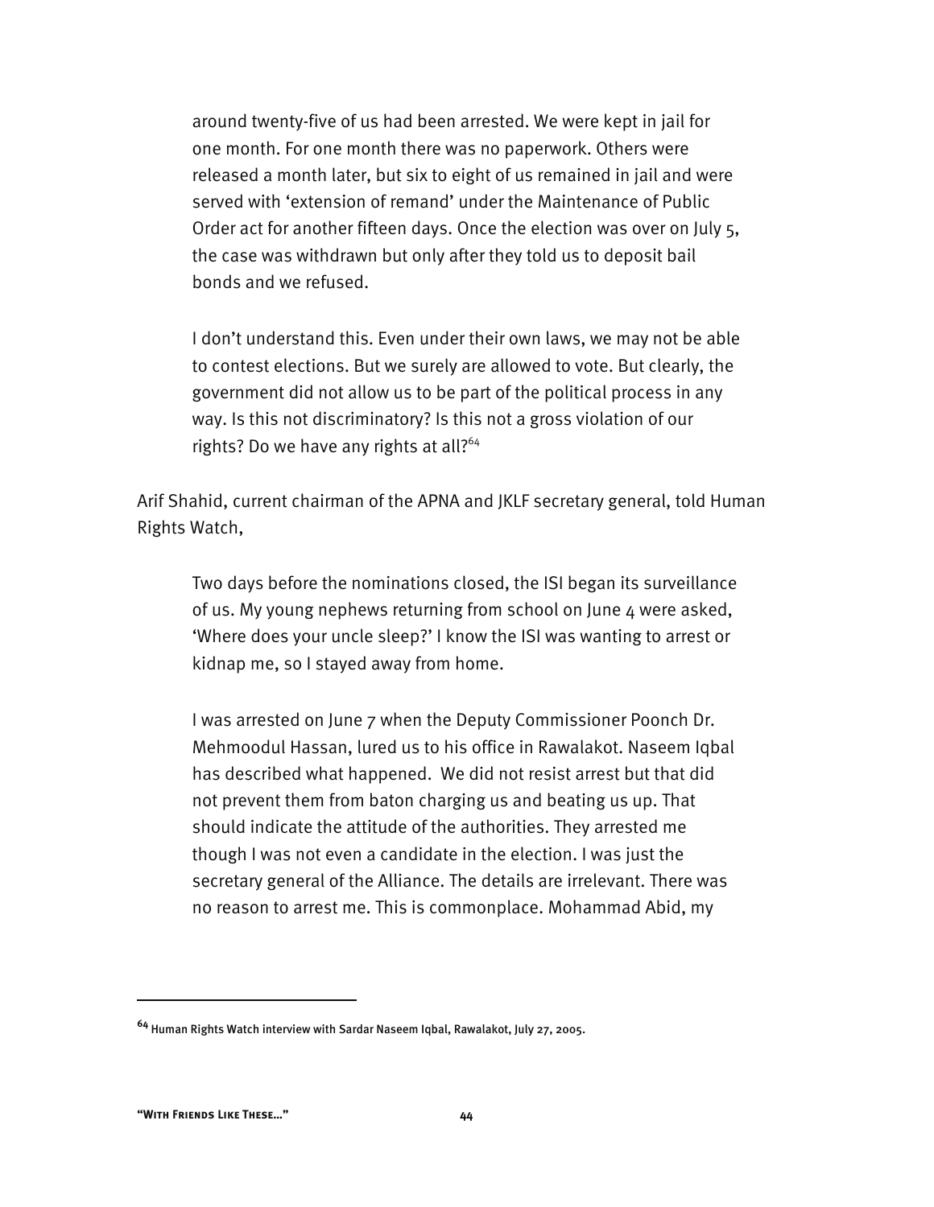> around twenty-five of us had been arrested. We were kept in jail for one month. For one month there was no paperwork. Others were released a month later, but six to eight of us remained in jail and were served with 'extension of remand' under the Maintenance of Public Order act for another fifteen days. Once the election was over on July 5, the case was withdrawn but only after they told us to deposit bail bonds and we refused.
>
> I don't understand this. Even under their own laws, we may not be able to contest elections. But we surely are allowed to vote. But clearly, the government did not allow us to be part of the political process in any way. Is this not discriminatory? Is this not a gross violation of our rights? Do we have any rights at all?[64]

Arif Shahid, current chairman of the APNA and JKLF secretary general, told Human Rights Watch,

> Two days before the nominations closed, the ISI began its surveillance of us. My young nephews returning from school on June 4 were asked, 'Where does your uncle sleep?' I know the ISI was wanting to arrest or kidnap me, so I stayed away from home.
>
> I was arrested on June 7 when the Deputy Commissioner Poonch Dr. Mehmoodul Hassan, lured us to his office in Rawalakot. Naseem Iqbal has described what happened. We did not resist arrest but that did not prevent them from baton charging us and beating us up. That should indicate the attitude of the authorities. They arrested me though I was not even a candidate in the election. I was just the secretary general of the Alliance. The details are irrelevant. There was no reason to arrest me. This is commonplace. Mohammad Abid, my

---

[64] Human Rights Watch interview with Sardar Naseem Iqbal, Rawalakot, July 27, 2005.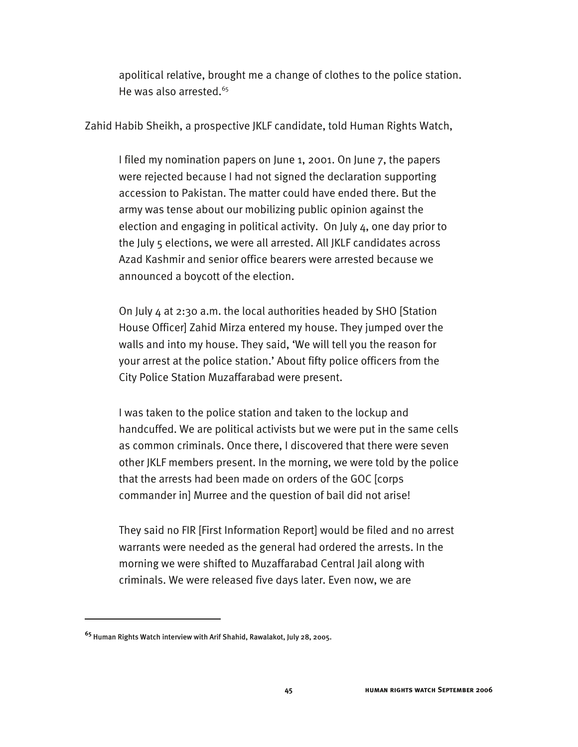apolitical relative, brought me a change of clothes to the police station. He was also arrested.[65]

Zahid Habib Sheikh, a prospective JKLF candidate, told Human Rights Watch,

> I filed my nomination papers on June 1, 2001. On June 7, the papers were rejected because I had not signed the declaration supporting accession to Pakistan. The matter could have ended there. But the army was tense about our mobilizing public opinion against the election and engaging in political activity. On July 4, one day prior to the July 5 elections, we were all arrested. All JKLF candidates across Azad Kashmir and senior office bearers were arrested because we announced a boycott of the election.
>
> On July 4 at 2:30 a.m. the local authorities headed by SHO [Station House Officer] Zahid Mirza entered my house. They jumped over the walls and into my house. They said, 'We will tell you the reason for your arrest at the police station.' About fifty police officers from the City Police Station Muzaffarabad were present.
>
> I was taken to the police station and taken to the lockup and handcuffed. We are political activists but we were put in the same cells as common criminals. Once there, I discovered that there were seven other JKLF members present. In the morning, we were told by the police that the arrests had been made on orders of the GOC [corps commander in] Murree and the question of bail did not arise!
>
> They said no FIR [First Information Report] would be filed and no arrest warrants were needed as the general had ordered the arrests. In the morning we were shifted to Muzaffarabad Central Jail along with criminals. We were released five days later. Even now, we are

---

[65] Human Rights Watch interview with Arif Shahid, Rawalakot, July 28, 2005.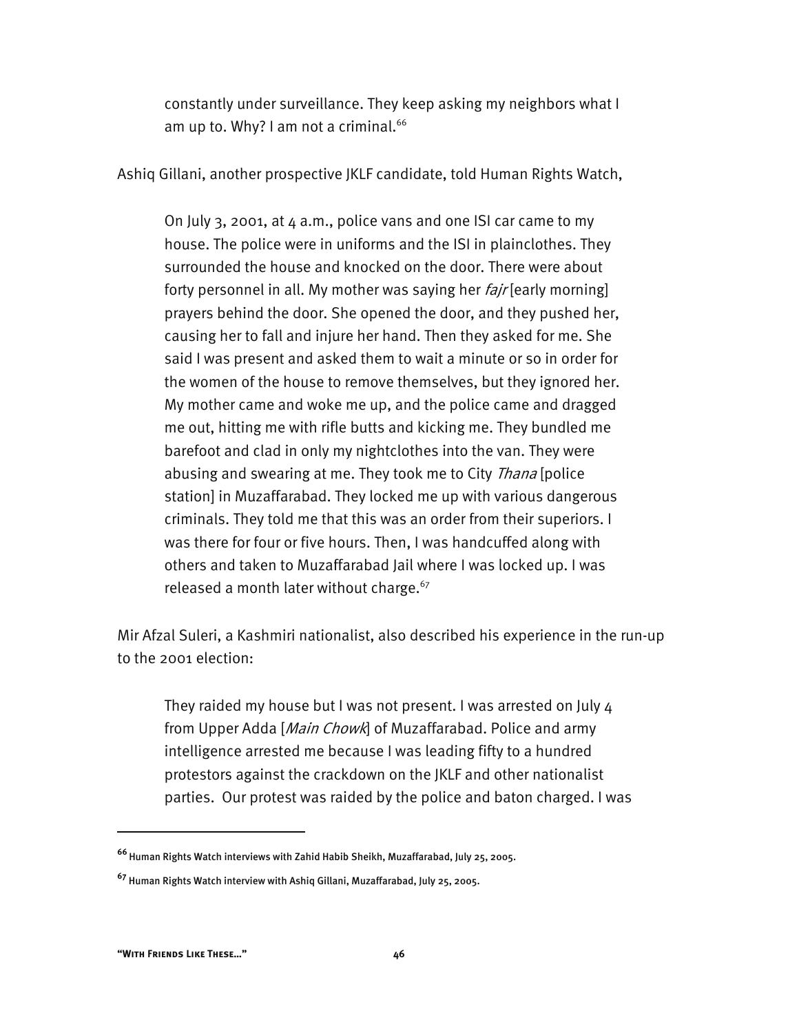> constantly under surveillance. They keep asking my neighbors what I am up to. Why? I am not a criminal.[66]

Ashiq Gillani, another prospective JKLF candidate, told Human Rights Watch,

> On July 3, 2001, at 4 a.m., police vans and one ISI car came to my house. The police were in uniforms and the ISI in plainclothes. They surrounded the house and knocked on the door. There were about forty personnel in all. My mother was saying her *fajr* [early morning] prayers behind the door. She opened the door, and they pushed her, causing her to fall and injure her hand. Then they asked for me. She said I was present and asked them to wait a minute or so in order for the women of the house to remove themselves, but they ignored her. My mother came and woke me up, and the police came and dragged me out, hitting me with rifle butts and kicking me. They bundled me barefoot and clad in only my nightclothes into the van. They were abusing and swearing at me. They took me to City *Thana* [police station] in Muzaffarabad. They locked me up with various dangerous criminals. They told me that this was an order from their superiors. I was there for four or five hours. Then, I was handcuffed along with others and taken to Muzaffarabad Jail where I was locked up. I was released a month later without charge.[67]

Mir Afzal Suleri, a Kashmiri nationalist, also described his experience in the run-up to the 2001 election:

> They raided my house but I was not present. I was arrested on July 4 from Upper Adda [*Main Chowk*] of Muzaffarabad. Police and army intelligence arrested me because I was leading fifty to a hundred protestors against the crackdown on the JKLF and other nationalist parties. Our protest was raided by the police and baton charged. I was

---

[66] Human Rights Watch interviews with Zahid Habib Sheikh, Muzaffarabad, July 25, 2005.

[67] Human Rights Watch interview with Ashiq Gillani, Muzaffarabad, July 25, 2005.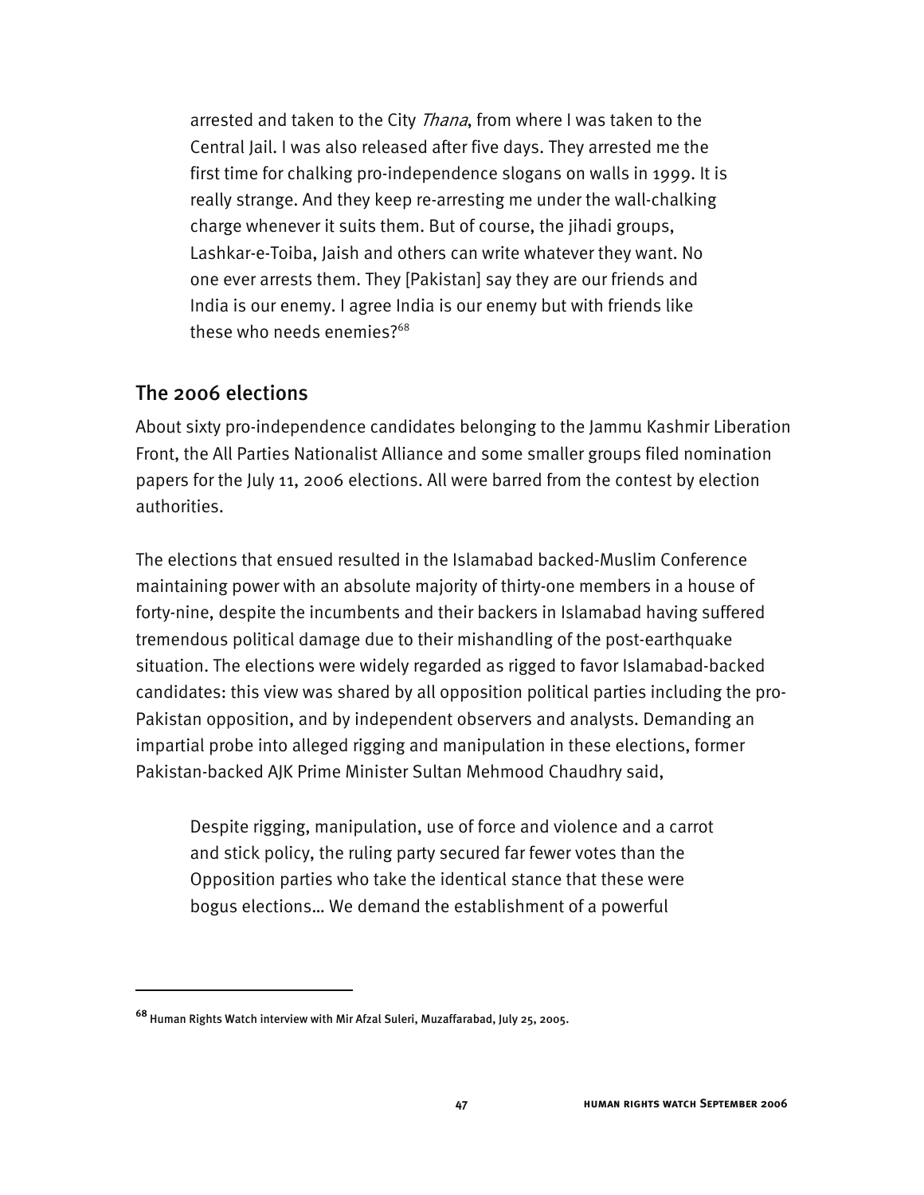arrested and taken to the City *Thana*, from where I was taken to the Central Jail. I was also released after five days. They arrested me the first time for chalking pro-independence slogans on walls in 1999. It is really strange. And they keep re-arresting me under the wall-chalking charge whenever it suits them. But of course, the jihadi groups, Lashkar-e-Toiba, Jaish and others can write whatever they want. No one ever arrests them. They [Pakistan] say they are our friends and India is our enemy. I agree India is our enemy but with friends like these who needs enemies?[68]

## The 2006 elections

About sixty pro-independence candidates belonging to the Jammu Kashmir Liberation Front, the All Parties Nationalist Alliance and some smaller groups filed nomination papers for the July 11, 2006 elections. All were barred from the contest by election authorities.

The elections that ensued resulted in the Islamabad backed-Muslim Conference maintaining power with an absolute majority of thirty-one members in a house of forty-nine, despite the incumbents and their backers in Islamabad having suffered tremendous political damage due to their mishandling of the post-earthquake situation. The elections were widely regarded as rigged to favor Islamabad-backed candidates: this view was shared by all opposition political parties including the pro-Pakistan opposition, and by independent observers and analysts. Demanding an impartial probe into alleged rigging and manipulation in these elections, former Pakistan-backed AJK Prime Minister Sultan Mehmood Chaudhry said,

> Despite rigging, manipulation, use of force and violence and a carrot and stick policy, the ruling party secured far fewer votes than the Opposition parties who take the identical stance that these were bogus elections… We demand the establishment of a powerful

---

[68] Human Rights Watch interview with Mir Afzal Suleri, Muzaffarabad, July 25, 2005.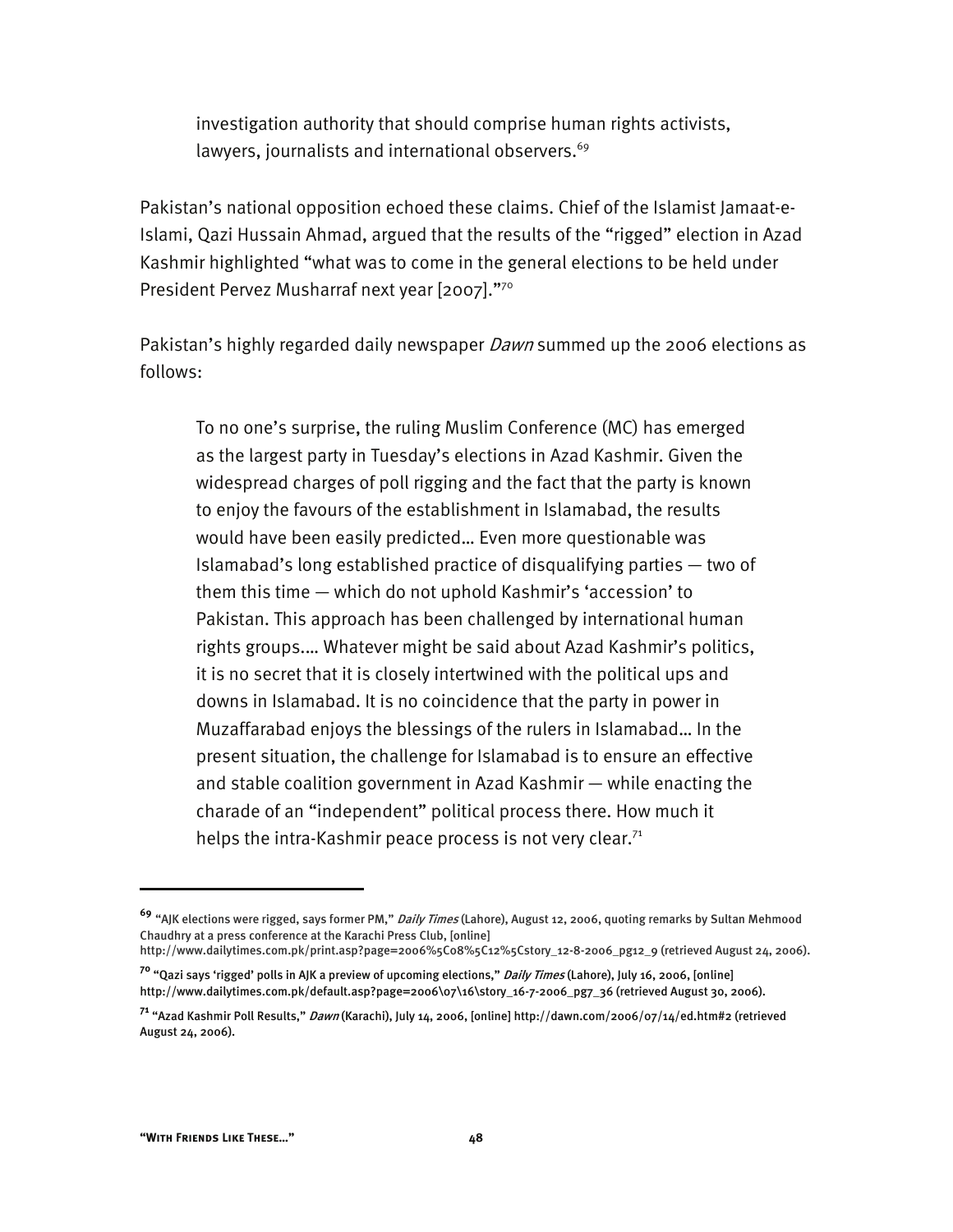> investigation authority that should comprise human rights activists, lawyers, journalists and international observers.[69]

Pakistan's national opposition echoed these claims. Chief of the Islamist Jamaat-e-Islami, Qazi Hussain Ahmad, argued that the results of the "rigged" election in Azad Kashmir highlighted "what was to come in the general elections to be held under President Pervez Musharraf next year [2007]."[70]

Pakistan's highly regarded daily newspaper *Dawn* summed up the 2006 elections as follows:

> To no one's surprise, the ruling Muslim Conference (MC) has emerged as the largest party in Tuesday's elections in Azad Kashmir. Given the widespread charges of poll rigging and the fact that the party is known to enjoy the favours of the establishment in Islamabad, the results would have been easily predicted… Even more questionable was Islamabad's long established practice of disqualifying parties — two of them this time — which do not uphold Kashmir's 'accession' to Pakistan. This approach has been challenged by international human rights groups.… Whatever might be said about Azad Kashmir's politics, it is no secret that it is closely intertwined with the political ups and downs in Islamabad. It is no coincidence that the party in power in Muzaffarabad enjoys the blessings of the rulers in Islamabad… In the present situation, the challenge for Islamabad is to ensure an effective and stable coalition government in Azad Kashmir — while enacting the charade of an "independent" political process there. How much it helps the intra-Kashmir peace process is not very clear.[71]

---

[69] "AJK elections were rigged, says former PM," *Daily Times* (Lahore), August 12, 2006, quoting remarks by Sultan Mehmood Chaudhry at a press conference at the Karachi Press Club, [online] http://www.dailytimes.com.pk/print.asp?page=2006%5C08%5C12%5Cstory_12-8-2006_pg12_9 (retrieved August 24, 2006).

[70] "Qazi says 'rigged' polls in AJK a preview of upcoming elections," *Daily Times* (Lahore), July 16, 2006, [online] http://www.dailytimes.com.pk/default.asp?page=2006\07\16\story_16-7-2006_pg7_36 (retrieved August 30, 2006).

[71] "Azad Kashmir Poll Results," *Dawn* (Karachi), July 14, 2006, [online] http://dawn.com/2006/07/14/ed.htm#2 (retrieved August 24, 2006).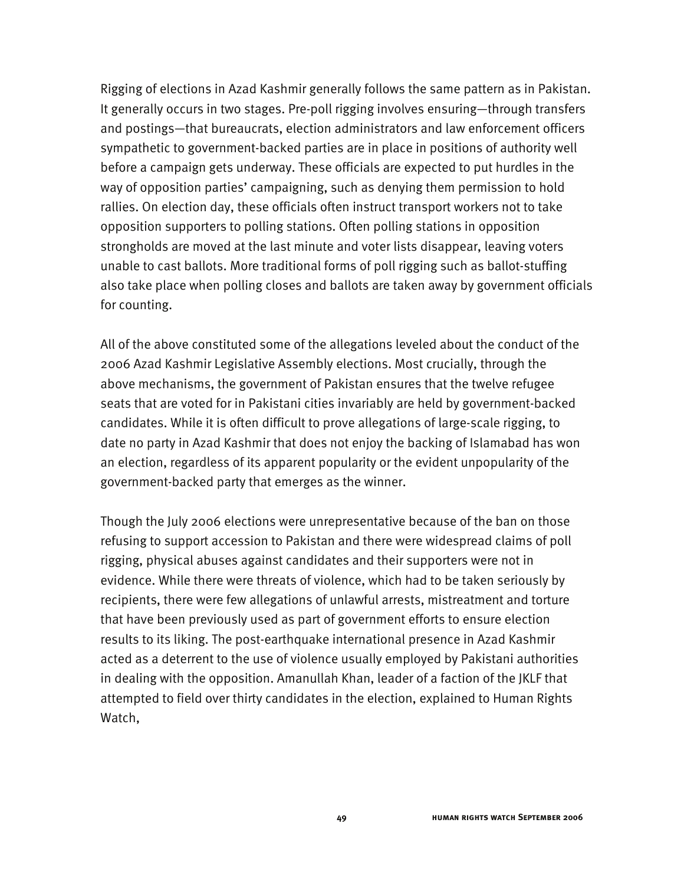Rigging of elections in Azad Kashmir generally follows the same pattern as in Pakistan. It generally occurs in two stages. Pre-poll rigging involves ensuring—through transfers and postings—that bureaucrats, election administrators and law enforcement officers sympathetic to government-backed parties are in place in positions of authority well before a campaign gets underway. These officials are expected to put hurdles in the way of opposition parties' campaigning, such as denying them permission to hold rallies. On election day, these officials often instruct transport workers not to take opposition supporters to polling stations. Often polling stations in opposition strongholds are moved at the last minute and voter lists disappear, leaving voters unable to cast ballots. More traditional forms of poll rigging such as ballot-stuffing also take place when polling closes and ballots are taken away by government officials for counting.

All of the above constituted some of the allegations leveled about the conduct of the 2006 Azad Kashmir Legislative Assembly elections. Most crucially, through the above mechanisms, the government of Pakistan ensures that the twelve refugee seats that are voted for in Pakistani cities invariably are held by government-backed candidates. While it is often difficult to prove allegations of large-scale rigging, to date no party in Azad Kashmir that does not enjoy the backing of Islamabad has won an election, regardless of its apparent popularity or the evident unpopularity of the government-backed party that emerges as the winner.

Though the July 2006 elections were unrepresentative because of the ban on those refusing to support accession to Pakistan and there were widespread claims of poll rigging, physical abuses against candidates and their supporters were not in evidence. While there were threats of violence, which had to be taken seriously by recipients, there were few allegations of unlawful arrests, mistreatment and torture that have been previously used as part of government efforts to ensure election results to its liking. The post-earthquake international presence in Azad Kashmir acted as a deterrent to the use of violence usually employed by Pakistani authorities in dealing with the opposition. Amanullah Khan, leader of a faction of the JKLF that attempted to field over thirty candidates in the election, explained to Human Rights Watch,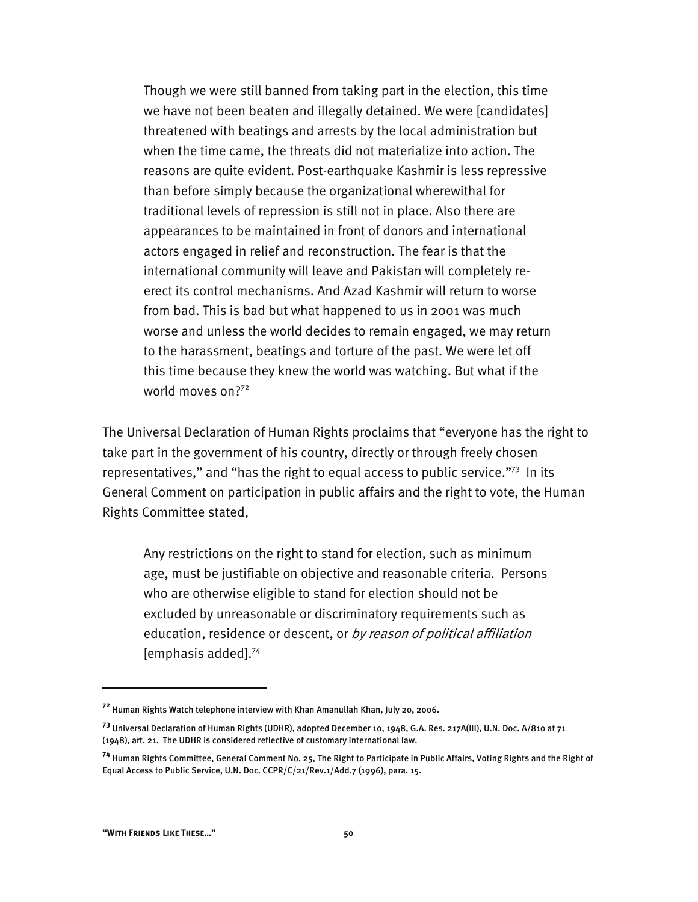> Though we were still banned from taking part in the election, this time we have not been beaten and illegally detained. We were [candidates] threatened with beatings and arrests by the local administration but when the time came, the threats did not materialize into action. The reasons are quite evident. Post-earthquake Kashmir is less repressive than before simply because the organizational wherewithal for traditional levels of repression is still not in place. Also there are appearances to be maintained in front of donors and international actors engaged in relief and reconstruction. The fear is that the international community will leave and Pakistan will completely re-erect its control mechanisms. And Azad Kashmir will return to worse from bad. This is bad but what happened to us in 2001 was much worse and unless the world decides to remain engaged, we may return to the harassment, beatings and torture of the past. We were let off this time because they knew the world was watching. But what if the world moves on?[72]

The Universal Declaration of Human Rights proclaims that "everyone has the right to take part in the government of his country, directly or through freely chosen representatives," and "has the right to equal access to public service."[73] In its General Comment on participation in public affairs and the right to vote, the Human Rights Committee stated,

> Any restrictions on the right to stand for election, such as minimum age, must be justifiable on objective and reasonable criteria. Persons who are otherwise eligible to stand for election should not be excluded by unreasonable or discriminatory requirements such as education, residence or descent, or *by reason of political affiliation* [emphasis added].[74]

---

[72] Human Rights Watch telephone interview with Khan Amanullah Khan, July 20, 2006.

[73] Universal Declaration of Human Rights (UDHR), adopted December 10, 1948, G.A. Res. 217A(III), U.N. Doc. A/810 at 71 (1948), art. 21. The UDHR is considered reflective of customary international law.

[74] Human Rights Committee, General Comment No. 25, The Right to Participate in Public Affairs, Voting Rights and the Right of Equal Access to Public Service, U.N. Doc. CCPR/C/21/Rev.1/Add.7 (1996), para. 15.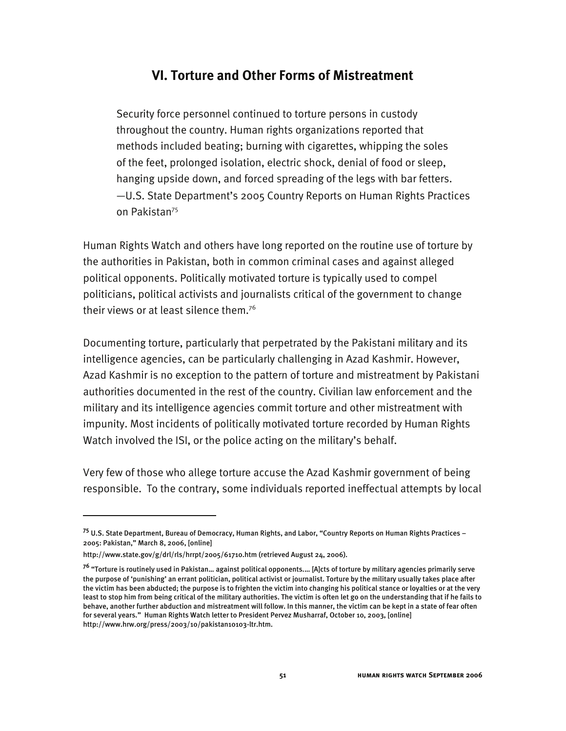## VI. Torture and Other Forms of Mistreatment

> Security force personnel continued to torture persons in custody throughout the country. Human rights organizations reported that methods included beating; burning with cigarettes, whipping the soles of the feet, prolonged isolation, electric shock, denial of food or sleep, hanging upside down, and forced spreading of the legs with bar fetters.
> —U.S. State Department's 2005 Country Reports on Human Rights Practices on Pakistan[75]

Human Rights Watch and others have long reported on the routine use of torture by the authorities in Pakistan, both in common criminal cases and against alleged political opponents. Politically motivated torture is typically used to compel politicians, political activists and journalists critical of the government to change their views or at least silence them.[76]

Documenting torture, particularly that perpetrated by the Pakistani military and its intelligence agencies, can be particularly challenging in Azad Kashmir. However, Azad Kashmir is no exception to the pattern of torture and mistreatment by Pakistani authorities documented in the rest of the country. Civilian law enforcement and the military and its intelligence agencies commit torture and other mistreatment with impunity. Most incidents of politically motivated torture recorded by Human Rights Watch involved the ISI, or the police acting on the military's behalf.

Very few of those who allege torture accuse the Azad Kashmir government of being responsible. To the contrary, some individuals reported ineffectual attempts by local

---

[75] U.S. State Department, Bureau of Democracy, Human Rights, and Labor, "Country Reports on Human Rights Practices – 2005: Pakistan," March 8, 2006, [online] http://www.state.gov/g/drl/rls/hrrpt/2005/61710.htm (retrieved August 24, 2006).

[76] "Torture is routinely used in Pakistan… against political opponents…. [A]cts of torture by military agencies primarily serve the purpose of 'punishing' an errant politician, political activist or journalist. Torture by the military usually takes place after the victim has been abducted; the purpose is to frighten the victim into changing his political stance or loyalties or at the very least to stop him from being critical of the military authorities. The victim is often let go on the understanding that if he fails to behave, another further abduction and mistreatment will follow. In this manner, the victim can be kept in a state of fear often for several years." Human Rights Watch letter to President Pervez Musharraf, October 10, 2003, [online] http://www.hrw.org/press/2003/10/pakistan10103-ltr.htm.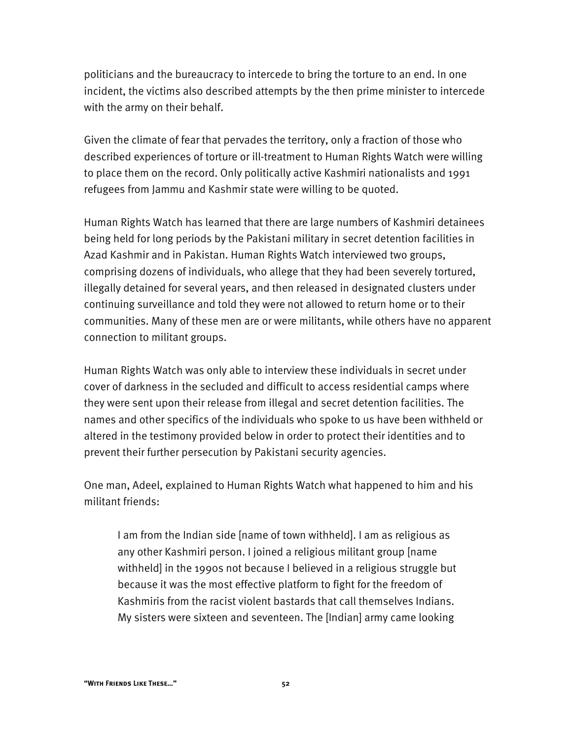politicians and the bureaucracy to intercede to bring the torture to an end. In one incident, the victims also described attempts by the then prime minister to intercede with the army on their behalf.

Given the climate of fear that pervades the territory, only a fraction of those who described experiences of torture or ill-treatment to Human Rights Watch were willing to place them on the record. Only politically active Kashmiri nationalists and 1991 refugees from Jammu and Kashmir state were willing to be quoted.

Human Rights Watch has learned that there are large numbers of Kashmiri detainees being held for long periods by the Pakistani military in secret detention facilities in Azad Kashmir and in Pakistan. Human Rights Watch interviewed two groups, comprising dozens of individuals, who allege that they had been severely tortured, illegally detained for several years, and then released in designated clusters under continuing surveillance and told they were not allowed to return home or to their communities. Many of these men are or were militants, while others have no apparent connection to militant groups.

Human Rights Watch was only able to interview these individuals in secret under cover of darkness in the secluded and difficult to access residential camps where they were sent upon their release from illegal and secret detention facilities. The names and other specifics of the individuals who spoke to us have been withheld or altered in the testimony provided below in order to protect their identities and to prevent their further persecution by Pakistani security agencies.

One man, Adeel, explained to Human Rights Watch what happened to him and his militant friends:

> I am from the Indian side [name of town withheld]. I am as religious as any other Kashmiri person. I joined a religious militant group [name withheld] in the 1990s not because I believed in a religious struggle but because it was the most effective platform to fight for the freedom of Kashmiris from the racist violent bastards that call themselves Indians. My sisters were sixteen and seventeen. The [Indian] army came looking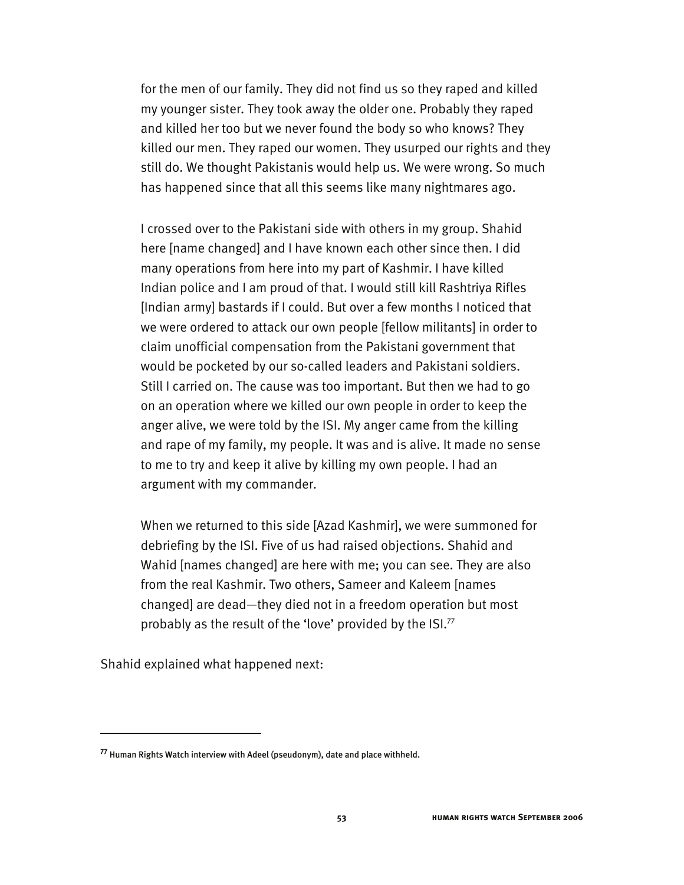> for the men of our family. They did not find us so they raped and killed my younger sister. They took away the older one. Probably they raped and killed her too but we never found the body so who knows? They killed our men. They raped our women. They usurped our rights and they still do. We thought Pakistanis would help us. We were wrong. So much has happened since that all this seems like many nightmares ago.
>
> I crossed over to the Pakistani side with others in my group. Shahid here [name changed] and I have known each other since then. I did many operations from here into my part of Kashmir. I have killed Indian police and I am proud of that. I would still kill Rashtriya Rifles [Indian army] bastards if I could. But over a few months I noticed that we were ordered to attack our own people [fellow militants] in order to claim unofficial compensation from the Pakistani government that would be pocketed by our so-called leaders and Pakistani soldiers. Still I carried on. The cause was too important. But then we had to go on an operation where we killed our own people in order to keep the anger alive, we were told by the ISI. My anger came from the killing and rape of my family, my people. It was and is alive. It made no sense to me to try and keep it alive by killing my own people. I had an argument with my commander.
>
> When we returned to this side [Azad Kashmir], we were summoned for debriefing by the ISI. Five of us had raised objections. Shahid and Wahid [names changed] are here with me; you can see. They are also from the real Kashmir. Two others, Sameer and Kaleem [names changed] are dead—they died not in a freedom operation but most probably as the result of the 'love' provided by the ISI.[77]

Shahid explained what happened next:

---

[77] Human Rights Watch interview with Adeel (pseudonym), date and place withheld.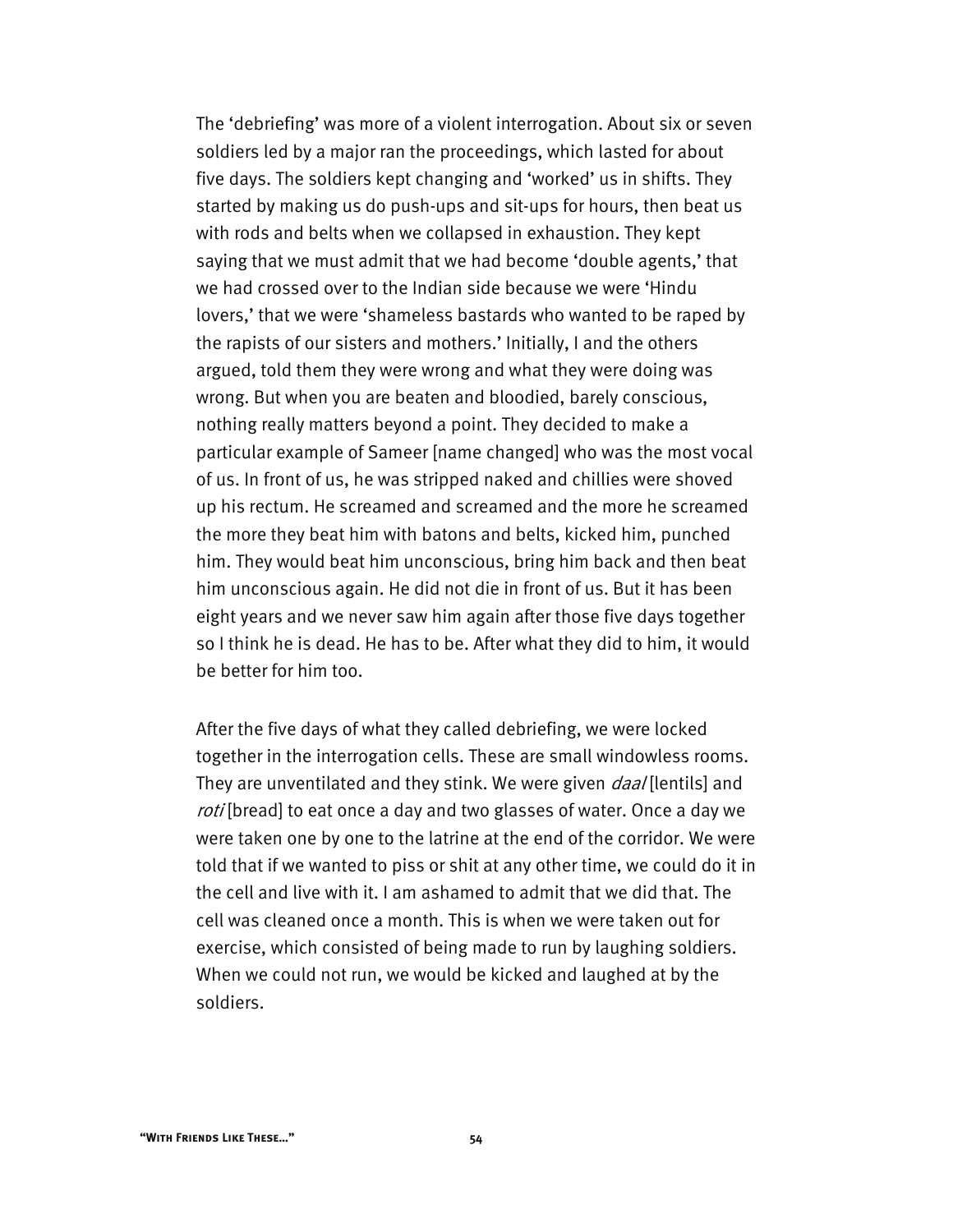The 'debriefing' was more of a violent interrogation. About six or seven soldiers led by a major ran the proceedings, which lasted for about five days. The soldiers kept changing and 'worked' us in shifts. They started by making us do push-ups and sit-ups for hours, then beat us with rods and belts when we collapsed in exhaustion. They kept saying that we must admit that we had become 'double agents,' that we had crossed over to the Indian side because we were 'Hindu lovers,' that we were 'shameless bastards who wanted to be raped by the rapists of our sisters and mothers.' Initially, I and the others argued, told them they were wrong and what they were doing was wrong. But when you are beaten and bloodied, barely conscious, nothing really matters beyond a point. They decided to make a particular example of Sameer [name changed] who was the most vocal of us. In front of us, he was stripped naked and chillies were shoved up his rectum. He screamed and screamed and the more he screamed the more they beat him with batons and belts, kicked him, punched him. They would beat him unconscious, bring him back and then beat him unconscious again. He did not die in front of us. But it has been eight years and we never saw him again after those five days together so I think he is dead. He has to be. After what they did to him, it would be better for him too.

After the five days of what they called debriefing, we were locked together in the interrogation cells. These are small windowless rooms. They are unventilated and they stink. We were given *daal* [lentils] and *roti* [bread] to eat once a day and two glasses of water. Once a day we were taken one by one to the latrine at the end of the corridor. We were told that if we wanted to piss or shit at any other time, we could do it in the cell and live with it. I am ashamed to admit that we did that. The cell was cleaned once a month. This is when we were taken out for exercise, which consisted of being made to run by laughing soldiers. When we could not run, we would be kicked and laughed at by the soldiers.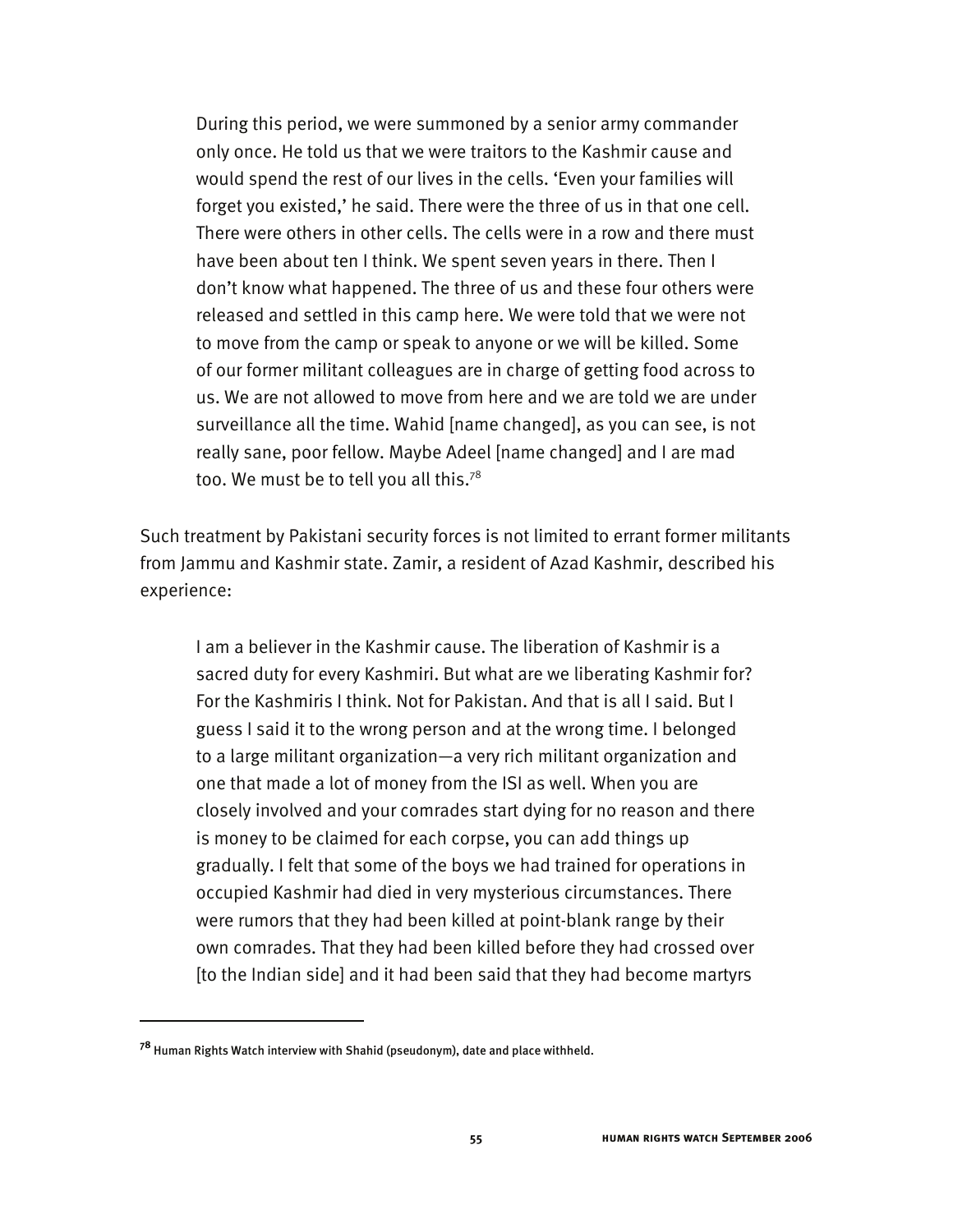> During this period, we were summoned by a senior army commander only once. He told us that we were traitors to the Kashmir cause and would spend the rest of our lives in the cells. 'Even your families will forget you existed,' he said. There were the three of us in that one cell. There were others in other cells. The cells were in a row and there must have been about ten I think. We spent seven years in there. Then I don't know what happened. The three of us and these four others were released and settled in this camp here. We were told that we were not to move from the camp or speak to anyone or we will be killed. Some of our former militant colleagues are in charge of getting food across to us. We are not allowed to move from here and we are told we are under surveillance all the time. Wahid [name changed], as you can see, is not really sane, poor fellow. Maybe Adeel [name changed] and I are mad too. We must be to tell you all this.[78]

Such treatment by Pakistani security forces is not limited to errant former militants from Jammu and Kashmir state. Zamir, a resident of Azad Kashmir, described his experience:

> I am a believer in the Kashmir cause. The liberation of Kashmir is a sacred duty for every Kashmiri. But what are we liberating Kashmir for? For the Kashmiris I think. Not for Pakistan. And that is all I said. But I guess I said it to the wrong person and at the wrong time. I belonged to a large militant organization—a very rich militant organization and one that made a lot of money from the ISI as well. When you are closely involved and your comrades start dying for no reason and there is money to be claimed for each corpse, you can add things up gradually. I felt that some of the boys we had trained for operations in occupied Kashmir had died in very mysterious circumstances. There were rumors that they had been killed at point-blank range by their own comrades. That they had been killed before they had crossed over [to the Indian side] and it had been said that they had become martyrs

---

[78] Human Rights Watch interview with Shahid (pseudonym), date and place withheld.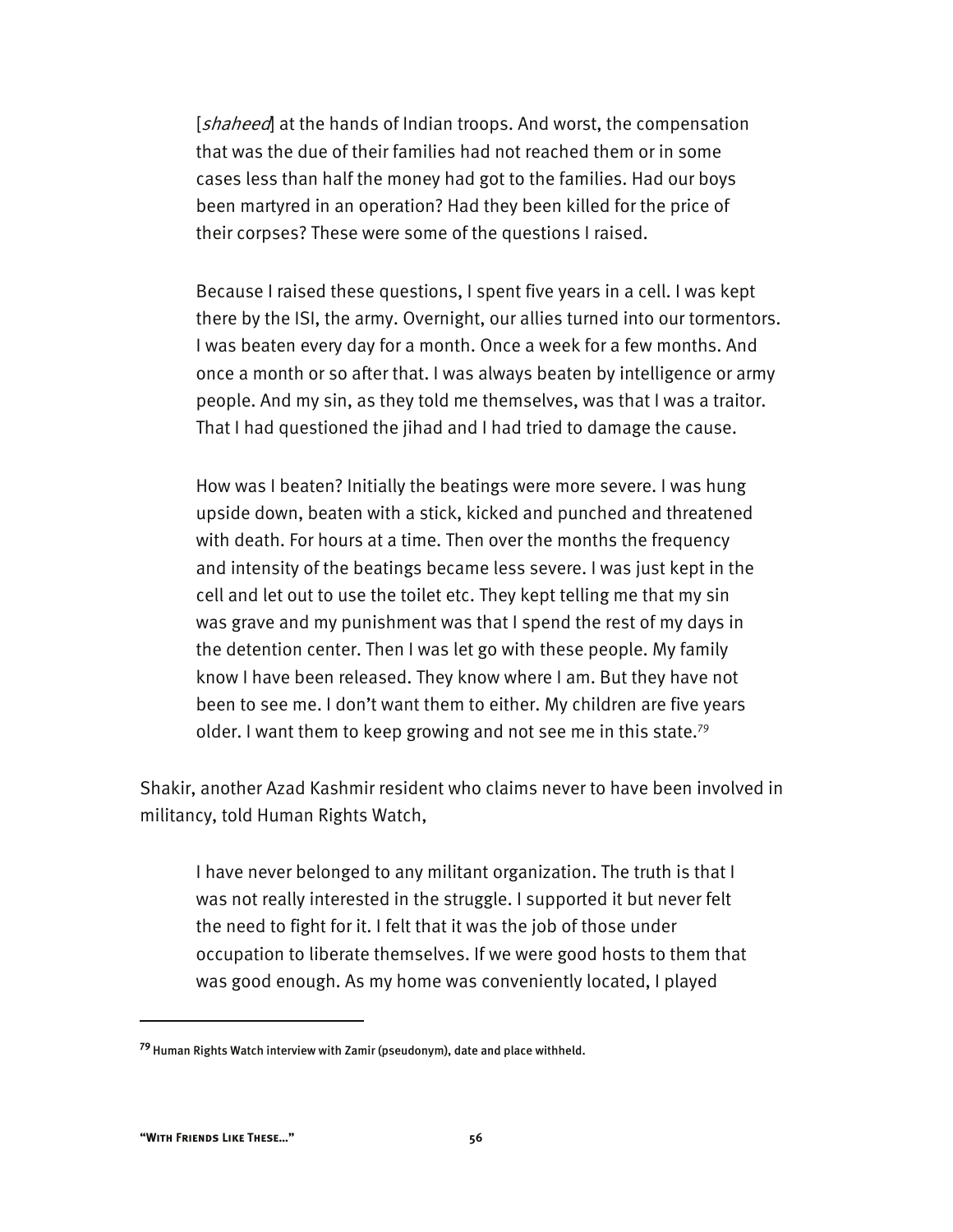> [*shaheed*] at the hands of Indian troops. And worst, the compensation that was the due of their families had not reached them or in some cases less than half the money had got to the families. Had our boys been martyred in an operation? Had they been killed for the price of their corpses? These were some of the questions I raised.
>
> Because I raised these questions, I spent five years in a cell. I was kept there by the ISI, the army. Overnight, our allies turned into our tormentors. I was beaten every day for a month. Once a week for a few months. And once a month or so after that. I was always beaten by intelligence or army people. And my sin, as they told me themselves, was that I was a traitor. That I had questioned the jihad and I had tried to damage the cause.
>
> How was I beaten? Initially the beatings were more severe. I was hung upside down, beaten with a stick, kicked and punched and threatened with death. For hours at a time. Then over the months the frequency and intensity of the beatings became less severe. I was just kept in the cell and let out to use the toilet etc. They kept telling me that my sin was grave and my punishment was that I spend the rest of my days in the detention center. Then I was let go with these people. My family know I have been released. They know where I am. But they have not been to see me. I don't want them to either. My children are five years older. I want them to keep growing and not see me in this state.[79]

Shakir, another Azad Kashmir resident who claims never to have been involved in militancy, told Human Rights Watch,

> I have never belonged to any militant organization. The truth is that I was not really interested in the struggle. I supported it but never felt the need to fight for it. I felt that it was the job of those under occupation to liberate themselves. If we were good hosts to them that was good enough. As my home was conveniently located, I played

---

[79] Human Rights Watch interview with Zamir (pseudonym), date and place withheld.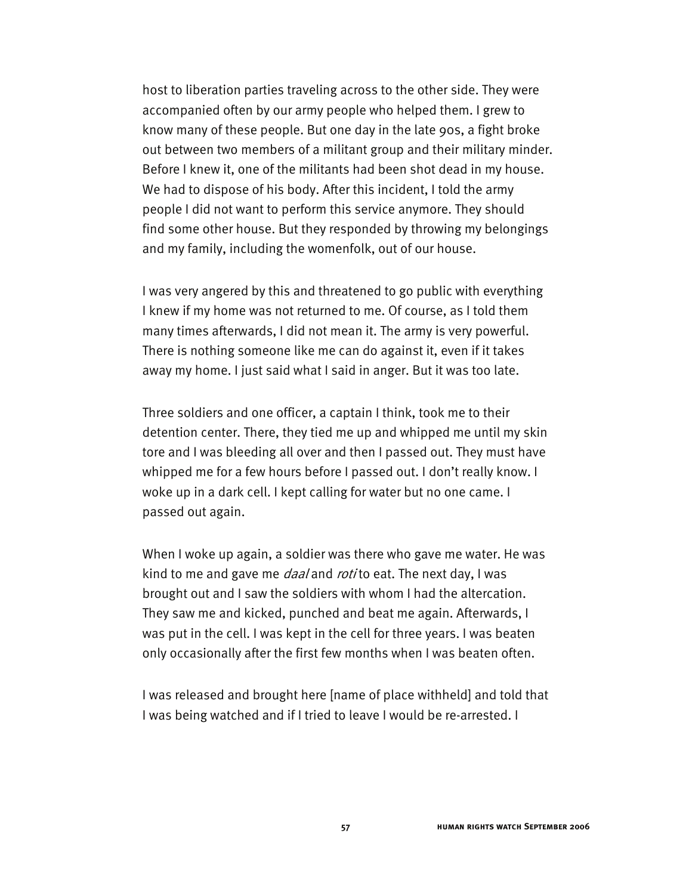host to liberation parties traveling across to the other side. They were accompanied often by our army people who helped them. I grew to know many of these people. But one day in the late 90s, a fight broke out between two members of a militant group and their military minder. Before I knew it, one of the militants had been shot dead in my house. We had to dispose of his body. After this incident, I told the army people I did not want to perform this service anymore. They should find some other house. But they responded by throwing my belongings and my family, including the womenfolk, out of our house.

I was very angered by this and threatened to go public with everything I knew if my home was not returned to me. Of course, as I told them many times afterwards, I did not mean it. The army is very powerful. There is nothing someone like me can do against it, even if it takes away my home. I just said what I said in anger. But it was too late.

Three soldiers and one officer, a captain I think, took me to their detention center. There, they tied me up and whipped me until my skin tore and I was bleeding all over and then I passed out. They must have whipped me for a few hours before I passed out. I don't really know. I woke up in a dark cell. I kept calling for water but no one came. I passed out again.

When I woke up again, a soldier was there who gave me water. He was kind to me and gave me *daal* and *roti* to eat. The next day, I was brought out and I saw the soldiers with whom I had the altercation. They saw me and kicked, punched and beat me again. Afterwards, I was put in the cell. I was kept in the cell for three years. I was beaten only occasionally after the first few months when I was beaten often.

I was released and brought here [name of place withheld] and told that I was being watched and if I tried to leave I would be re-arrested. I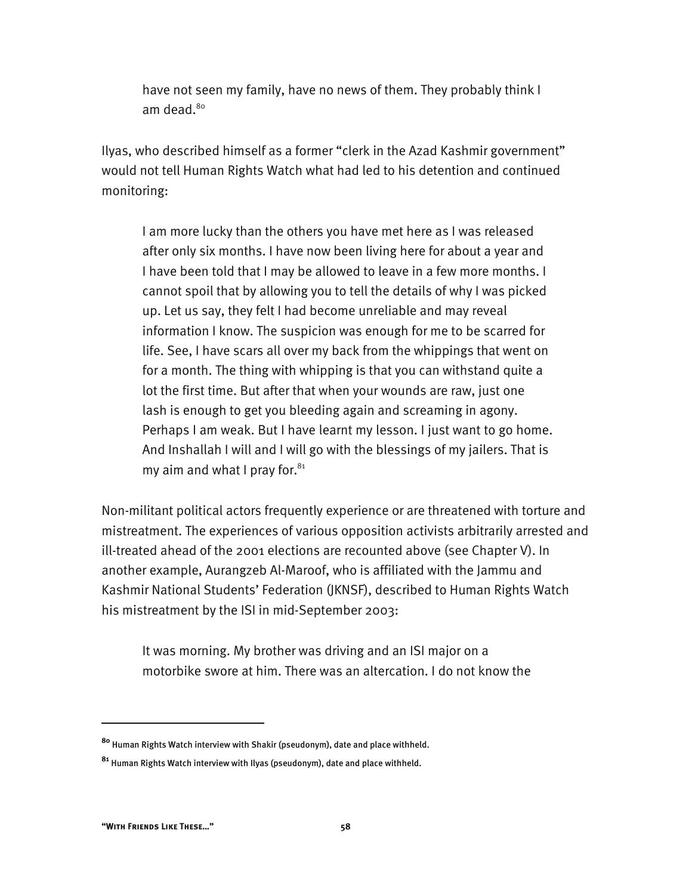> have not seen my family, have no news of them. They probably think I am dead.[80]

Ilyas, who described himself as a former "clerk in the Azad Kashmir government" would not tell Human Rights Watch what had led to his detention and continued monitoring:

> I am more lucky than the others you have met here as I was released after only six months. I have now been living here for about a year and I have been told that I may be allowed to leave in a few more months. I cannot spoil that by allowing you to tell the details of why I was picked up. Let us say, they felt I had become unreliable and may reveal information I know. The suspicion was enough for me to be scarred for life. See, I have scars all over my back from the whippings that went on for a month. The thing with whipping is that you can withstand quite a lot the first time. But after that when your wounds are raw, just one lash is enough to get you bleeding again and screaming in agony. Perhaps I am weak. But I have learnt my lesson. I just want to go home. And Inshallah I will and I will go with the blessings of my jailers. That is my aim and what I pray for.[81]

Non-militant political actors frequently experience or are threatened with torture and mistreatment. The experiences of various opposition activists arbitrarily arrested and ill-treated ahead of the 2001 elections are recounted above (see Chapter V). In another example, Aurangzeb Al-Maroof, who is affiliated with the Jammu and Kashmir National Students' Federation (JKNSF), described to Human Rights Watch his mistreatment by the ISI in mid-September 2003:

> It was morning. My brother was driving and an ISI major on a motorbike swore at him. There was an altercation. I do not know the

---

[80] Human Rights Watch interview with Shakir (pseudonym), date and place withheld.

[81] Human Rights Watch interview with Ilyas (pseudonym), date and place withheld.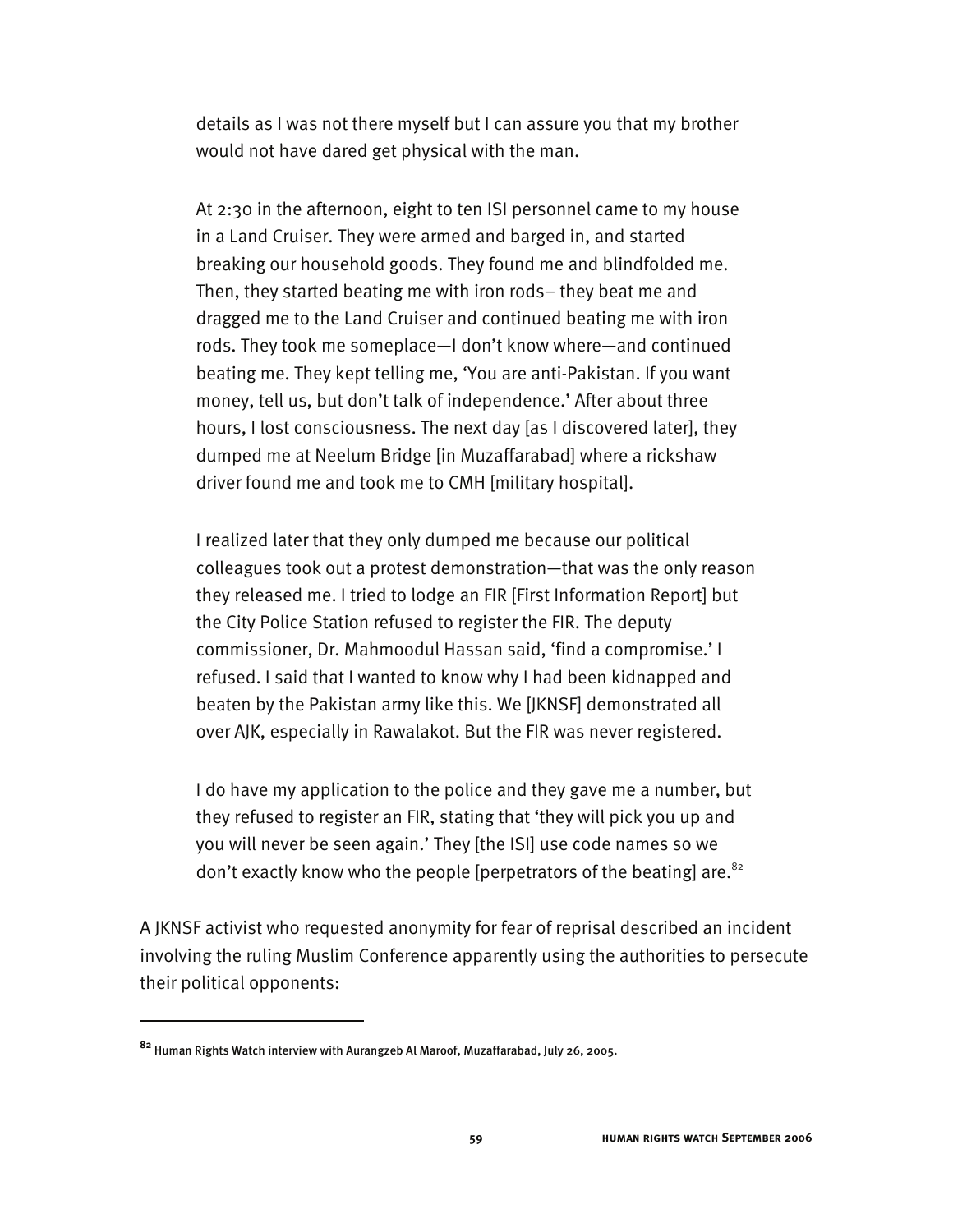> details as I was not there myself but I can assure you that my brother would not have dared get physical with the man.
>
> At 2:30 in the afternoon, eight to ten ISI personnel came to my house in a Land Cruiser. They were armed and barged in, and started breaking our household goods. They found me and blindfolded me. Then, they started beating me with iron rods– they beat me and dragged me to the Land Cruiser and continued beating me with iron rods. They took me someplace—I don't know where—and continued beating me. They kept telling me, 'You are anti-Pakistan. If you want money, tell us, but don't talk of independence.' After about three hours, I lost consciousness. The next day [as I discovered later], they dumped me at Neelum Bridge [in Muzaffarabad] where a rickshaw driver found me and took me to CMH [military hospital].
>
> I realized later that they only dumped me because our political colleagues took out a protest demonstration—that was the only reason they released me. I tried to lodge an FIR [First Information Report] but the City Police Station refused to register the FIR. The deputy commissioner, Dr. Mahmoodul Hassan said, 'find a compromise.' I refused. I said that I wanted to know why I had been kidnapped and beaten by the Pakistan army like this. We [JKNSF] demonstrated all over AJK, especially in Rawalakot. But the FIR was never registered.
>
> I do have my application to the police and they gave me a number, but they refused to register an FIR, stating that 'they will pick you up and you will never be seen again.' They [the ISI] use code names so we don't exactly know who the people [perpetrators of the beating] are.[82]

A JKNSF activist who requested anonymity for fear of reprisal described an incident involving the ruling Muslim Conference apparently using the authorities to persecute their political opponents:

---

[82] Human Rights Watch interview with Aurangzeb Al Maroof, Muzaffarabad, July 26, 2005.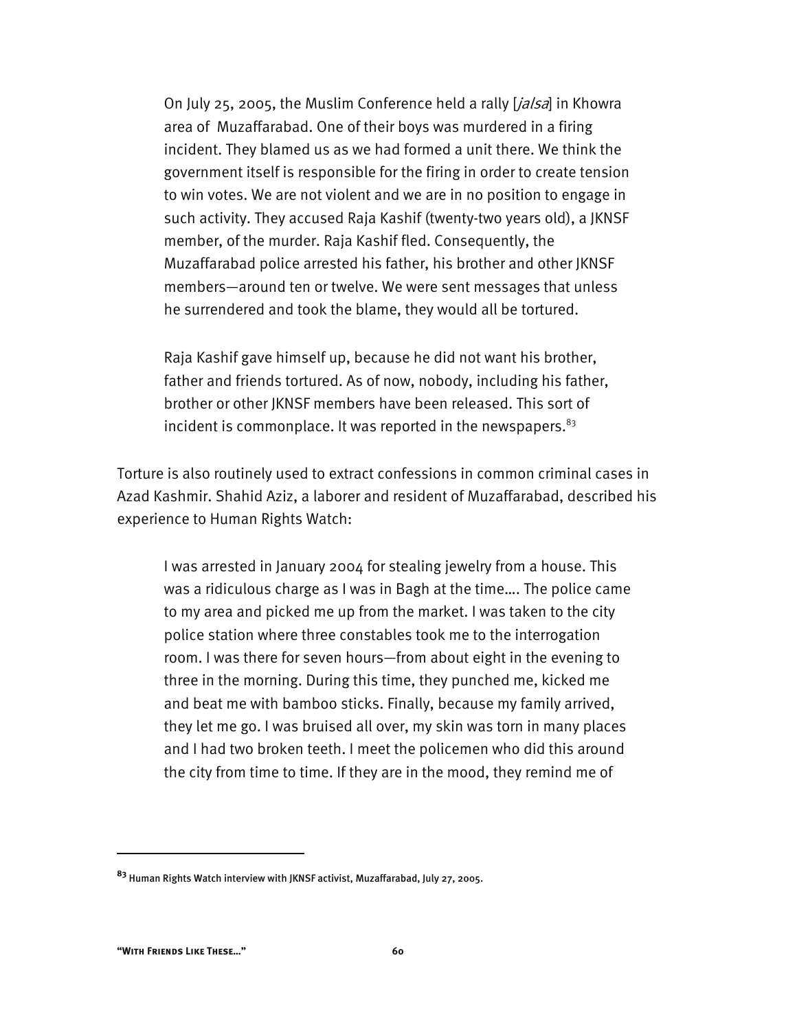> On July 25, 2005, the Muslim Conference held a rally [*jalsa*] in Khowra area of Muzaffarabad. One of their boys was murdered in a firing incident. They blamed us as we had formed a unit there. We think the government itself is responsible for the firing in order to create tension to win votes. We are not violent and we are in no position to engage in such activity. They accused Raja Kashif (twenty-two years old), a JKNSF member, of the murder. Raja Kashif fled. Consequently, the Muzaffarabad police arrested his father, his brother and other JKNSF members—around ten or twelve. We were sent messages that unless he surrendered and took the blame, they would all be tortured.
>
> Raja Kashif gave himself up, because he did not want his brother, father and friends tortured. As of now, nobody, including his father, brother or other JKNSF members have been released. This sort of incident is commonplace. It was reported in the newspapers.[83]

Torture is also routinely used to extract confessions in common criminal cases in Azad Kashmir. Shahid Aziz, a laborer and resident of Muzaffarabad, described his experience to Human Rights Watch:

> I was arrested in January 2004 for stealing jewelry from a house. This was a ridiculous charge as I was in Bagh at the time.... The police came to my area and picked me up from the market. I was taken to the city police station where three constables took me to the interrogation room. I was there for seven hours—from about eight in the evening to three in the morning. During this time, they punched me, kicked me and beat me with bamboo sticks. Finally, because my family arrived, they let me go. I was bruised all over, my skin was torn in many places and I had two broken teeth. I meet the policemen who did this around the city from time to time. If they are in the mood, they remind me of

---

[83] Human Rights Watch interview with JKNSF activist, Muzaffarabad, July 27, 2005.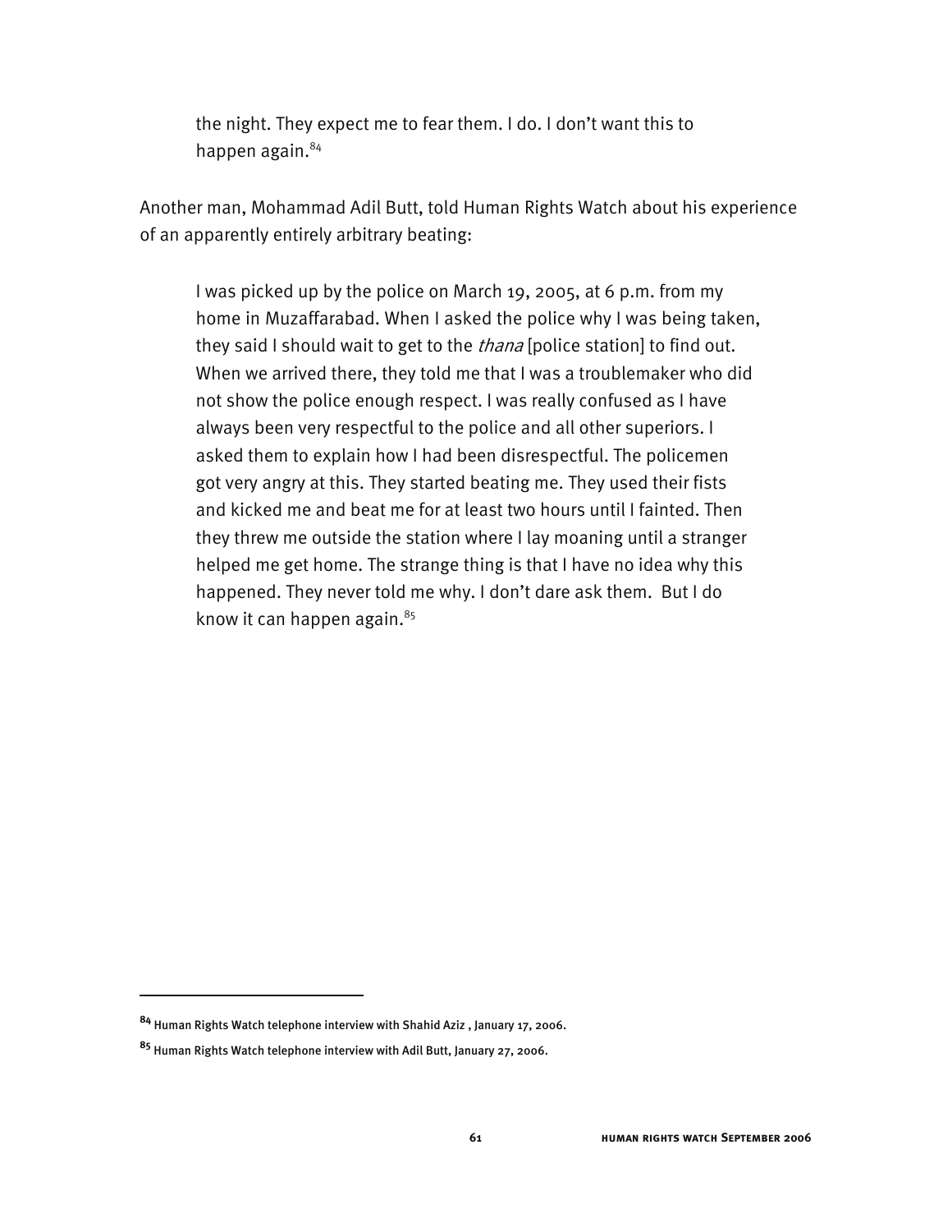> the night. They expect me to fear them. I do. I don't want this to happen again.[84]

Another man, Mohammad Adil Butt, told Human Rights Watch about his experience of an apparently entirely arbitrary beating:

> I was picked up by the police on March 19, 2005, at 6 p.m. from my home in Muzaffarabad. When I asked the police why I was being taken, they said I should wait to get to the *thana* [police station] to find out. When we arrived there, they told me that I was a troublemaker who did not show the police enough respect. I was really confused as I have always been very respectful to the police and all other superiors. I asked them to explain how I had been disrespectful. The policemen got very angry at this. They started beating me. They used their fists and kicked me and beat me for at least two hours until I fainted. Then they threw me outside the station where I lay moaning until a stranger helped me get home. The strange thing is that I have no idea why this happened. They never told me why. I don't dare ask them. But I do know it can happen again.[85]

---

[84] Human Rights Watch telephone interview with Shahid Aziz , January 17, 2006.

[85] Human Rights Watch telephone interview with Adil Butt, January 27, 2006.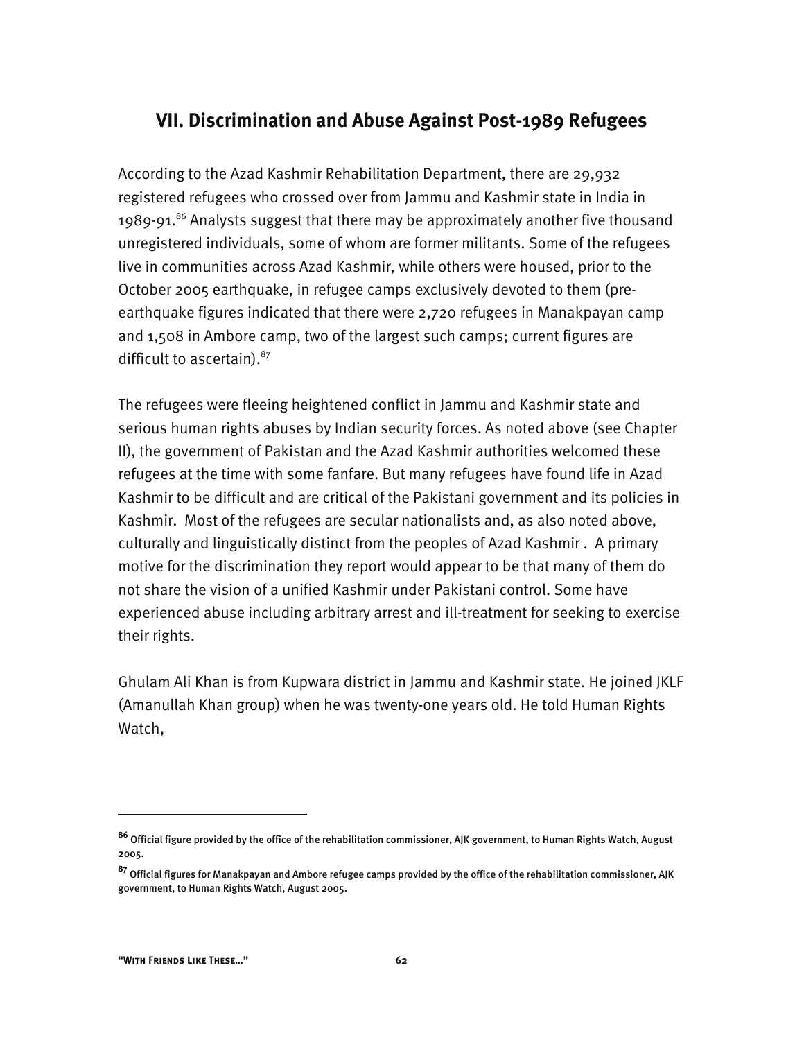## VII. Discrimination and Abuse Against Post-1989 Refugees

According to the Azad Kashmir Rehabilitation Department, there are 29,932 registered refugees who crossed over from Jammu and Kashmir state in India in 1989-91.[86] Analysts suggest that there may be approximately another five thousand unregistered individuals, some of whom are former militants. Some of the refugees live in communities across Azad Kashmir, while others were housed, prior to the October 2005 earthquake, in refugee camps exclusively devoted to them (pre-earthquake figures indicated that there were 2,720 refugees in Manakpayan camp and 1,508 in Ambore camp, two of the largest such camps; current figures are difficult to ascertain).[87]

The refugees were fleeing heightened conflict in Jammu and Kashmir state and serious human rights abuses by Indian security forces. As noted above (see Chapter II), the government of Pakistan and the Azad Kashmir authorities welcomed these refugees at the time with some fanfare. But many refugees have found life in Azad Kashmir to be difficult and are critical of the Pakistani government and its policies in Kashmir. Most of the refugees are secular nationalists and, as also noted above, culturally and linguistically distinct from the peoples of Azad Kashmir . A primary motive for the discrimination they report would appear to be that many of them do not share the vision of a unified Kashmir under Pakistani control. Some have experienced abuse including arbitrary arrest and ill-treatment for seeking to exercise their rights.

Ghulam Ali Khan is from Kupwara district in Jammu and Kashmir state. He joined JKLF (Amanullah Khan group) when he was twenty-one years old. He told Human Rights Watch,

---

[86] Official figure provided by the office of the rehabilitation commissioner, AJK government, to Human Rights Watch, August 2005.

[87] Official figures for Manakpayan and Ambore refugee camps provided by the office of the rehabilitation commissioner, AJK government, to Human Rights Watch, August 2005.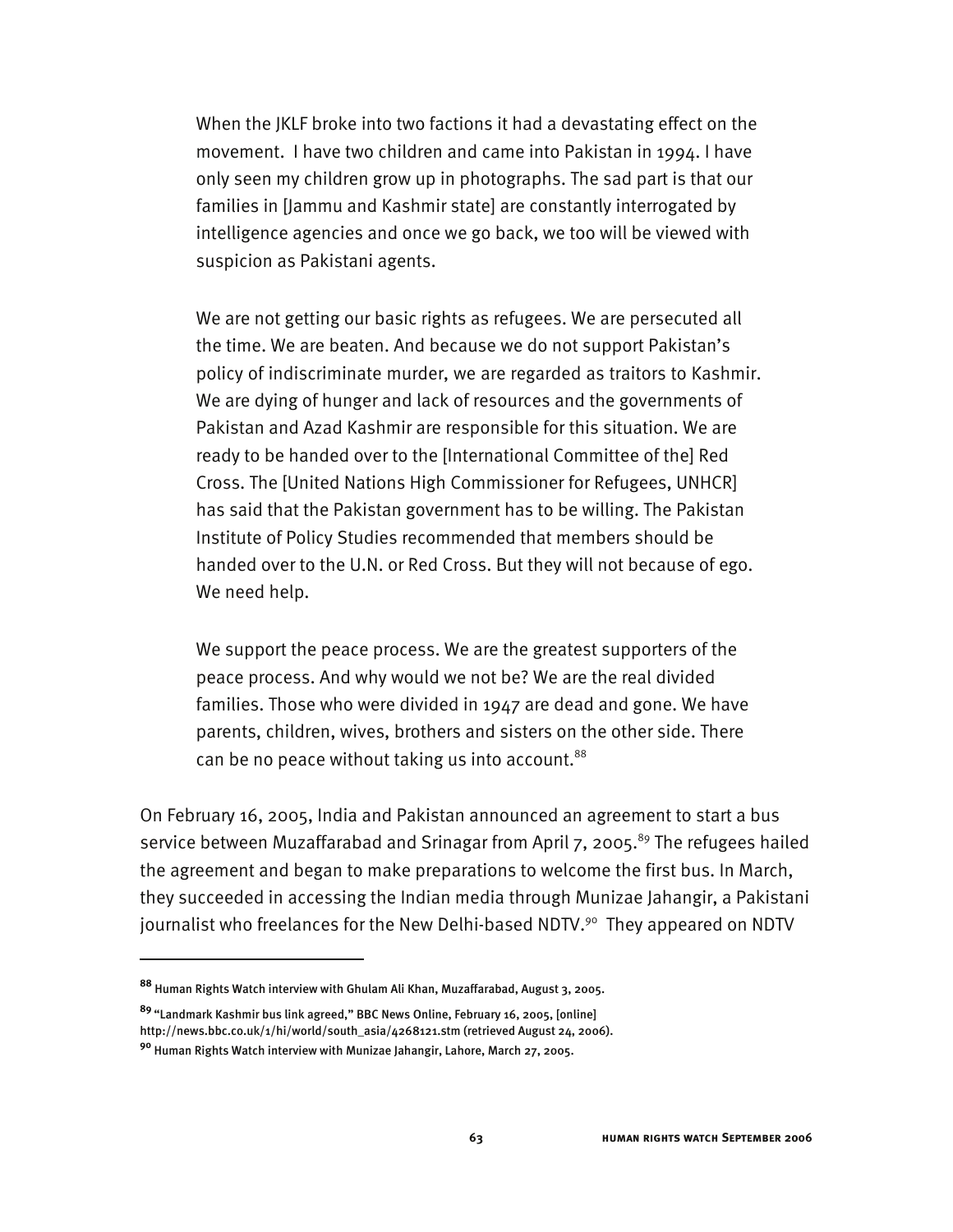> When the JKLF broke into two factions it had a devastating effect on the movement. I have two children and came into Pakistan in 1994. I have only seen my children grow up in photographs. The sad part is that our families in [Jammu and Kashmir state] are constantly interrogated by intelligence agencies and once we go back, we too will be viewed with suspicion as Pakistani agents.
>
> We are not getting our basic rights as refugees. We are persecuted all the time. We are beaten. And because we do not support Pakistan's policy of indiscriminate murder, we are regarded as traitors to Kashmir. We are dying of hunger and lack of resources and the governments of Pakistan and Azad Kashmir are responsible for this situation. We are ready to be handed over to the [International Committee of the] Red Cross. The [United Nations High Commissioner for Refugees, UNHCR] has said that the Pakistan government has to be willing. The Pakistan Institute of Policy Studies recommended that members should be handed over to the U.N. or Red Cross. But they will not because of ego. We need help.
>
> We support the peace process. We are the greatest supporters of the peace process. And why would we not be? We are the real divided families. Those who were divided in 1947 are dead and gone. We have parents, children, wives, brothers and sisters on the other side. There can be no peace without taking us into account.[88]

On February 16, 2005, India and Pakistan announced an agreement to start a bus service between Muzaffarabad and Srinagar from April 7, 2005.[89] The refugees hailed the agreement and began to make preparations to welcome the first bus. In March, they succeeded in accessing the Indian media through Munizae Jahangir, a Pakistani journalist who freelances for the New Delhi-based NDTV.[90] They appeared on NDTV

---

[88] Human Rights Watch interview with Ghulam Ali Khan, Muzaffarabad, August 3, 2005.

[89] "Landmark Kashmir bus link agreed," BBC News Online, February 16, 2005, [online] http://news.bbc.co.uk/1/hi/world/south_asia/4268121.stm (retrieved August 24, 2006).

[90] Human Rights Watch interview with Munizae Jahangir, Lahore, March 27, 2005.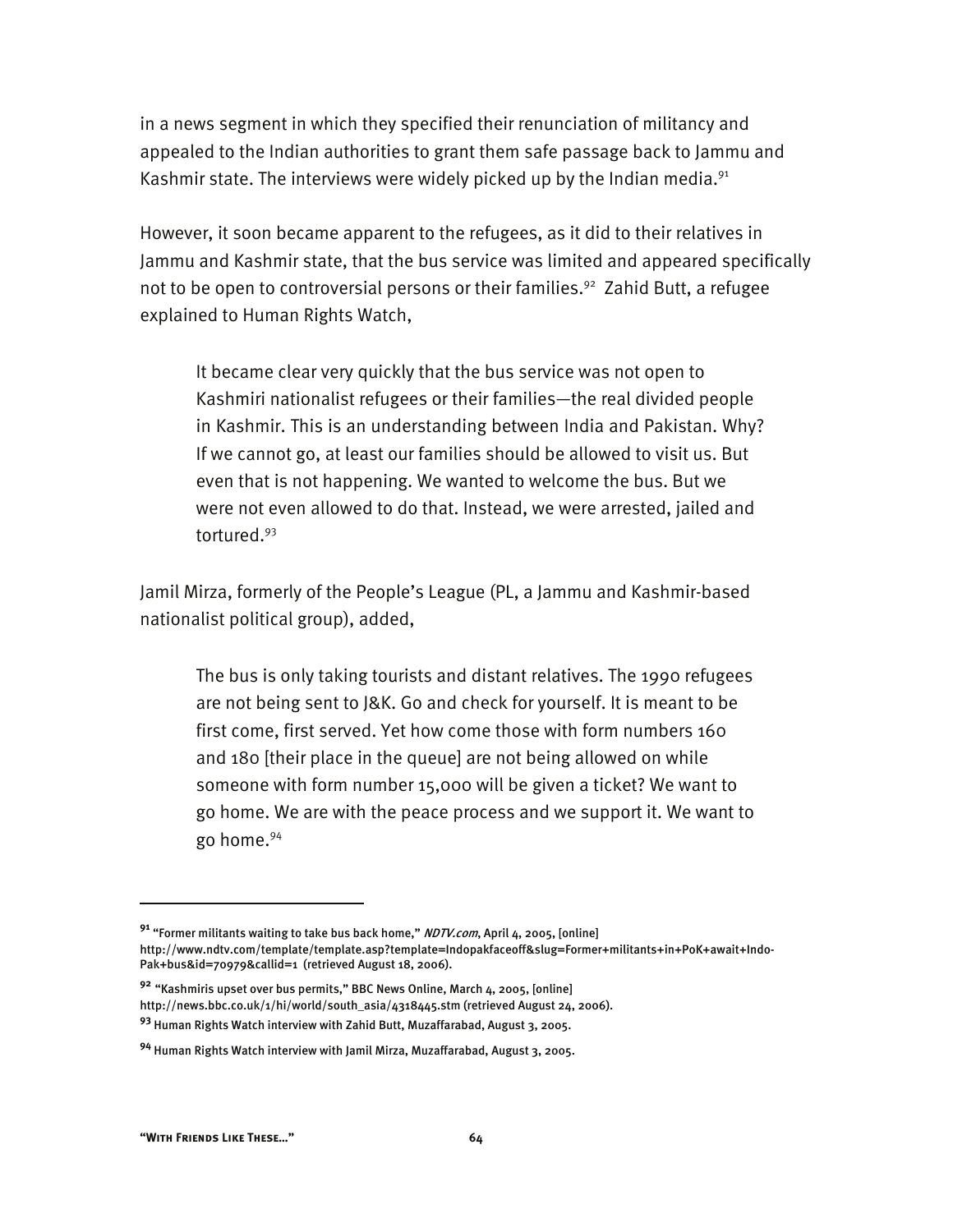in a news segment in which they specified their renunciation of militancy and appealed to the Indian authorities to grant them safe passage back to Jammu and Kashmir state. The interviews were widely picked up by the Indian media.[91]

However, it soon became apparent to the refugees, as it did to their relatives in Jammu and Kashmir state, that the bus service was limited and appeared specifically not to be open to controversial persons or their families.[92] Zahid Butt, a refugee explained to Human Rights Watch,

> It became clear very quickly that the bus service was not open to Kashmiri nationalist refugees or their families—the real divided people in Kashmir. This is an understanding between India and Pakistan. Why? If we cannot go, at least our families should be allowed to visit us. But even that is not happening. We wanted to welcome the bus. But we were not even allowed to do that. Instead, we were arrested, jailed and tortured.[93]

Jamil Mirza, formerly of the People's League (PL, a Jammu and Kashmir-based nationalist political group), added,

> The bus is only taking tourists and distant relatives. The 1990 refugees are not being sent to J&K. Go and check for yourself. It is meant to be first come, first served. Yet how come those with form numbers 160 and 180 [their place in the queue] are not being allowed on while someone with form number 15,000 will be given a ticket? We want to go home. We are with the peace process and we support it. We want to go home.[94]

---

[91] "Former militants waiting to take bus back home," *NDTV.com*, April 4, 2005, [online] http://www.ndtv.com/template/template.asp?template=Indopakfaceoff&slug=Former+militants+in+PoK+await+Indo-Pak+bus&id=70979&callid=1 (retrieved August 18, 2006).

[92] "Kashmiris upset over bus permits," BBC News Online, March 4, 2005, [online] http://news.bbc.co.uk/1/hi/world/south_asia/4318445.stm (retrieved August 24, 2006).

[93] Human Rights Watch interview with Zahid Butt, Muzaffarabad, August 3, 2005.

[94] Human Rights Watch interview with Jamil Mirza, Muzaffarabad, August 3, 2005.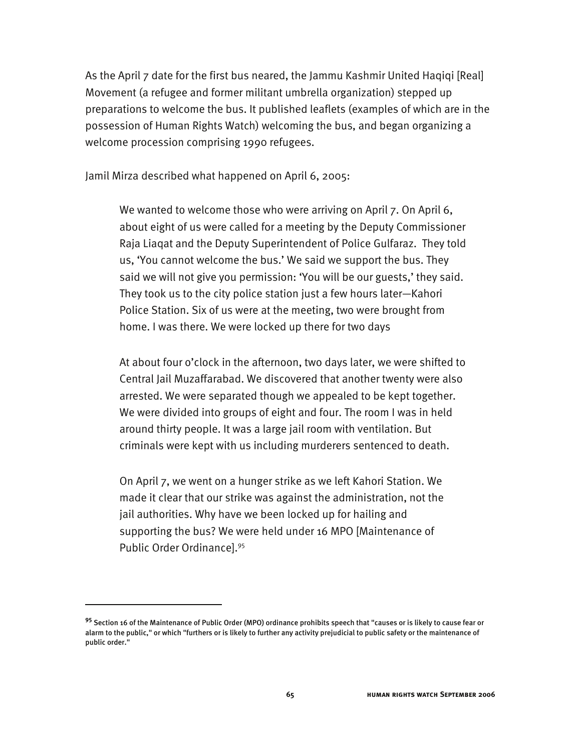As the April 7 date for the first bus neared, the Jammu Kashmir United Haqiqi [Real] Movement (a refugee and former militant umbrella organization) stepped up preparations to welcome the bus. It published leaflets (examples of which are in the possession of Human Rights Watch) welcoming the bus, and began organizing a welcome procession comprising 1990 refugees.

Jamil Mirza described what happened on April 6, 2005:

> We wanted to welcome those who were arriving on April 7. On April 6, about eight of us were called for a meeting by the Deputy Commissioner Raja Liaqat and the Deputy Superintendent of Police Gulfaraz. They told us, 'You cannot welcome the bus.' We said we support the bus. They said we will not give you permission: 'You will be our guests,' they said. They took us to the city police station just a few hours later—Kahori Police Station. Six of us were at the meeting, two were brought from home. I was there. We were locked up there for two days
>
> At about four o'clock in the afternoon, two days later, we were shifted to Central Jail Muzaffarabad. We discovered that another twenty were also arrested. We were separated though we appealed to be kept together. We were divided into groups of eight and four. The room I was in held around thirty people. It was a large jail room with ventilation. But criminals were kept with us including murderers sentenced to death.
>
> On April 7, we went on a hunger strike as we left Kahori Station. We made it clear that our strike was against the administration, not the jail authorities. Why have we been locked up for hailing and supporting the bus? We were held under 16 MPO [Maintenance of Public Order Ordinance].[95]

---

[95] Section 16 of the Maintenance of Public Order (MPO) ordinance prohibits speech that "causes or is likely to cause fear or alarm to the public," or which "furthers or is likely to further any activity prejudicial to public safety or the maintenance of public order."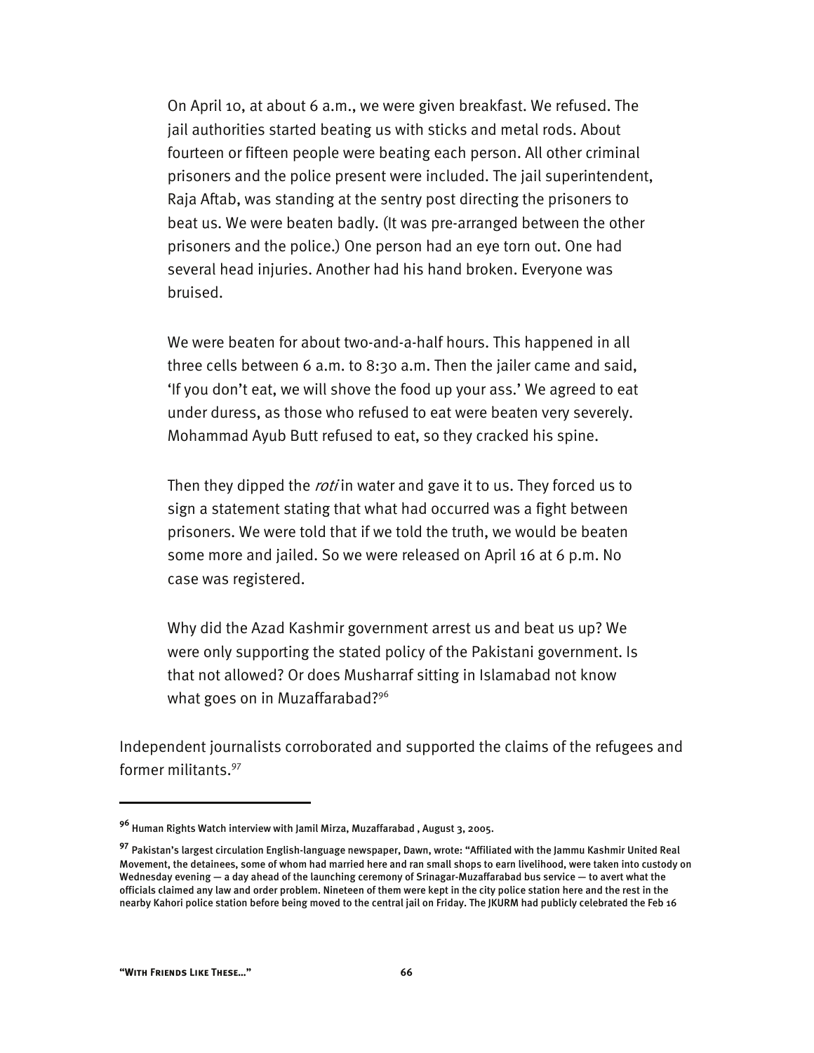> On April 10, at about 6 a.m., we were given breakfast. We refused. The jail authorities started beating us with sticks and metal rods. About fourteen or fifteen people were beating each person. All other criminal prisoners and the police present were included. The jail superintendent, Raja Aftab, was standing at the sentry post directing the prisoners to beat us. We were beaten badly. (It was pre-arranged between the other prisoners and the police.) One person had an eye torn out. One had several head injuries. Another had his hand broken. Everyone was bruised.
>
> We were beaten for about two-and-a-half hours. This happened in all three cells between 6 a.m. to 8:30 a.m. Then the jailer came and said, 'If you don't eat, we will shove the food up your ass.' We agreed to eat under duress, as those who refused to eat were beaten very severely. Mohammad Ayub Butt refused to eat, so they cracked his spine.
>
> Then they dipped the *roti* in water and gave it to us. They forced us to sign a statement stating that what had occurred was a fight between prisoners. We were told that if we told the truth, we would be beaten some more and jailed. So we were released on April 16 at 6 p.m. No case was registered.
>
> Why did the Azad Kashmir government arrest us and beat us up? We were only supporting the stated policy of the Pakistani government. Is that not allowed? Or does Musharraf sitting in Islamabad not know what goes on in Muzaffarabad?[96]

Independent journalists corroborated and supported the claims of the refugees and former militants.[97]

---

[96] Human Rights Watch interview with Jamil Mirza, Muzaffarabad , August 3, 2005.

[97] Pakistan's largest circulation English-language newspaper, Dawn, wrote: "Affiliated with the Jammu Kashmir United Real Movement, the detainees, some of whom had married here and ran small shops to earn livelihood, were taken into custody on Wednesday evening — a day ahead of the launching ceremony of Srinagar-Muzaffarabad bus service — to avert what the officials claimed any law and order problem. Nineteen of them were kept in the city police station here and the rest in the nearby Kahori police station before being moved to the central jail on Friday. The JKURM had publicly celebrated the Feb 16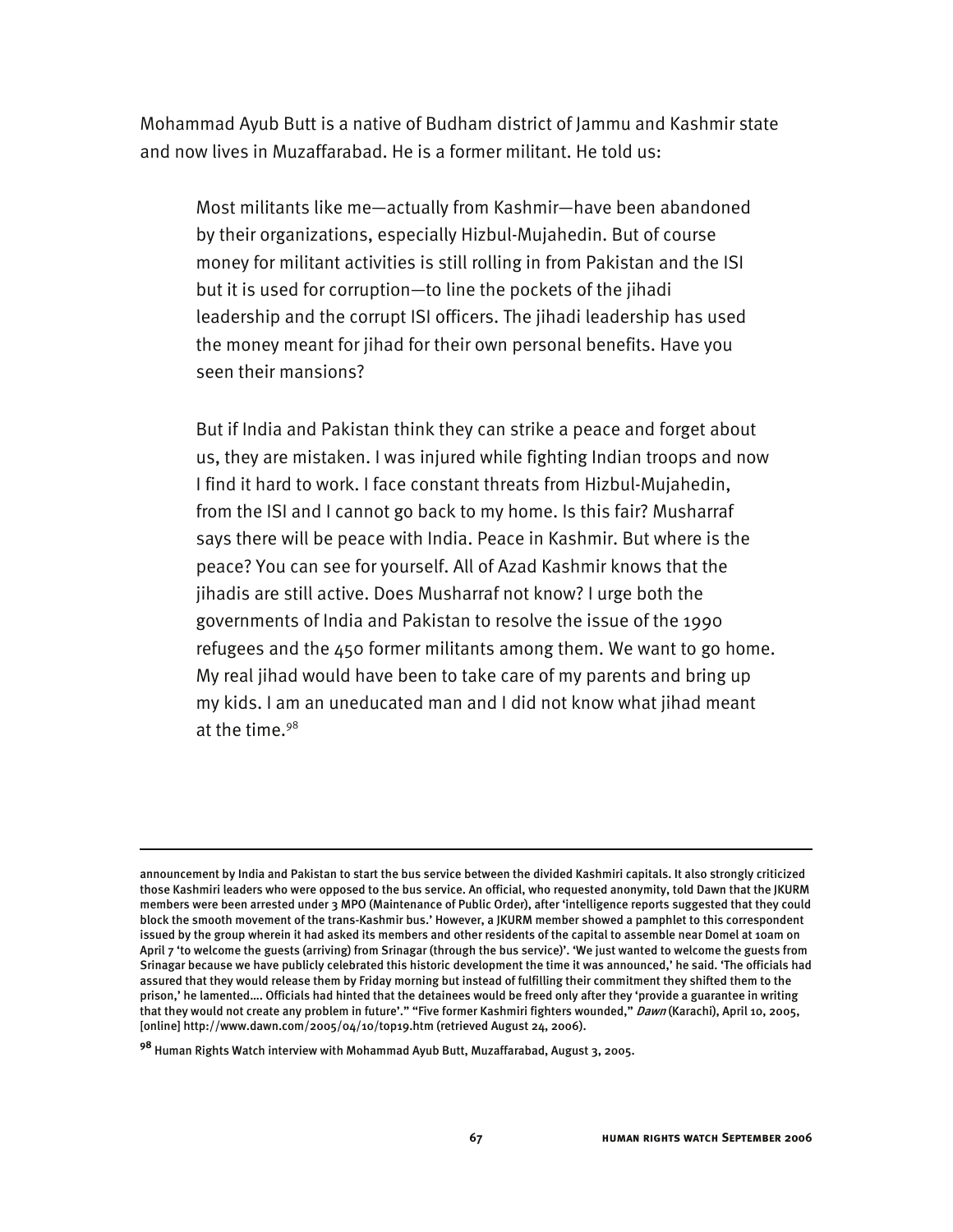Mohammad Ayub Butt is a native of Budham district of Jammu and Kashmir state and now lives in Muzaffarabad. He is a former militant. He told us:

> Most militants like me—actually from Kashmir—have been abandoned by their organizations, especially Hizbul-Mujahedin. But of course money for militant activities is still rolling in from Pakistan and the ISI but it is used for corruption—to line the pockets of the jihadi leadership and the corrupt ISI officers. The jihadi leadership has used the money meant for jihad for their own personal benefits. Have you seen their mansions?
>
> But if India and Pakistan think they can strike a peace and forget about us, they are mistaken. I was injured while fighting Indian troops and now I find it hard to work. I face constant threats from Hizbul-Mujahedin, from the ISI and I cannot go back to my home. Is this fair? Musharraf says there will be peace with India. Peace in Kashmir. But where is the peace? You can see for yourself. All of Azad Kashmir knows that the jihadis are still active. Does Musharraf not know? I urge both the governments of India and Pakistan to resolve the issue of the 1990 refugees and the 450 former militants among them. We want to go home. My real jihad would have been to take care of my parents and bring up my kids. I am an uneducated man and I did not know what jihad meant at the time.[98]

---

announcement by India and Pakistan to start the bus service between the divided Kashmiri capitals. It also strongly criticized those Kashmiri leaders who were opposed to the bus service. An official, who requested anonymity, told Dawn that the JKURM members were been arrested under 3 MPO (Maintenance of Public Order), after 'intelligence reports suggested that they could block the smooth movement of the trans-Kashmir bus.' However, a JKURM member showed a pamphlet to this correspondent issued by the group wherein it had asked its members and other residents of the capital to assemble near Domel at 10am on April 7 'to welcome the guests (arriving) from Srinagar (through the bus service)'. 'We just wanted to welcome the guests from Srinagar because we have publicly celebrated this historic development the time it was announced,' he said. 'The officials had assured that they would release them by Friday morning but instead of fulfilling their commitment they shifted them to the prison,' he lamented.... Officials had hinted that the detainees would be freed only after they 'provide a guarantee in writing that they would not create any problem in future'." "Five former Kashmiri fighters wounded," *Dawn* (Karachi), April 10, 2005, [online] http://www.dawn.com/2005/04/10/top19.htm (retrieved August 24, 2006).

[98] Human Rights Watch interview with Mohammad Ayub Butt, Muzaffarabad, August 3, 2005.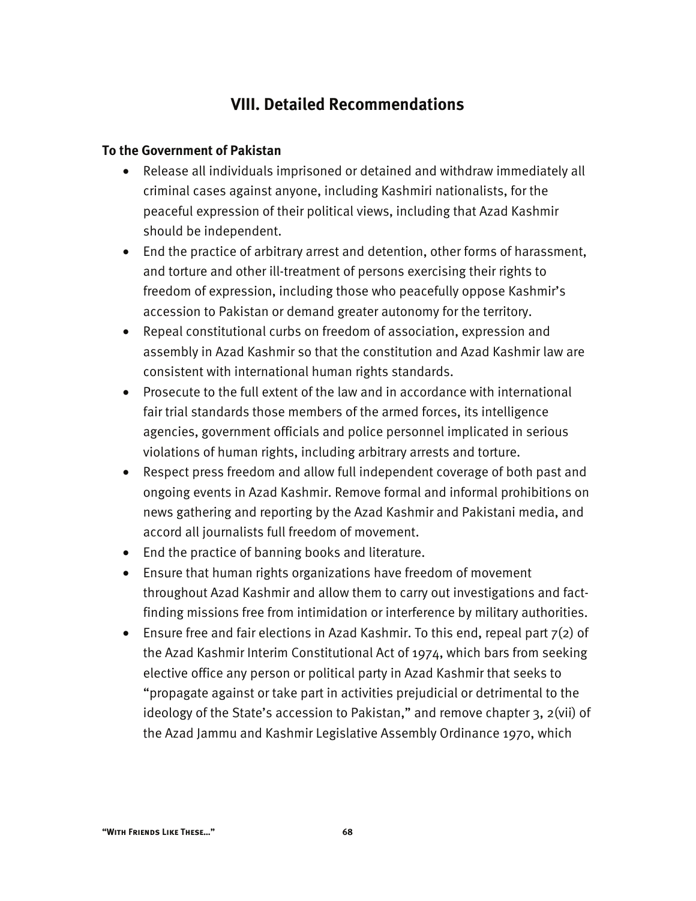## VIII. Detailed Recommendations

### To the Government of Pakistan

- Release all individuals imprisoned or detained and withdraw immediately all criminal cases against anyone, including Kashmiri nationalists, for the peaceful expression of their political views, including that Azad Kashmir should be independent.
- End the practice of arbitrary arrest and detention, other forms of harassment, and torture and other ill-treatment of persons exercising their rights to freedom of expression, including those who peacefully oppose Kashmir's accession to Pakistan or demand greater autonomy for the territory.
- Repeal constitutional curbs on freedom of association, expression and assembly in Azad Kashmir so that the constitution and Azad Kashmir law are consistent with international human rights standards.
- Prosecute to the full extent of the law and in accordance with international fair trial standards those members of the armed forces, its intelligence agencies, government officials and police personnel implicated in serious violations of human rights, including arbitrary arrests and torture.
- Respect press freedom and allow full independent coverage of both past and ongoing events in Azad Kashmir. Remove formal and informal prohibitions on news gathering and reporting by the Azad Kashmir and Pakistani media, and accord all journalists full freedom of movement.
- End the practice of banning books and literature.
- Ensure that human rights organizations have freedom of movement throughout Azad Kashmir and allow them to carry out investigations and fact-finding missions free from intimidation or interference by military authorities.
- Ensure free and fair elections in Azad Kashmir. To this end, repeal part 7(2) of the Azad Kashmir Interim Constitutional Act of 1974, which bars from seeking elective office any person or political party in Azad Kashmir that seeks to "propagate against or take part in activities prejudicial or detrimental to the ideology of the State's accession to Pakistan," and remove chapter 3, 2(vii) of the Azad Jammu and Kashmir Legislative Assembly Ordinance 1970, which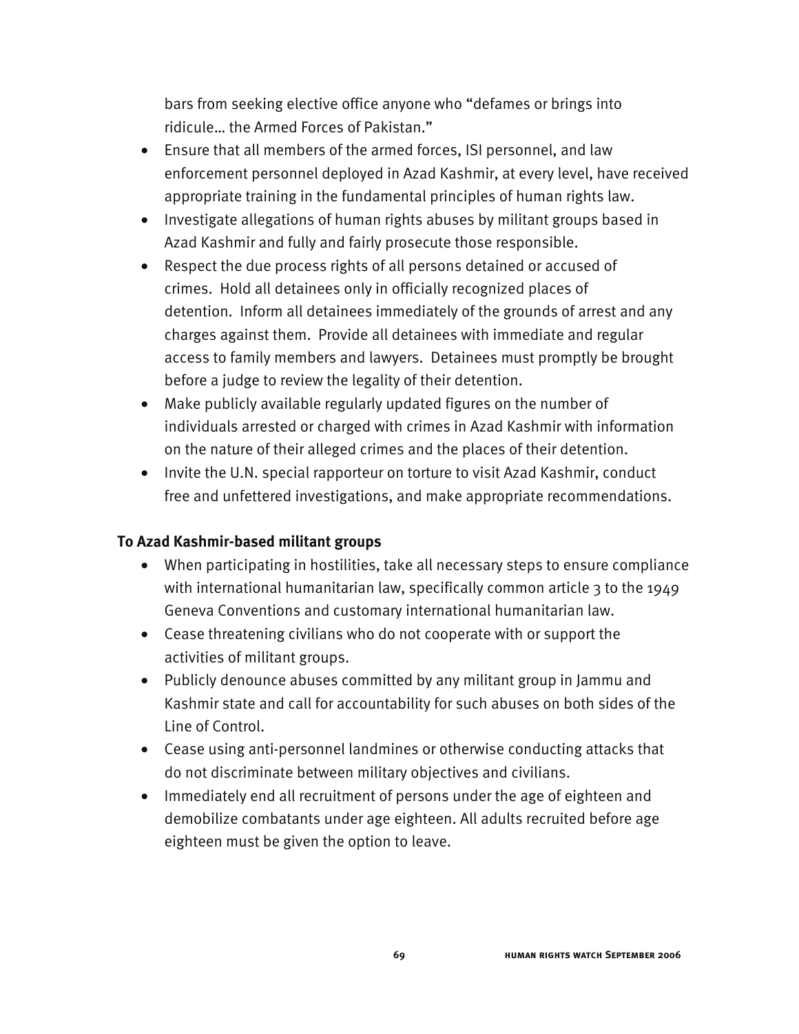bars from seeking elective office anyone who "defames or brings into ridicule… the Armed Forces of Pakistan."

- Ensure that all members of the armed forces, ISI personnel, and law enforcement personnel deployed in Azad Kashmir, at every level, have received appropriate training in the fundamental principles of human rights law.
- Investigate allegations of human rights abuses by militant groups based in Azad Kashmir and fully and fairly prosecute those responsible.
- Respect the due process rights of all persons detained or accused of crimes. Hold all detainees only in officially recognized places of detention. Inform all detainees immediately of the grounds of arrest and any charges against them. Provide all detainees with immediate and regular access to family members and lawyers. Detainees must promptly be brought before a judge to review the legality of their detention.
- Make publicly available regularly updated figures on the number of individuals arrested or charged with crimes in Azad Kashmir with information on the nature of their alleged crimes and the places of their detention.
- Invite the U.N. special rapporteur on torture to visit Azad Kashmir, conduct free and unfettered investigations, and make appropriate recommendations.

**To Azad Kashmir-based militant groups**

- When participating in hostilities, take all necessary steps to ensure compliance with international humanitarian law, specifically common article 3 to the 1949 Geneva Conventions and customary international humanitarian law.
- Cease threatening civilians who do not cooperate with or support the activities of militant groups.
- Publicly denounce abuses committed by any militant group in Jammu and Kashmir state and call for accountability for such abuses on both sides of the Line of Control.
- Cease using anti-personnel landmines or otherwise conducting attacks that do not discriminate between military objectives and civilians.
- Immediately end all recruitment of persons under the age of eighteen and demobilize combatants under age eighteen. All adults recruited before age eighteen must be given the option to leave.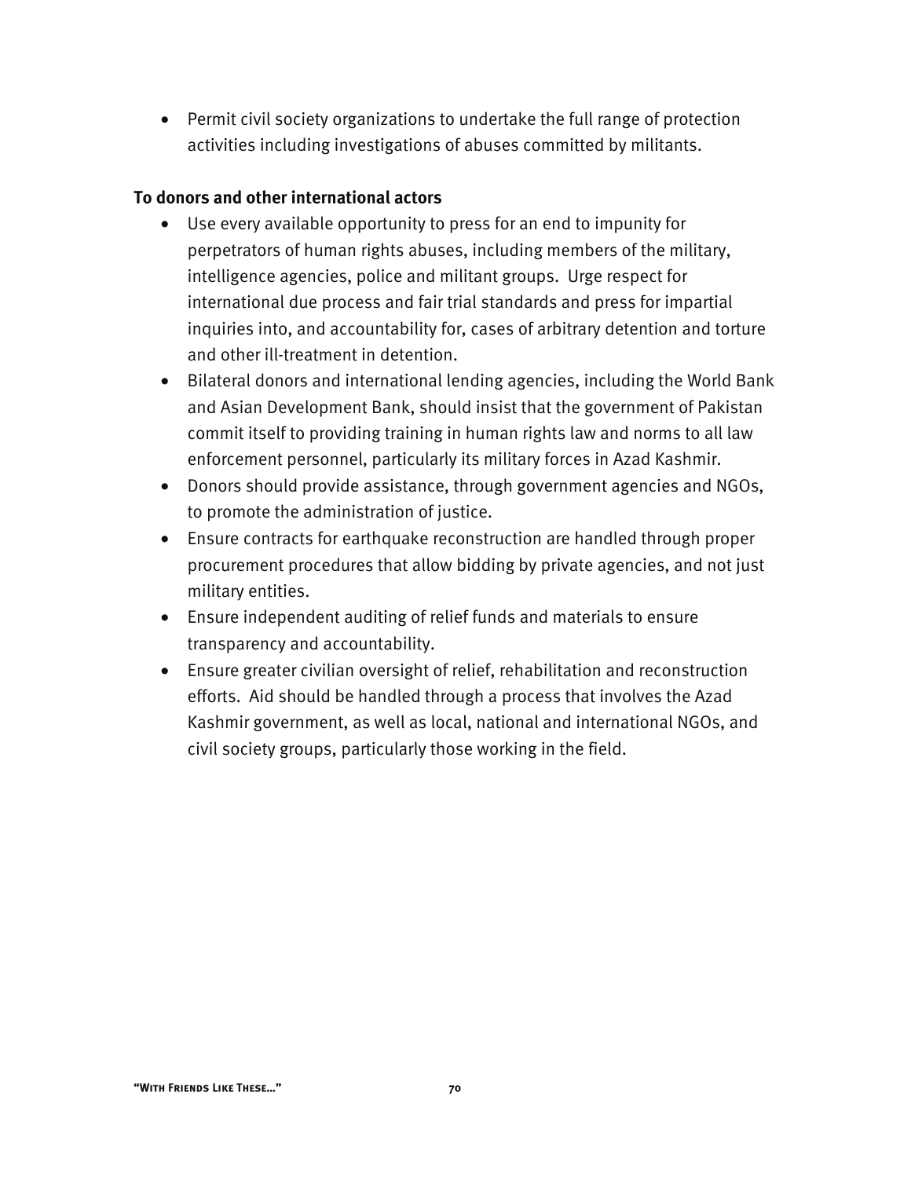- Permit civil society organizations to undertake the full range of protection activities including investigations of abuses committed by militants.

**To donors and other international actors**

- Use every available opportunity to press for an end to impunity for perpetrators of human rights abuses, including members of the military, intelligence agencies, police and militant groups. Urge respect for international due process and fair trial standards and press for impartial inquiries into, and accountability for, cases of arbitrary detention and torture and other ill-treatment in detention.
- Bilateral donors and international lending agencies, including the World Bank and Asian Development Bank, should insist that the government of Pakistan commit itself to providing training in human rights law and norms to all law enforcement personnel, particularly its military forces in Azad Kashmir.
- Donors should provide assistance, through government agencies and NGOs, to promote the administration of justice.
- Ensure contracts for earthquake reconstruction are handled through proper procurement procedures that allow bidding by private agencies, and not just military entities.
- Ensure independent auditing of relief funds and materials to ensure transparency and accountability.
- Ensure greater civilian oversight of relief, rehabilitation and reconstruction efforts. Aid should be handled through a process that involves the Azad Kashmir government, as well as local, national and international NGOs, and civil society groups, particularly those working in the field.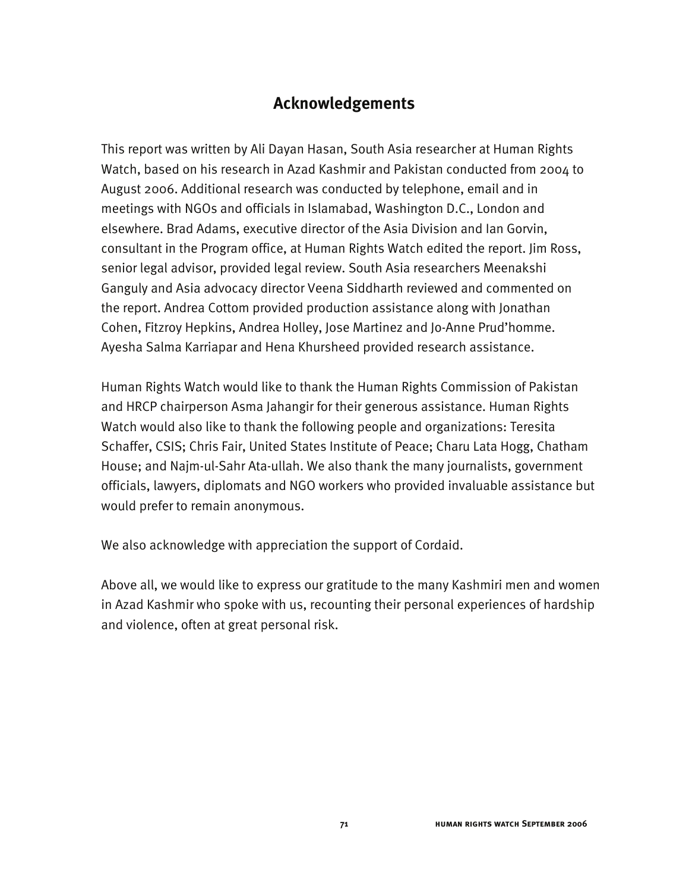## Acknowledgements

This report was written by Ali Dayan Hasan, South Asia researcher at Human Rights Watch, based on his research in Azad Kashmir and Pakistan conducted from 2004 to August 2006. Additional research was conducted by telephone, email and in meetings with NGOs and officials in Islamabad, Washington D.C., London and elsewhere. Brad Adams, executive director of the Asia Division and Ian Gorvin, consultant in the Program office, at Human Rights Watch edited the report. Jim Ross, senior legal advisor, provided legal review. South Asia researchers Meenakshi Ganguly and Asia advocacy director Veena Siddharth reviewed and commented on the report. Andrea Cottom provided production assistance along with Jonathan Cohen, Fitzroy Hepkins, Andrea Holley, Jose Martinez and Jo-Anne Prud'homme. Ayesha Salma Karriapar and Hena Khursheed provided research assistance.

Human Rights Watch would like to thank the Human Rights Commission of Pakistan and HRCP chairperson Asma Jahangir for their generous assistance. Human Rights Watch would also like to thank the following people and organizations: Teresita Schaffer, CSIS; Chris Fair, United States Institute of Peace; Charu Lata Hogg, Chatham House; and Najm-ul-Sahr Ata-ullah. We also thank the many journalists, government officials, lawyers, diplomats and NGO workers who provided invaluable assistance but would prefer to remain anonymous.

We also acknowledge with appreciation the support of Cordaid.

Above all, we would like to express our gratitude to the many Kashmiri men and women in Azad Kashmir who spoke with us, recounting their personal experiences of hardship and violence, often at great personal risk.